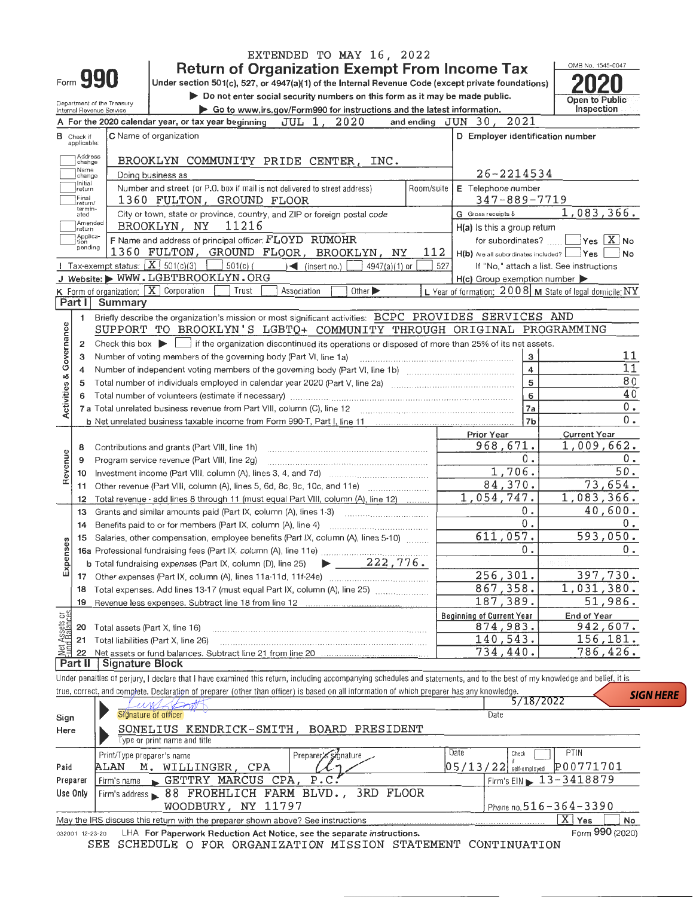EXTENDED TO MAY 16, 2022

# Form 990 — Return of Organization Exempt From Income Tax

Under section 501(c), 527, or 4947(a)(1) of the Internal Revenue Code (except private foundations)

▶ Do not enter social security numbers on this form as it may be made public.

▶ Go to www.irs.gov/Form990 for instructions and the latest information.

Department of the Treasury
Internal Revenue Service

OMB No. 1545-0047

**2020**

Open to Public Inspection

**A** For the 2020 calendar year, or tax year beginning JUL 1, 2020 and ending JUN 30, 2021

**B** Check if applicable: Address change, Name change, Initial return, Final return/terminated, Amended return, Application pending

**C** Name of organization: BROOKLYN COMMUNITY PRIDE CENTER, INC.

Doing business as

Number and street (or P.O. box if mail is not delivered to street address): 1360 FULTON, GROUND FLOOR — Room/suite

City or town, state or province, country, and ZIP or foreign postal code: BROOKLYN, NY 11216

**D** Employer identification number: 26-2214534

**E** Telephone number: 347-889-7719

**G** Gross receipts $ 1,083,366.

**F** Name and address of principal officer: FLOYD RUMOHR, 1360 FULTON, GROUND FLOOR, BROOKLYN, NY 112

**H(a)** Is this a group return for subordinates? Yes [ ] No [X]

**H(b)** Are all subordinates included? Yes [ ] No [ ]
If "No," attach a list. See instructions

**I** Tax-exempt status: [X] 501(c)(3) [ ] 501(c) ( ) ◀ (insert no.) [ ] 4947(a)(1) or [ ] 527

**J** Website: ▶ WWW.LGBTBROOKLYN.ORG

**H(c)** Group exemption number ▶

**K** Form of organization: [X] Corporation [ ] Trust [ ] Association [ ] Other ▶

**L** Year of formation: 2008 **M** State of legal domicile: NY

## Part I Summary

**Activities & Governance**

1. Briefly describe the organization's mission or most significant activities: BCPC PROVIDES SERVICES AND SUPPORT TO BROOKLYN'S LGBTQ+ COMMUNITY THROUGH ORIGINAL PROGRAMMING
2. Check this box ▶ [ ] if the organization discontinued its operations or disposed of more than 25% of its net assets.

| Line | Description | No. | Value |
|---|---|---|---|
| 3 | Number of voting members of the governing body (Part VI, line 1a) | 3 | 11 |
| 4 | Number of independent voting members of the governing body (Part VI, line 1b) | 4 | 11 |
| 5 | Total number of individuals employed in calendar year 2020 (Part V, line 2a) | 5 | 80 |
| 6 | Total number of volunteers (estimate if necessary) | 6 | 40 |
| 7a | Total unrelated business revenue from Part VIII, column (C), line 12 | 7a | 0. |
| b | Net unrelated business taxable income from Form 990-T, Part I, line 11 | 7b | 0. |

| Section | Line | Description | Prior Year | Current Year |
|---|---|---|---|---|
| Revenue | 8 | Contributions and grants (Part VIII, line 1h) | 968,671. | 1,009,662. |
| | 9 | Program service revenue (Part VIII, line 2g) | 0. | 0. |
| | 10 | Investment income (Part VIII, column (A), lines 3, 4, and 7d) | 1,706. | 50. |
| | 11 | Other revenue (Part VIII, column (A), lines 5, 6d, 8c, 9c, 10c, and 11e) | 84,370. | 73,654. |
| | 12 | Total revenue - add lines 8 through 11 (must equal Part VIII, column (A), line 12) | 1,054,747. | 1,083,366. |
| Expenses | 13 | Grants and similar amounts paid (Part IX, column (A), lines 1-3) | 0. | 40,600. |
| | 14 | Benefits paid to or for members (Part IX, column (A), line 4) | 0. | 0. |
| | 15 | Salaries, other compensation, employee benefits (Part IX, column (A), lines 5-10) | 611,057. | 593,050. |
| | 16a | Professional fundraising fees (Part IX, column (A), line 11e) | 0. | 0. |
| | b | Total fundraising expenses (Part IX, column (D), line 25) ▶ 222,776. | | |
| | 17 | Other expenses (Part IX, column (A), lines 11a-11d, 11f-24e) | 256,301. | 397,730. |
| | 18 | Total expenses. Add lines 13-17 (must equal Part IX, column (A), line 25) | 867,358. | 1,031,380. |
| | 19 | Revenue less expenses. Subtract line 18 from line 12 | 187,389. | 51,986. |

| Section | Line | Description | Beginning of Current Year | End of Year |
|---|---|---|---|---|
| Net Assets or Fund Balances | 20 | Total assets (Part X, line 16) | 874,983. | 942,607. |
| | 21 | Total liabilities (Part X, line 26) | 140,543. | 156,181. |
| | 22 | Net assets or fund balances. Subtract line 21 from line 20 | 734,440. | 786,426. |

## Part II Signature Block

Under penalties of perjury, I declare that I have examined this return, including accompanying schedules and statements, and to the best of my knowledge and belief, it is true, correct, and complete. Declaration of preparer (other than officer) is based on all information of which preparer has any knowledge.

**Sign Here**

Signature of officer — Date: 5/18/2022

SONELIUS KENDRICK-SMITH, BOARD PRESIDENT
Type or print name and title

**Paid Preparer Use Only**

| Print/Type preparer's name | Preparer's signature | Date | Check [ ] if self-employed | PTIN |
|---|---|---|---|---|
| ALAN M. WILLINGER, CPA | | 05/13/22 | | P00771701 |

Firm's name ▶ GETTRY MARCUS CPA, P.C. — Firm's EIN ▶ 13-3418879

Firm's address ▶ 88 FROEHLICH FARM BLVD., 3RD FLOOR, WOODBURY, NY 11797 — Phone no. 516-364-3390

May the IRS discuss this return with the preparer shown above? See instructions [X] Yes [ ] No

032001 12-23-20 LHA For Paperwork Reduction Act Notice, see the separate instructions. Form 990 (2020)

SEE SCHEDULE O FOR ORGANIZATION MISSION STATEMENT CONTINUATION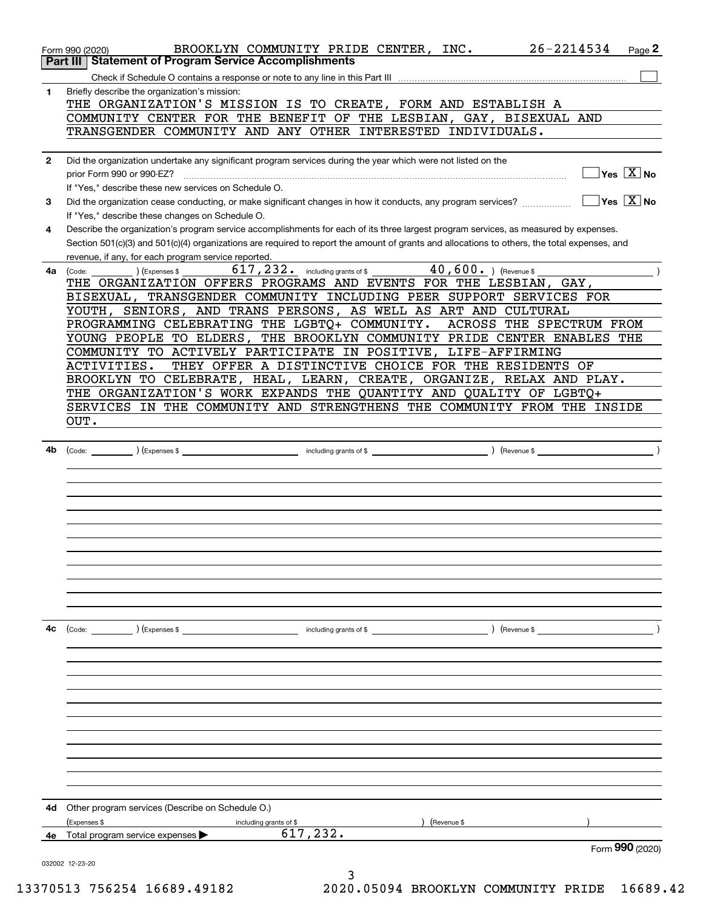Form 990 (2020) BROOKLYN COMMUNITY PRIDE CENTER, INC. 26-2214534 Page 2

## Part III Statement of Program Service Accomplishments

Check if Schedule O contains a response or note to any line in this Part III [ ]

**1** Briefly describe the organization's mission:

THE ORGANIZATION'S MISSION IS TO CREATE, FORM AND ESTABLISH A COMMUNITY CENTER FOR THE BENEFIT OF THE LESBIAN, GAY, BISEXUAL AND TRANSGENDER COMMUNITY AND ANY OTHER INTERESTED INDIVIDUALS.

**2** Did the organization undertake any significant program services during the year which were not listed on the prior Form 990 or 990-EZ? [ ] Yes [X] No

If "Yes," describe these new services on Schedule O.

**3** Did the organization cease conducting, or make significant changes in how it conducts, any program services? [ ] Yes [X] No

If "Yes," describe these changes on Schedule O.

**4** Describe the organization's program service accomplishments for each of its three largest program services, as measured by expenses. Section 501(c)(3) and 501(c)(4) organizations are required to report the amount of grants and allocations to others, the total expenses, and revenue, if any, for each program service reported.

**4a** (Code: ) (Expenses $ 617,232. including grants of $ 40,600. ) (Revenue $ )

THE ORGANIZATION OFFERS PROGRAMS AND EVENTS FOR THE LESBIAN, GAY, BISEXUAL, TRANSGENDER COMMUNITY INCLUDING PEER SUPPORT SERVICES FOR YOUTH, SENIORS, AND TRANS PERSONS, AS WELL AS ART AND CULTURAL PROGRAMMING CELEBRATING THE LGBTQ+ COMMUNITY. ACROSS THE SPECTRUM FROM YOUNG PEOPLE TO ELDERS, THE BROOKLYN COMMUNITY PRIDE CENTER ENABLES THE COMMUNITY TO ACTIVELY PARTICIPATE IN POSITIVE, LIFE-AFFIRMING ACTIVITIES. THEY OFFER A DISTINCTIVE CHOICE FOR THE RESIDENTS OF BROOKLYN TO CELEBRATE, HEAL, LEARN, CREATE, ORGANIZE, RELAX AND PLAY. THE ORGANIZATION'S WORK EXPANDS THE QUANTITY AND QUALITY OF LGBTQ+ SERVICES IN THE COMMUNITY AND STRENGTHENS THE COMMUNITY FROM THE INSIDE OUT.

**4b** (Code: ) (Expenses $ including grants of $ ) (Revenue $ )

**4c** (Code: ) (Expenses $ including grants of $ ) (Revenue $ )

**4d** Other program services (Describe on Schedule O.)

(Expenses $ including grants of $ ) (Revenue $ )

**4e** Total program service expenses ▶ 617,232.

Form **990** (2020)

032002 12-23-20

13370513 756254 16689.49182 2020.05094 BROOKLYN COMMUNITY PRIDE 16689.42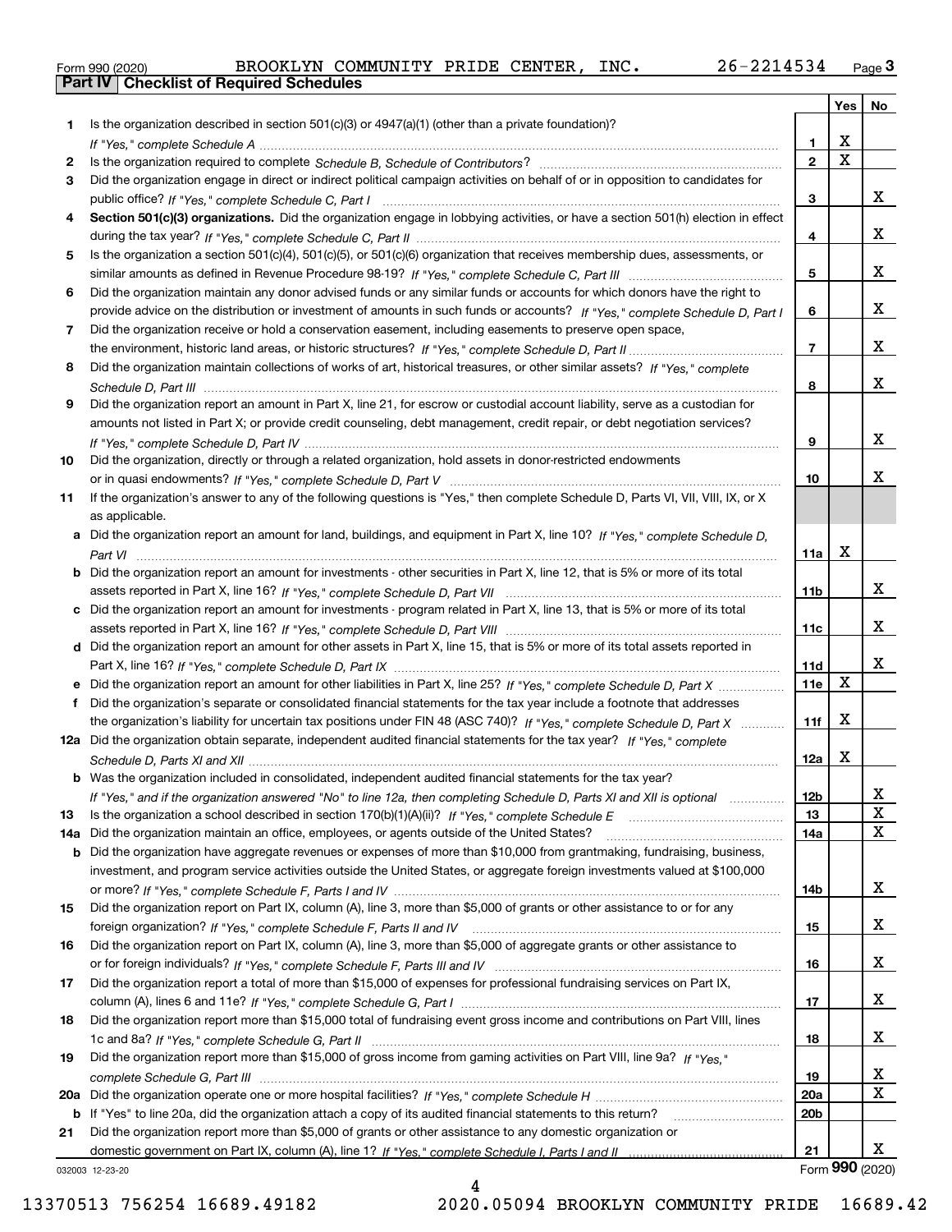Form 990 (2020) BROOKLYN COMMUNITY PRIDE CENTER, INC. 26-2214534 Page **3**

**Part IV Checklist of Required Schedules**

| | | | Yes | No |
|---|---|---|---|---|
| **1** | Is the organization described in section 501(c)(3) or 4947(a)(1) (other than a private foundation)? *If "Yes," complete Schedule A* | **1** | X | |
| **2** | Is the organization required to complete *Schedule B, Schedule of Contributors*? | **2** | X | |
| **3** | Did the organization engage in direct or indirect political campaign activities on behalf of or in opposition to candidates for public office? *If "Yes," complete Schedule C, Part I* | **3** | | X |
| **4** | **Section 501(c)(3) organizations.** Did the organization engage in lobbying activities, or have a section 501(h) election in effect during the tax year? *If "Yes," complete Schedule C, Part II* | **4** | | X |
| **5** | Is the organization a section 501(c)(4), 501(c)(5), or 501(c)(6) organization that receives membership dues, assessments, or similar amounts as defined in Revenue Procedure 98-19? *If "Yes," complete Schedule C, Part III* | **5** | | X |
| **6** | Did the organization maintain any donor advised funds or any similar funds or accounts for which donors have the right to provide advice on the distribution or investment of amounts in such funds or accounts? *If "Yes," complete Schedule D, Part I* | **6** | | X |
| **7** | Did the organization receive or hold a conservation easement, including easements to preserve open space, the environment, historic land areas, or historic structures? *If "Yes," complete Schedule D, Part II* | **7** | | X |
| **8** | Did the organization maintain collections of works of art, historical treasures, or other similar assets? *If "Yes," complete Schedule D, Part III* | **8** | | X |
| **9** | Did the organization report an amount in Part X, line 21, for escrow or custodial account liability, serve as a custodian for amounts not listed in Part X; or provide credit counseling, debt management, credit repair, or debt negotiation services? *If "Yes," complete Schedule D, Part IV* | **9** | | X |
| **10** | Did the organization, directly or through a related organization, hold assets in donor-restricted endowments or in quasi endowments? *If "Yes," complete Schedule D, Part V* | **10** | | X |
| **11** | If the organization's answer to any of the following questions is "Yes," then complete Schedule D, Parts VI, VII, VIII, IX, or X as applicable. | | | |
| **a** | Did the organization report an amount for land, buildings, and equipment in Part X, line 10? *If "Yes," complete Schedule D, Part VI* | **11a** | X | |
| **b** | Did the organization report an amount for investments - other securities in Part X, line 12, that is 5% or more of its total assets reported in Part X, line 16? *If "Yes," complete Schedule D, Part VII* | **11b** | | X |
| **c** | Did the organization report an amount for investments - program related in Part X, line 13, that is 5% or more of its total assets reported in Part X, line 16? *If "Yes," complete Schedule D, Part VIII* | **11c** | | X |
| **d** | Did the organization report an amount for other assets in Part X, line 15, that is 5% or more of its total assets reported in Part X, line 16? *If "Yes," complete Schedule D, Part IX* | **11d** | | X |
| **e** | Did the organization report an amount for other liabilities in Part X, line 25? *If "Yes," complete Schedule D, Part X* | **11e** | X | |
| **f** | Did the organization's separate or consolidated financial statements for the tax year include a footnote that addresses the organization's liability for uncertain tax positions under FIN 48 (ASC 740)? *If "Yes," complete Schedule D, Part X* | **11f** | X | |
| **12a** | Did the organization obtain separate, independent audited financial statements for the tax year? *If "Yes," complete Schedule D, Parts XI and XII* | **12a** | X | |
| **b** | Was the organization included in consolidated, independent audited financial statements for the tax year? *If "Yes," and if the organization answered "No" to line 12a, then completing Schedule D, Parts XI and XII is optional* | **12b** | | X |
| **13** | Is the organization a school described in section 170(b)(1)(A)(ii)? *If "Yes," complete Schedule E* | **13** | | X |
| **14a** | Did the organization maintain an office, employees, or agents outside of the United States? | **14a** | | X |
| **b** | Did the organization have aggregate revenues or expenses of more than $10,000 from grantmaking, fundraising, business, investment, and program service activities outside the United States, or aggregate foreign investments valued at $100,000 or more? *If "Yes," complete Schedule F, Parts I and IV* | **14b** | | X |
| **15** | Did the organization report on Part IX, column (A), line 3, more than $5,000 of grants or other assistance to or for any foreign organization? *If "Yes," complete Schedule F, Parts II and IV* | **15** | | X |
| **16** | Did the organization report on Part IX, column (A), line 3, more than $5,000 of aggregate grants or other assistance to or for foreign individuals? *If "Yes," complete Schedule F, Parts III and IV* | **16** | | X |
| **17** | Did the organization report a total of more than $15,000 of expenses for professional fundraising services on Part IX, column (A), lines 6 and 11e? *If "Yes," complete Schedule G, Part I* | **17** | | X |
| **18** | Did the organization report more than $15,000 total of fundraising event gross income and contributions on Part VIII, lines 1c and 8a? *If "Yes," complete Schedule G, Part II* | **18** | | X |
| **19** | Did the organization report more than $15,000 of gross income from gaming activities on Part VIII, line 9a? *If "Yes," complete Schedule G, Part III* | **19** | | X |
| **20a** | Did the organization operate one or more hospital facilities? *If "Yes," complete Schedule H* | **20a** | | X |
| **b** | If "Yes" to line 20a, did the organization attach a copy of its audited financial statements to this return? | **20b** | | |
| **21** | Did the organization report more than $5,000 of grants or other assistance to any domestic organization or domestic government on Part IX, column (A), line 1? *If "Yes," complete Schedule I, Parts I and II* | **21** | | X |

032003 12-23-20 Form **990** (2020)

13370513 756254 16689.49182 2020.05094 BROOKLYN COMMUNITY PRIDE 16689.42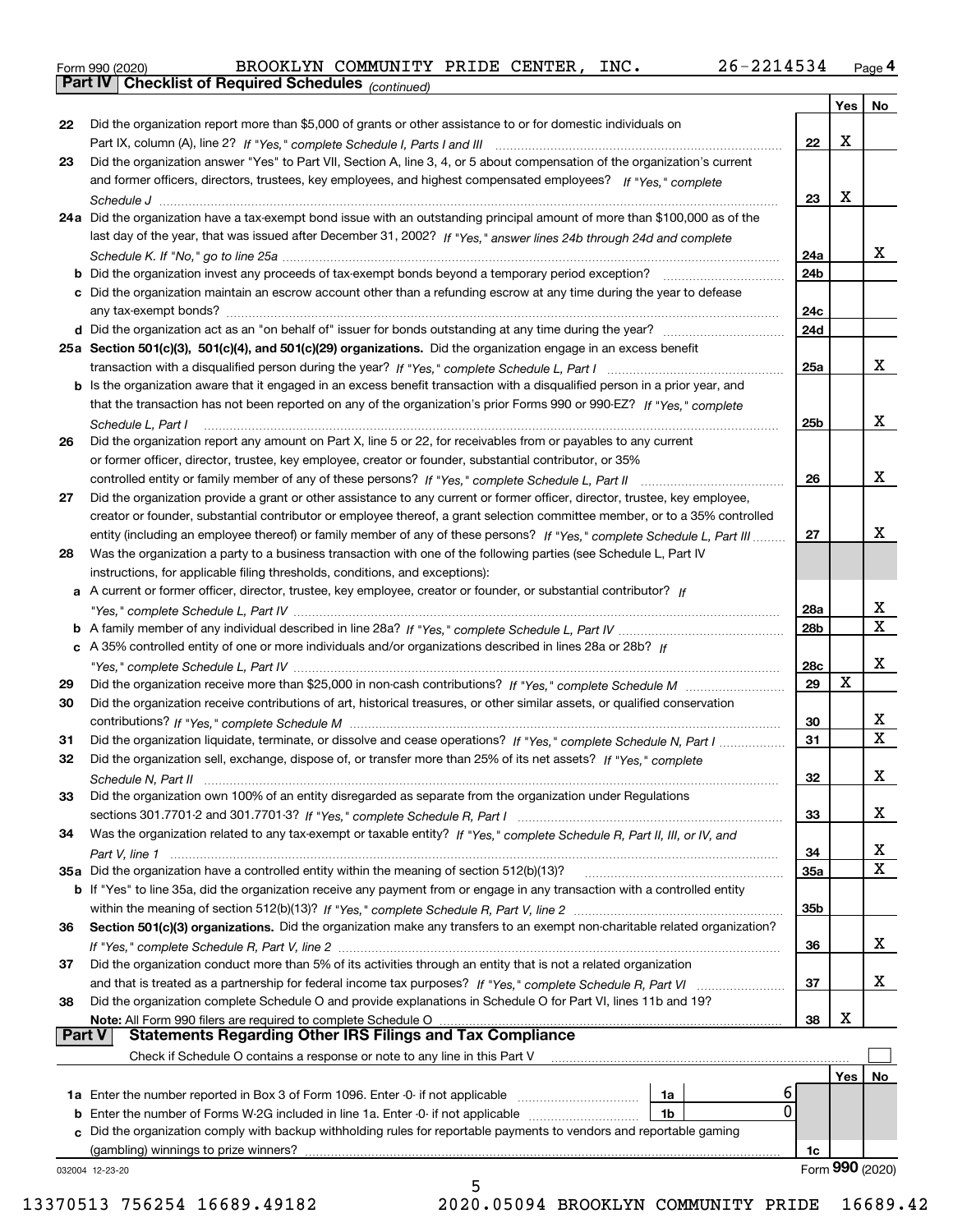Form 990 (2020) BROOKLYN COMMUNITY PRIDE CENTER, INC. 26-2214534 Page 4

## Part IV Checklist of Required Schedules *(continued)*

| | | | Yes | No |
|---|---|---|---|---|
| 22 | Did the organization report more than $5,000 of grants or other assistance to or for domestic individuals on Part IX, column (A), line 2? *If "Yes," complete Schedule I, Parts I and III* | 22 | X | |
| 23 | Did the organization answer "Yes" to Part VII, Section A, line 3, 4, or 5 about compensation of the organization's current and former officers, directors, trustees, key employees, and highest compensated employees? *If "Yes," complete Schedule J* | 23 | X | |
| 24a | Did the organization have a tax-exempt bond issue with an outstanding principal amount of more than $100,000 as of the last day of the year, that was issued after December 31, 2002? *If "Yes," answer lines 24b through 24d and complete Schedule K. If "No," go to line 25a* | 24a | | X |
| b | Did the organization invest any proceeds of tax-exempt bonds beyond a temporary period exception? | 24b | | |
| c | Did the organization maintain an escrow account other than a refunding escrow at any time during the year to defease any tax-exempt bonds? | 24c | | |
| d | Did the organization act as an "on behalf of" issuer for bonds outstanding at any time during the year? | 24d | | |
| 25a | **Section 501(c)(3), 501(c)(4), and 501(c)(29) organizations.** Did the organization engage in an excess benefit transaction with a disqualified person during the year? *If "Yes," complete Schedule L, Part I* | 25a | | X |
| b | Is the organization aware that it engaged in an excess benefit transaction with a disqualified person in a prior year, and that the transaction has not been reported on any of the organization's prior Forms 990 or 990-EZ? *If "Yes," complete Schedule L, Part I* | 25b | | X |
| 26 | Did the organization report any amount on Part X, line 5 or 22, for receivables from or payables to any current or former officer, director, trustee, key employee, creator or founder, substantial contributor, or 35% controlled entity or family member of any of these persons? *If "Yes," complete Schedule L, Part II* | 26 | | X |
| 27 | Did the organization provide a grant or other assistance to any current or former officer, director, trustee, key employee, creator or founder, substantial contributor or employee thereof, a grant selection committee member, or to a 35% controlled entity (including an employee thereof) or family member of any of these persons? *If "Yes," complete Schedule L, Part III* | 27 | | X |
| 28 | Was the organization a party to a business transaction with one of the following parties (see Schedule L, Part IV instructions, for applicable filing thresholds, conditions, and exceptions): | | | |
| a | A current or former officer, director, trustee, key employee, creator or founder, or substantial contributor? *If "Yes," complete Schedule L, Part IV* | 28a | | X |
| b | A family member of any individual described in line 28a? *If "Yes," complete Schedule L, Part IV* | 28b | | X |
| c | A 35% controlled entity of one or more individuals and/or organizations described in lines 28a or 28b? *If "Yes," complete Schedule L, Part IV* | 28c | | X |
| 29 | Did the organization receive more than $25,000 in non-cash contributions? *If "Yes," complete Schedule M* | 29 | X | |
| 30 | Did the organization receive contributions of art, historical treasures, or other similar assets, or qualified conservation contributions? *If "Yes," complete Schedule M* | 30 | | X |
| 31 | Did the organization liquidate, terminate, or dissolve and cease operations? *If "Yes," complete Schedule N, Part I* | 31 | | X |
| 32 | Did the organization sell, exchange, dispose of, or transfer more than 25% of its net assets? *If "Yes," complete Schedule N, Part II* | 32 | | X |
| 33 | Did the organization own 100% of an entity disregarded as separate from the organization under Regulations sections 301.7701-2 and 301.7701-3? *If "Yes," complete Schedule R, Part I* | 33 | | X |
| 34 | Was the organization related to any tax-exempt or taxable entity? *If "Yes," complete Schedule R, Part II, III, or IV, and Part V, line 1* | 34 | | X |
| 35a | Did the organization have a controlled entity within the meaning of section 512(b)(13)? | 35a | | X |
| b | If "Yes" to line 35a, did the organization receive any payment from or engage in any transaction with a controlled entity within the meaning of section 512(b)(13)? *If "Yes," complete Schedule R, Part V, line 2* | 35b | | |
| 36 | **Section 501(c)(3) organizations.** Did the organization make any transfers to an exempt non-charitable related organization? *If "Yes," complete Schedule R, Part V, line 2* | 36 | | X |
| 37 | Did the organization conduct more than 5% of its activities through an entity that is not a related organization and that is treated as a partnership for federal income tax purposes? *If "Yes," complete Schedule R, Part VI* | 37 | | X |
| 38 | Did the organization complete Schedule O and provide explanations in Schedule O for Part VI, lines 11b and 19? **Note:** All Form 990 filers are required to complete Schedule O | 38 | X | |

## Part V Statements Regarding Other IRS Filings and Tax Compliance

Check if Schedule O contains a response or note to any line in this Part V ☐

| | | | | | Yes | No |
|---|---|---|---|---|---|---|
| 1a | Enter the number reported in Box 3 of Form 1096. Enter -0- if not applicable | 1a | 6 | | | |
| b | Enter the number of Forms W-2G included in line 1a. Enter -0- if not applicable | 1b | 0 | | | |
| c | Did the organization comply with backup withholding rules for reportable payments to vendors and reportable gaming (gambling) winnings to prize winners? | | | 1c | | |

032004 12-23-20

Form **990** (2020)

13370513 756254 16689.49182 2020.05094 BROOKLYN COMMUNITY PRIDE 16689.42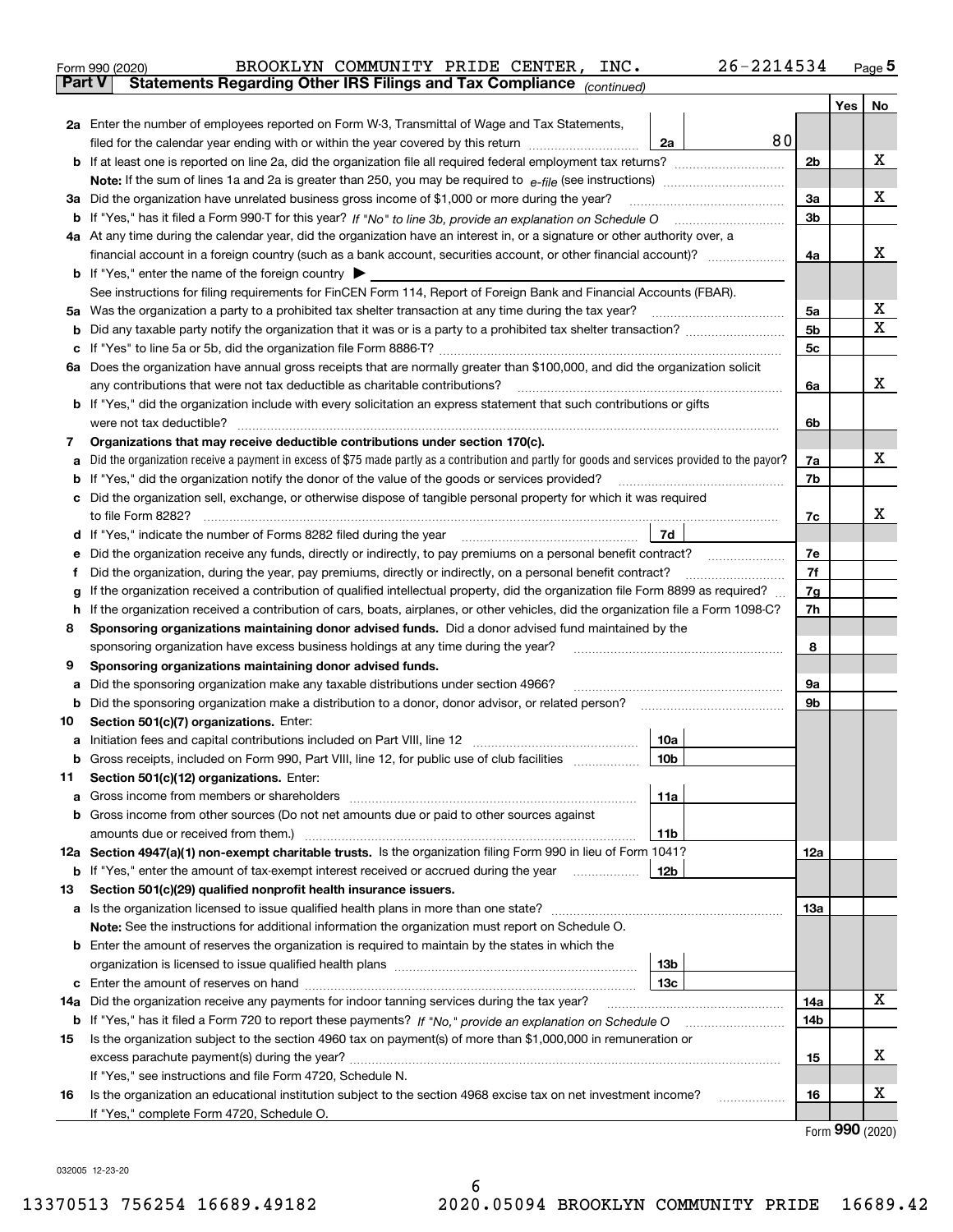Form 990 (2020) BROOKLYN COMMUNITY PRIDE CENTER, INC. 26-2214534 Page 5

**Part V Statements Regarding Other IRS Filings and Tax Compliance** *(continued)*

| | | | | Yes | No |
|---|---|---|---|---|---|
| **2a** | Enter the number of employees reported on Form W-3, Transmittal of Wage and Tax Statements, filed for the calendar year ending with or within the year covered by this return | 2a | 80 | | |
| **b** | If at least one is reported on line 2a, did the organization file all required federal employment tax returns? | | 2b | | X |
| | **Note:** If the sum of lines 1a and 2a is greater than 250, you may be required to *e-file* (see instructions) | | | | |
| **3a** | Did the organization have unrelated business gross income of $1,000 or more during the year? | | 3a | | X |
| **b** | If "Yes," has it filed a Form 990-T for this year? *If "No" to line 3b, provide an explanation on Schedule O* | | 3b | | |
| **4a** | At any time during the calendar year, did the organization have an interest in, or a signature or other authority over, a financial account in a foreign country (such as a bank account, securities account, or other financial account)? | | 4a | | X |
| **b** | If "Yes," enter the name of the foreign country ▶ | | | | |
| | See instructions for filing requirements for FinCEN Form 114, Report of Foreign Bank and Financial Accounts (FBAR). | | | | |
| **5a** | Was the organization a party to a prohibited tax shelter transaction at any time during the tax year? | | 5a | | X |
| **b** | Did any taxable party notify the organization that it was or is a party to a prohibited tax shelter transaction? | | 5b | | X |
| **c** | If "Yes" to line 5a or 5b, did the organization file Form 8886-T? | | 5c | | |
| **6a** | Does the organization have annual gross receipts that are normally greater than $100,000, and did the organization solicit any contributions that were not tax deductible as charitable contributions? | | 6a | | X |
| **b** | If "Yes," did the organization include with every solicitation an express statement that such contributions or gifts were not tax deductible? | | 6b | | |
| **7** | **Organizations that may receive deductible contributions under section 170(c).** | | | | |
| **a** | Did the organization receive a payment in excess of $75 made partly as a contribution and partly for goods and services provided to the payor? | | 7a | | X |
| **b** | If "Yes," did the organization notify the donor of the value of the goods or services provided? | | 7b | | |
| **c** | Did the organization sell, exchange, or otherwise dispose of tangible personal property for which it was required to file Form 8282? | | 7c | | X |
| **d** | If "Yes," indicate the number of Forms 8282 filed during the year | 7d | | | |
| **e** | Did the organization receive any funds, directly or indirectly, to pay premiums on a personal benefit contract? | | 7e | | |
| **f** | Did the organization, during the year, pay premiums, directly or indirectly, on a personal benefit contract? | | 7f | | |
| **g** | If the organization received a contribution of qualified intellectual property, did the organization file Form 8899 as required? | | 7g | | |
| **h** | If the organization received a contribution of cars, boats, airplanes, or other vehicles, did the organization file a Form 1098-C? | | 7h | | |
| **8** | **Sponsoring organizations maintaining donor advised funds.** Did a donor advised fund maintained by the sponsoring organization have excess business holdings at any time during the year? | | 8 | | |
| **9** | **Sponsoring organizations maintaining donor advised funds.** | | | | |
| **a** | Did the sponsoring organization make any taxable distributions under section 4966? | | 9a | | |
| **b** | Did the sponsoring organization make a distribution to a donor, donor advisor, or related person? | | 9b | | |
| **10** | **Section 501(c)(7) organizations.** Enter: | | | | |
| **a** | Initiation fees and capital contributions included on Part VIII, line 12 | 10a | | | |
| **b** | Gross receipts, included on Form 990, Part VIII, line 12, for public use of club facilities | 10b | | | |
| **11** | **Section 501(c)(12) organizations.** Enter: | | | | |
| **a** | Gross income from members or shareholders | 11a | | | |
| **b** | Gross income from other sources (Do not net amounts due or paid to other sources against amounts due or received from them.) | 11b | | | |
| **12a** | **Section 4947(a)(1) non-exempt charitable trusts.** Is the organization filing Form 990 in lieu of Form 1041? | | 12a | | |
| **b** | If "Yes," enter the amount of tax-exempt interest received or accrued during the year | 12b | | | |
| **13** | **Section 501(c)(29) qualified nonprofit health insurance issuers.** | | | | |
| **a** | Is the organization licensed to issue qualified health plans in more than one state? | | 13a | | |
| | **Note:** See the instructions for additional information the organization must report on Schedule O. | | | | |
| **b** | Enter the amount of reserves the organization is required to maintain by the states in which the organization is licensed to issue qualified health plans | 13b | | | |
| **c** | Enter the amount of reserves on hand | 13c | | | |
| **14a** | Did the organization receive any payments for indoor tanning services during the tax year? | | 14a | | X |
| **b** | If "Yes," has it filed a Form 720 to report these payments? *If "No," provide an explanation on Schedule O* | | 14b | | |
| **15** | Is the organization subject to the section 4960 tax on payment(s) of more than $1,000,000 in remuneration or excess parachute payment(s) during the year? | | 15 | | X |
| | If "Yes," see instructions and file Form 4720, Schedule N. | | | | |
| **16** | Is the organization an educational institution subject to the section 4968 excise tax on net investment income? | | 16 | | X |
| | If "Yes," complete Form 4720, Schedule O. | | | | |

Form **990** (2020)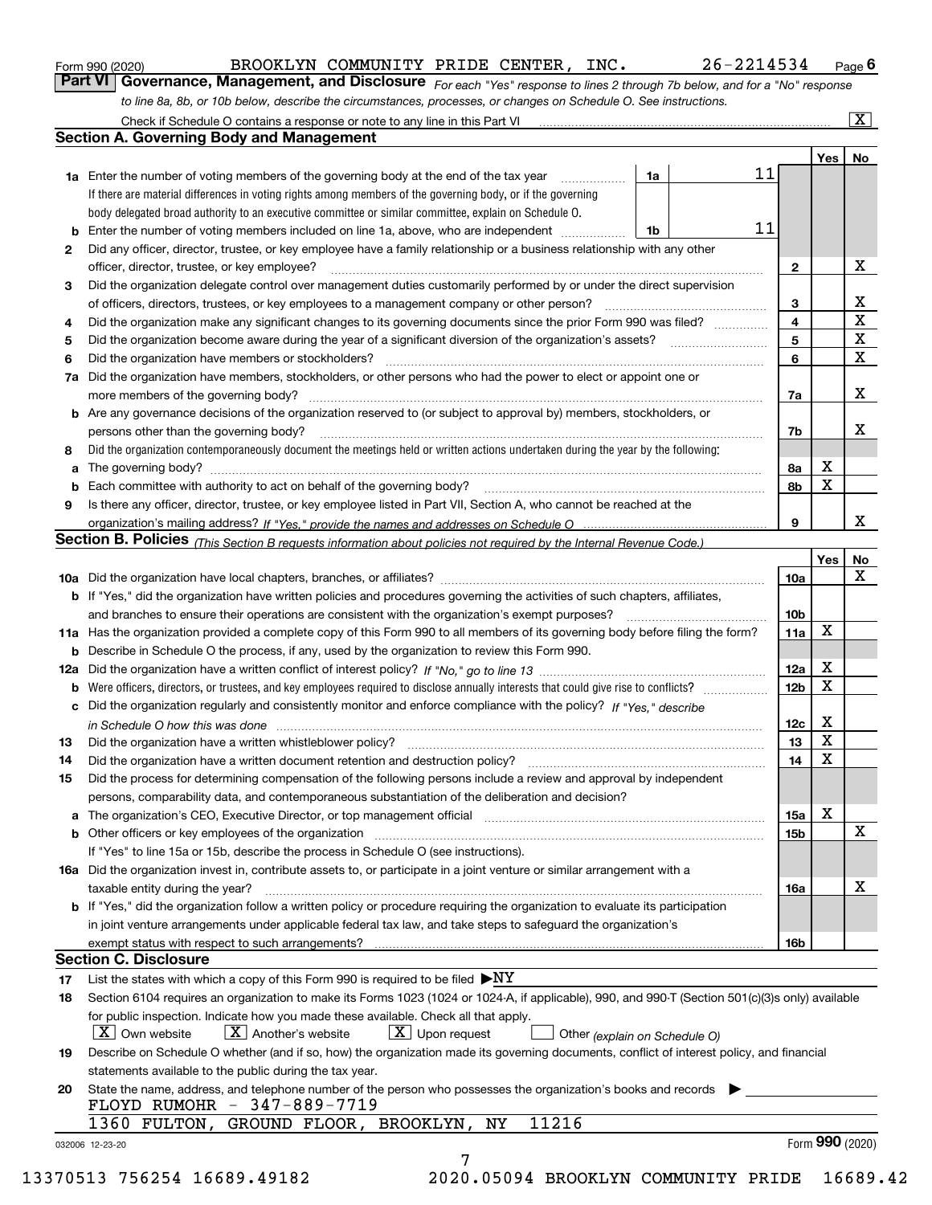Form 990 (2020) BROOKLYN COMMUNITY PRIDE CENTER, INC. 26-2214534 Page 6

## Part VI Governance, Management, and Disclosure

*For each "Yes" response to lines 2 through 7b below, and for a "No" response to line 8a, 8b, or 10b below, describe the circumstances, processes, or changes on Schedule O. See instructions.*

Check if Schedule O contains a response or note to any line in this Part VI ..... [X]

### Section A. Governing Body and Management

| | | | | Yes | No |
|---|---|---|---|---|---|
| 1a | Enter the number of voting members of the governing body at the end of the tax year. If there are material differences in voting rights among members of the governing body, or if the governing body delegated broad authority to an executive committee or similar committee, explain on Schedule O. | 1a | 11 | | |
| b | Enter the number of voting members included on line 1a, above, who are independent | 1b | 11 | | |
| 2 | Did any officer, director, trustee, or key employee have a family relationship or a business relationship with any other officer, director, trustee, or key employee? | 2 | | | X |
| 3 | Did the organization delegate control over management duties customarily performed by or under the direct supervision of officers, directors, trustees, or key employees to a management company or other person? | 3 | | | X |
| 4 | Did the organization make any significant changes to its governing documents since the prior Form 990 was filed? | 4 | | | X |
| 5 | Did the organization become aware during the year of a significant diversion of the organization's assets? | 5 | | | X |
| 6 | Did the organization have members or stockholders? | 6 | | | X |
| 7a | Did the organization have members, stockholders, or other persons who had the power to elect or appoint one or more members of the governing body? | 7a | | | X |
| b | Are any governance decisions of the organization reserved to (or subject to approval by) members, stockholders, or persons other than the governing body? | 7b | | | X |
| 8 | Did the organization contemporaneously document the meetings held or written actions undertaken during the year by the following: | | | | |
| a | The governing body? | 8a | | X | |
| b | Each committee with authority to act on behalf of the governing body? | 8b | | X | |
| 9 | Is there any officer, director, trustee, or key employee listed in Part VII, Section A, who cannot be reached at the organization's mailing address? *If "Yes," provide the names and addresses on Schedule O* | 9 | | | X |

### Section B. Policies *(This Section B requests information about policies not required by the Internal Revenue Code.)*

| | | | Yes | No |
|---|---|---|---|---|
| 10a | Did the organization have local chapters, branches, or affiliates? | 10a | | X |
| b | If "Yes," did the organization have written policies and procedures governing the activities of such chapters, affiliates, and branches to ensure their operations are consistent with the organization's exempt purposes? | 10b | | |
| 11a | Has the organization provided a complete copy of this Form 990 to all members of its governing body before filing the form? | 11a | X | |
| b | Describe in Schedule O the process, if any, used by the organization to review this Form 990. | | | |
| 12a | Did the organization have a written conflict of interest policy? *If "No," go to line 13* | 12a | X | |
| b | Were officers, directors, or trustees, and key employees required to disclose annually interests that could give rise to conflicts? | 12b | X | |
| c | Did the organization regularly and consistently monitor and enforce compliance with the policy? *If "Yes," describe in Schedule O how this was done* | 12c | X | |
| 13 | Did the organization have a written whistleblower policy? | 13 | X | |
| 14 | Did the organization have a written document retention and destruction policy? | 14 | X | |
| 15 | Did the process for determining compensation of the following persons include a review and approval by independent persons, comparability data, and contemporaneous substantiation of the deliberation and decision? | | | |
| a | The organization's CEO, Executive Director, or top management official | 15a | X | |
| b | Other officers or key employees of the organization | 15b | | X |
| | If "Yes" to line 15a or 15b, describe the process in Schedule O (see instructions). | | | |
| 16a | Did the organization invest in, contribute assets to, or participate in a joint venture or similar arrangement with a taxable entity during the year? | 16a | | X |
| b | If "Yes," did the organization follow a written policy or procedure requiring the organization to evaluate its participation in joint venture arrangements under applicable federal tax law, and take steps to safeguard the organization's exempt status with respect to such arrangements? | 16b | | |

### Section C. Disclosure

17 List the states with which a copy of this Form 990 is required to be filed ▶ NY

18 Section 6104 requires an organization to make its Forms 1023 (1024 or 1024-A, if applicable), 990, and 990-T (Section 501(c)(3)s only) available for public inspection. Indicate how you made these available. Check all that apply.

[X] Own website [X] Another's website [X] Upon request [ ] Other *(explain on Schedule O)*

19 Describe on Schedule O whether (and if so, how) the organization made its governing documents, conflict of interest policy, and financial statements available to the public during the tax year.

20 State the name, address, and telephone number of the person who possesses the organization's books and records ▶

FLOYD RUMOHR - 347-889-7719

1360 FULTON, GROUND FLOOR, BROOKLYN, NY 11216

032006 12-23-20 Form 990 (2020)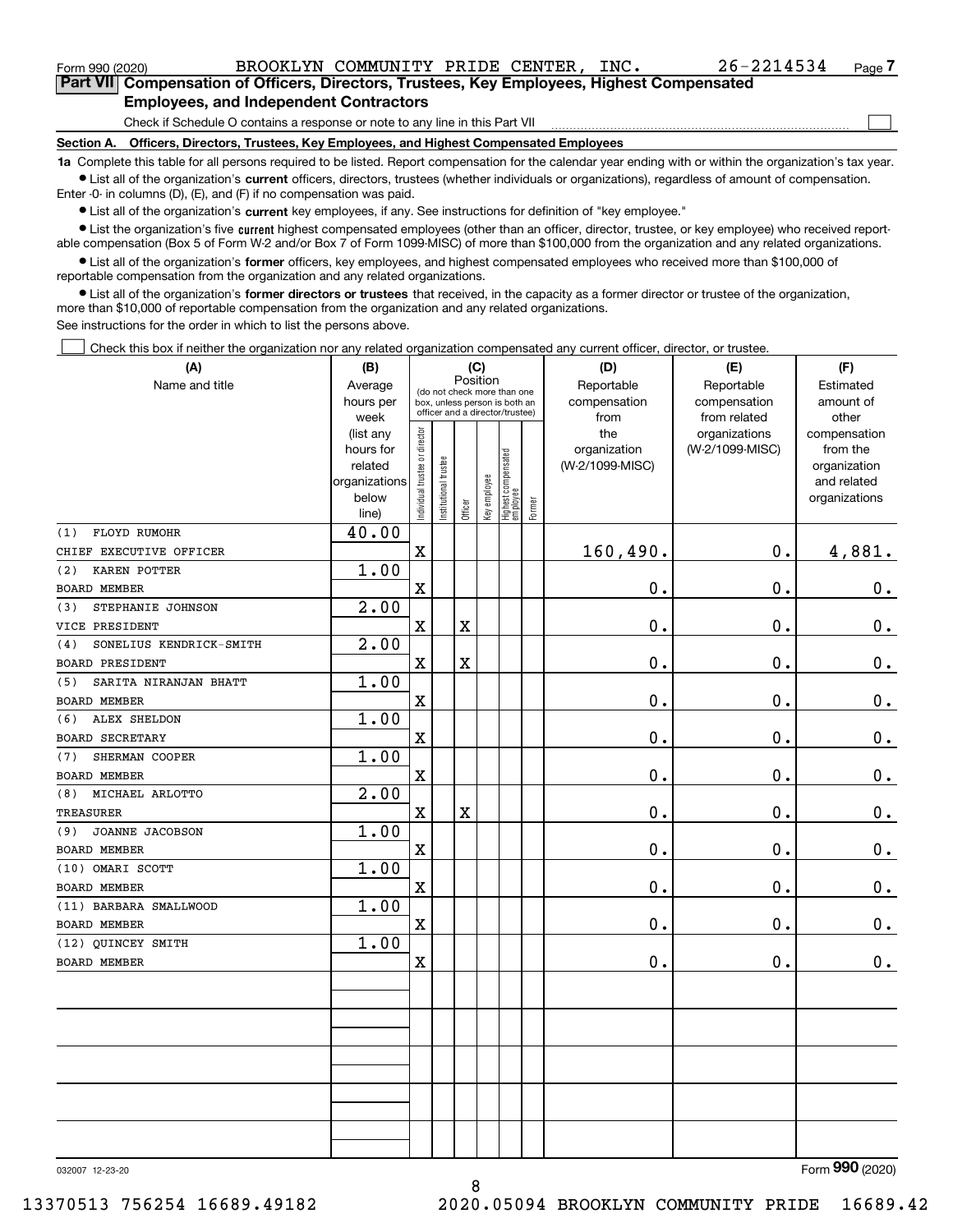Form 990 (2020) BROOKLYN COMMUNITY PRIDE CENTER, INC. 26-2214534

## Part VII Compensation of Officers, Directors, Trustees, Key Employees, Highest Compensated Employees, and Independent Contractors

Check if Schedule O contains a response or note to any line in this Part VII ☐

### Section A. Officers, Directors, Trustees, Key Employees, and Highest Compensated Employees

**1a** Complete this table for all persons required to be listed. Report compensation for the calendar year ending with or within the organization's tax year.

- List all of the organization's **current** officers, directors, trustees (whether individuals or organizations), regardless of amount of compensation. Enter -0- in columns (D), (E), and (F) if no compensation was paid.
- List all of the organization's **current** key employees, if any. See instructions for definition of "key employee."
- List the organization's five **current** highest compensated employees (other than an officer, director, trustee, or key employee) who received reportable compensation (Box 5 of Form W-2 and/or Box 7 of Form 1099-MISC) of more than $100,000 from the organization and any related organizations.
- List all of the organization's **former** officers, key employees, and highest compensated employees who received more than $100,000 of reportable compensation from the organization and any related organizations.
- List all of the organization's **former directors or trustees** that received, in the capacity as a former director or trustee of the organization, more than $10,000 of reportable compensation from the organization and any related organizations.

See instructions for the order in which to list the persons above.

☐ Check this box if neither the organization nor any related organization compensated any current officer, director, or trustee.

| (A) Name and title | (B) Average hours per week (list any hours for related organizations below line) | (C) Position: Individual trustee or director | Institutional trustee | Officer | Key employee | Highest compensated employee | Former | (D) Reportable compensation from the organization (W-2/1099-MISC) | (E) Reportable compensation from related organizations (W-2/1099-MISC) | (F) Estimated amount of other compensation from the organization and related organizations |
|---|---|---|---|---|---|---|---|---|---|---|
| (1) FLOYD RUMOHR<br>CHIEF EXECUTIVE OFFICER | 40.00 | X | | | | | | 160,490. | 0. | 4,881. |
| (2) KAREN POTTER<br>BOARD MEMBER | 1.00 | X | | | | | | 0. | 0. | 0. |
| (3) STEPHANIE JOHNSON<br>VICE PRESIDENT | 2.00 | X | | X | | | | 0. | 0. | 0. |
| (4) SONELIUS KENDRICK-SMITH<br>BOARD PRESIDENT | 2.00 | X | | X | | | | 0. | 0. | 0. |
| (5) SARITA NIRANJAN BHATT<br>BOARD MEMBER | 1.00 | X | | | | | | 0. | 0. | 0. |
| (6) ALEX SHELDON<br>BOARD SECRETARY | 1.00 | X | | | | | | 0. | 0. | 0. |
| (7) SHERMAN COOPER<br>BOARD MEMBER | 1.00 | X | | | | | | 0. | 0. | 0. |
| (8) MICHAEL ARLOTTO<br>TREASURER | 2.00 | X | | X | | | | 0. | 0. | 0. |
| (9) JOANNE JACOBSON<br>BOARD MEMBER | 1.00 | X | | | | | | 0. | 0. | 0. |
| (10) OMARI SCOTT<br>BOARD MEMBER | 1.00 | X | | | | | | 0. | 0. | 0. |
| (11) BARBARA SMALLWOOD<br>BOARD MEMBER | 1.00 | X | | | | | | 0. | 0. | 0. |
| (12) QUINCEY SMITH<br>BOARD MEMBER | 1.00 | X | | | | | | 0. | 0. | 0. |

032007 12-23-20 Form 990 (2020)

13370513 756254 16689.49182 2020.05094 BROOKLYN COMMUNITY PRIDE 16689.42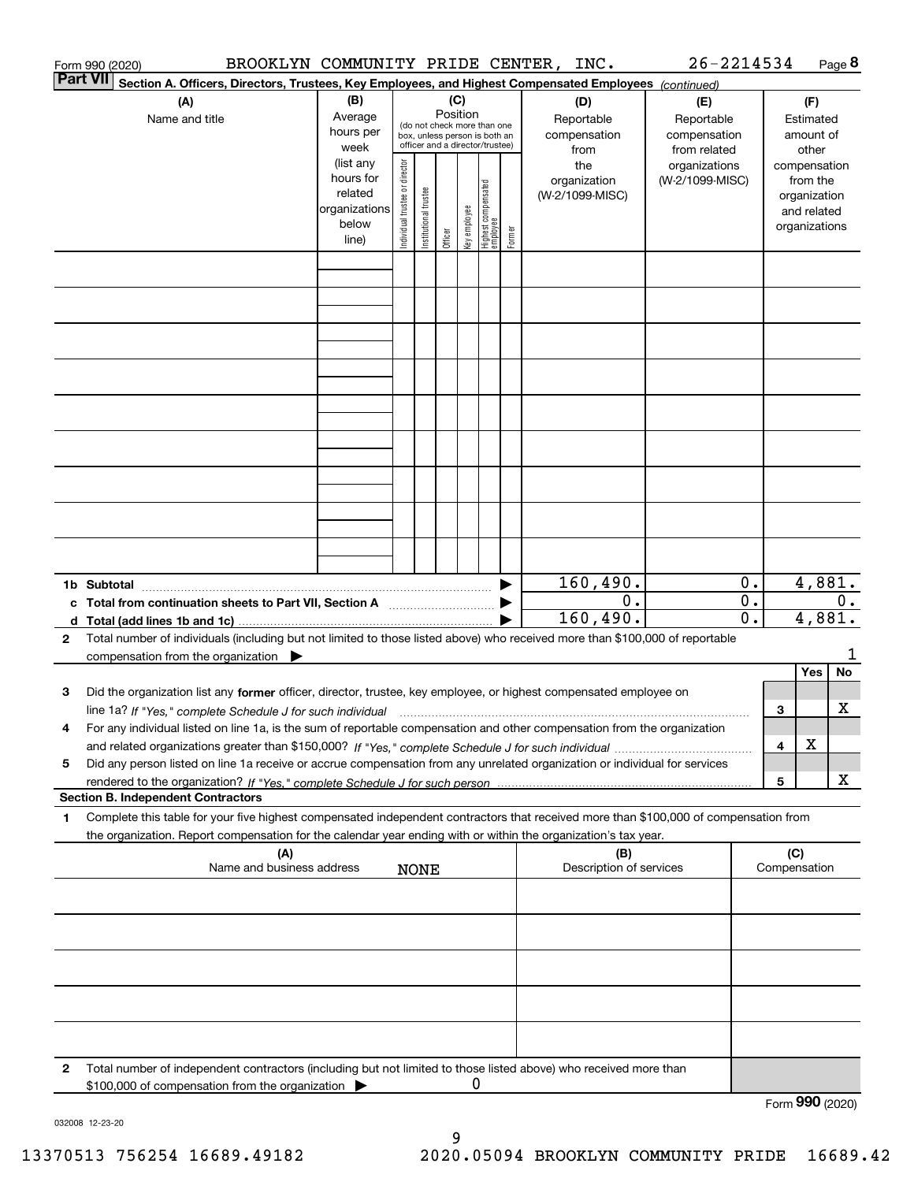Form 990 (2020) BROOKLYN COMMUNITY PRIDE CENTER, INC. 26-2214534 Page **8**

**Part VII** **Section A. Officers, Directors, Trustees, Key Employees, and Highest Compensated Employees** *(continued)*

| (A) Name and title | (B) Average hours per week (list any hours for related organizations below line) | (C) Position (do not check more than one box, unless person is both an officer and a director/trustee): Individual trustee or director | Institutional trustee | Officer | Key employee | Highest compensated employee | Former | (D) Reportable compensation from the organization (W-2/1099-MISC) | (E) Reportable compensation from related organizations (W-2/1099-MISC) | (F) Estimated amount of other compensation from the organization and related organizations |
|---|---|---|---|---|---|---|---|---|---|---|
| | | | | | | | | | | |
| **1b Subtotal** | | | | | | | | 160,490. | 0. | 4,881. |
| **c Total from continuation sheets to Part VII, Section A** | | | | | | | | 0. | 0. | 0. |
| **d Total (add lines 1b and 1c)** | | | | | | | | 160,490. | 0. | 4,881. |

**2** Total number of individuals (including but not limited to those listed above) who received more than $100,000 of reportable compensation from the organization ▶ 1

| | | Yes | No |
|---|---|---|---|
| **3** Did the organization list any **former** officer, director, trustee, key employee, or highest compensated employee on line 1a? *If "Yes," complete Schedule J for such individual* | 3 | | X |
| **4** For any individual listed on line 1a, is the sum of reportable compensation and other compensation from the organization and related organizations greater than $150,000? *If "Yes," complete Schedule J for such individual* | 4 | X | |
| **5** Did any person listed on line 1a receive or accrue compensation from any unrelated organization or individual for services rendered to the organization? *If "Yes," complete Schedule J for such person* | 5 | | X |

**Section B. Independent Contractors**

**1** Complete this table for your five highest compensated independent contractors that received more than $100,000 of compensation from the organization. Report compensation for the calendar year ending with or within the organization's tax year.

| (A) Name and business address | (B) Description of services | (C) Compensation |
|---|---|---|
| NONE | | |
| | | |
| | | |
| | | |
| | | |

**2** Total number of independent contractors (including but not limited to those listed above) who received more than $100,000 of compensation from the organization ▶ 0

Form **990** (2020)

032008 12-23-20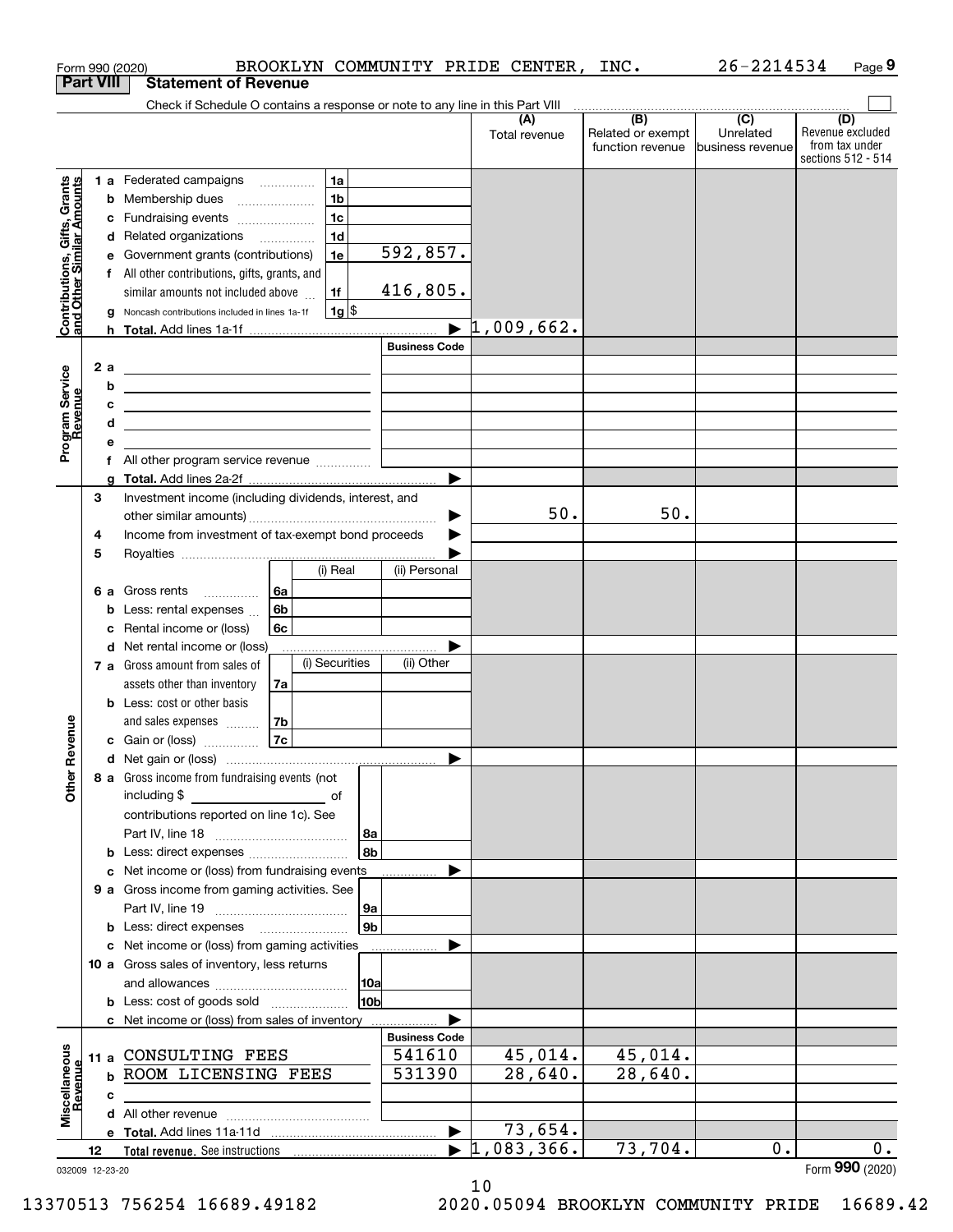Form 990 (2020) BROOKLYN COMMUNITY PRIDE CENTER, INC. 26-2214534 Page 9

**Part VIII Statement of Revenue**

Check if Schedule O contains a response or note to any line in this Part VIII ☐

| | | | | (A) Total revenue | (B) Related or exempt function revenue | (C) Unrelated business revenue | (D) Revenue excluded from tax under sections 512 - 514 |
|---|---|---|---|---|---|---|---|
| **Contributions, Gifts, Grants and Other Similar Amounts** | 1a Federated campaigns | 1a | | | | | |
| | b Membership dues | 1b | | | | | |
| | c Fundraising events | 1c | | | | | |
| | d Related organizations | 1d | | | | | |
| | e Government grants (contributions) | 1e | 592,857. | | | | |
| | f All other contributions, gifts, grants, and similar amounts not included above | 1f | 416,805. | | | | |
| | g Noncash contributions included in lines 1a-1f | 1g | $ | | | | |
| | h **Total.** Add lines 1a-1f | | ▶ | 1,009,662. | | | |
| **Program Service Revenue** | | | Business Code | | | | |
| | 2 a | | | | | | |
| | b | | | | | | |
| | c | | | | | | |
| | d | | | | | | |
| | e | | | | | | |
| | f All other program service revenue | | | | | | |
| | g **Total.** Add lines 2a-2f | | ▶ | | | | |
| **Other Revenue** | 3 Investment income (including dividends, interest, and other similar amounts) | | ▶ | 50. | 50. | | |
| | 4 Income from investment of tax-exempt bond proceeds | | ▶ | | | | |
| | 5 Royalties | | ▶ | | | | |
| | | (i) Real | (ii) Personal | | | | |
| | 6 a Gross rents 6a | | | | | | |
| | b Less: rental expenses 6b | | | | | | |
| | c Rental income or (loss) 6c | | | | | | |
| | d Net rental income or (loss) | | ▶ | | | | |
| | | (i) Securities | (ii) Other | | | | |
| | 7 a Gross amount from sales of assets other than inventory 7a | | | | | | |
| | b Less: cost or other basis and sales expenses 7b | | | | | | |
| | c Gain or (loss) 7c | | | | | | |
| | d Net gain or (loss) | | ▶ | | | | |
| | 8 a Gross income from fundraising events (not including $ ____ of contributions reported on line 1c). See Part IV, line 18 | 8a | | | | | |
| | b Less: direct expenses | 8b | | | | | |
| | c Net income or (loss) from fundraising events | | ▶ | | | | |
| | 9 a Gross income from gaming activities. See Part IV, line 19 | 9a | | | | | |
| | b Less: direct expenses | 9b | | | | | |
| | c Net income or (loss) from gaming activities | | ▶ | | | | |
| | 10 a Gross sales of inventory, less returns and allowances | 10a | | | | | |
| | b Less: cost of goods sold | 10b | | | | | |
| | c Net income or (loss) from sales of inventory | | ▶ | | | | |
| **Miscellaneous Revenue** | | | Business Code | | | | |
| | 11 a CONSULTING FEES | | 541610 | 45,014. | 45,014. | | |
| | b ROOM LICENSING FEES | | 531390 | 28,640. | 28,640. | | |
| | c | | | | | | |
| | d All other revenue | | | | | | |
| | e **Total.** Add lines 11a-11d | | ▶ | 73,654. | | | |
| | 12 **Total revenue.** See instructions | | ▶ | 1,083,366. | 73,704. | 0. | 0. |

032009 12-23-20 Form **990** (2020)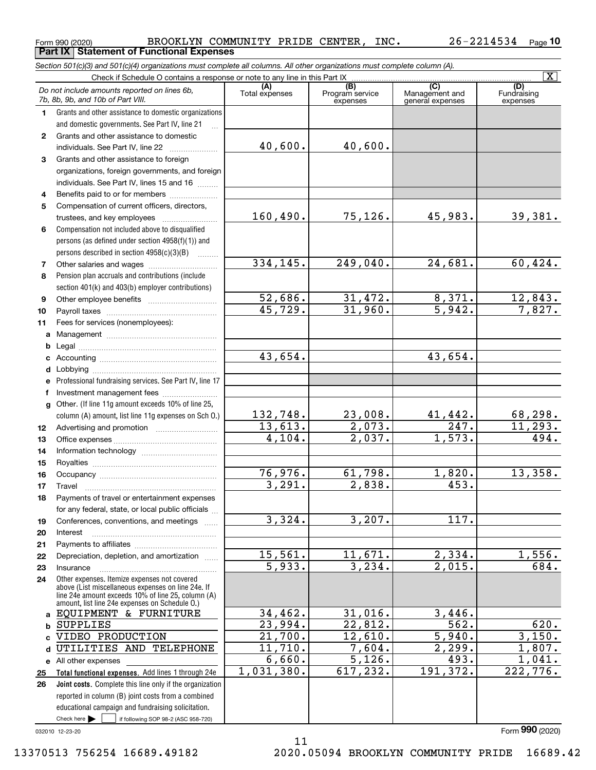Form 990 (2020) BROOKLYN COMMUNITY PRIDE CENTER, INC. 26-2214534 Page 10

**Part IX Statement of Functional Expenses**

*Section 501(c)(3) and 501(c)(4) organizations must complete all columns. All other organizations must complete column (A).*

Check if Schedule O contains a response or note to any line in this Part IX [X]

| | *Do not include amounts reported on lines 6b, 7b, 8b, 9b, and 10b of Part VIII.* | (A) Total expenses | (B) Program service expenses | (C) Management and general expenses | (D) Fundraising expenses |
|---|---|---|---|---|---|
| 1 | Grants and other assistance to domestic organizations and domestic governments. See Part IV, line 21 | | | | |
| 2 | Grants and other assistance to domestic individuals. See Part IV, line 22 | 40,600. | 40,600. | | |
| 3 | Grants and other assistance to foreign organizations, foreign governments, and foreign individuals. See Part IV, lines 15 and 16 | | | | |
| 4 | Benefits paid to or for members | | | | |
| 5 | Compensation of current officers, directors, trustees, and key employees | 160,490. | 75,126. | 45,983. | 39,381. |
| 6 | Compensation not included above to disqualified persons (as defined under section 4958(f)(1)) and persons described in section 4958(c)(3)(B) | | | | |
| 7 | Other salaries and wages | 334,145. | 249,040. | 24,681. | 60,424. |
| 8 | Pension plan accruals and contributions (include section 401(k) and 403(b) employer contributions) | | | | |
| 9 | Other employee benefits | 52,686. | 31,472. | 8,371. | 12,843. |
| 10 | Payroll taxes | 45,729. | 31,960. | 5,942. | 7,827. |
| 11 | Fees for services (nonemployees): | | | | |
| a | Management | | | | |
| b | Legal | | | | |
| c | Accounting | 43,654. | | 43,654. | |
| d | Lobbying | | | | |
| e | Professional fundraising services. See Part IV, line 17 | | | | |
| f | Investment management fees | | | | |
| g | Other. (If line 11g amount exceeds 10% of line 25, column (A) amount, list line 11g expenses on Sch O.) | 132,748. | 23,008. | 41,442. | 68,298. |
| 12 | Advertising and promotion | 13,613. | 2,073. | 247. | 11,293. |
| 13 | Office expenses | 4,104. | 2,037. | 1,573. | 494. |
| 14 | Information technology | | | | |
| 15 | Royalties | | | | |
| 16 | Occupancy | 76,976. | 61,798. | 1,820. | 13,358. |
| 17 | Travel | 3,291. | 2,838. | 453. | |
| 18 | Payments of travel or entertainment expenses for any federal, state, or local public officials | | | | |
| 19 | Conferences, conventions, and meetings | 3,324. | 3,207. | 117. | |
| 20 | Interest | | | | |
| 21 | Payments to affiliates | | | | |
| 22 | Depreciation, depletion, and amortization | 15,561. | 11,671. | 2,334. | 1,556. |
| 23 | Insurance | 5,933. | 3,234. | 2,015. | 684. |
| 24 | Other expenses. Itemize expenses not covered above (List miscellaneous expenses on line 24e. If line 24e amount exceeds 10% of line 25, column (A) amount, list line 24e expenses on Schedule O.) | | | | |
| a | EQUIPMENT & FURNITURE | 34,462. | 31,016. | 3,446. | |
| b | SUPPLIES | 23,994. | 22,812. | 562. | 620. |
| c | VIDEO PRODUCTION | 21,700. | 12,610. | 5,940. | 3,150. |
| d | UTILITIES AND TELEPHONE | 11,710. | 7,604. | 2,299. | 1,807. |
| e | All other expenses | 6,660. | 5,126. | 493. | 1,041. |
| 25 | **Total functional expenses.** Add lines 1 through 24e | 1,031,380. | 617,232. | 191,372. | 222,776. |
| 26 | **Joint costs.** Complete this line only if the organization reported in column (B) joint costs from a combined educational campaign and fundraising solicitation. Check here [ ] if following SOP 98-2 (ASC 958-720) | | | | |

032010 12-23-20

Form **990** (2020)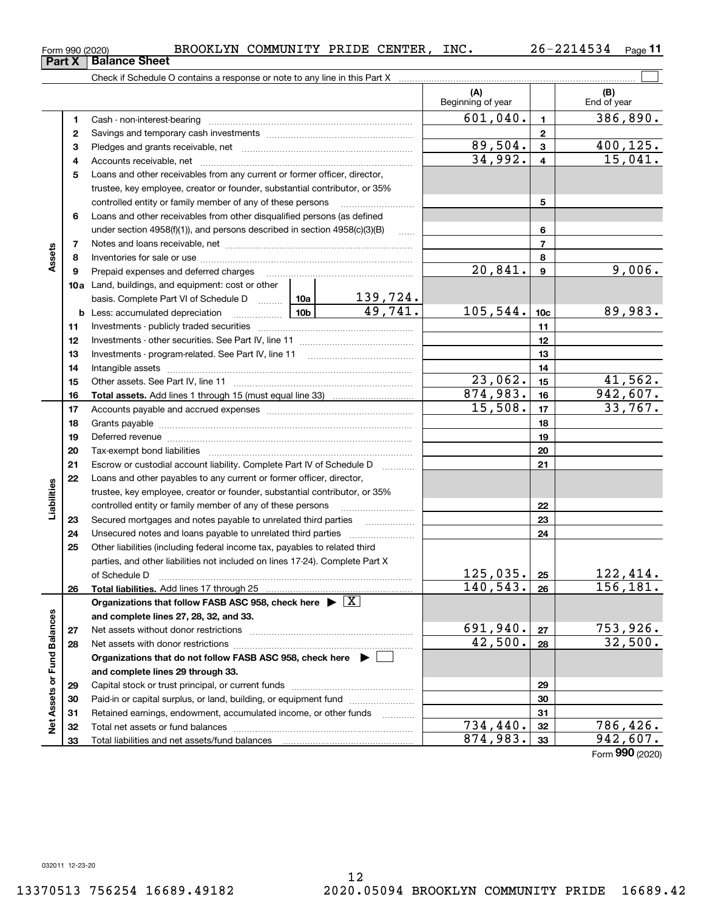Form 990 (2020) BROOKLYN COMMUNITY PRIDE CENTER, INC. 26-2214534

## Part X Balance Sheet

Check if Schedule O contains a response or note to any line in this Part X ☐

| Section | Line | Description | | | (A) Beginning of year | Line | (B) End of year |
|---|---|---|---|---|---|---|---|
| Assets | 1 | Cash - non-interest-bearing | | | 601,040. | 1 | 386,890. |
| | 2 | Savings and temporary cash investments | | | | 2 | |
| | 3 | Pledges and grants receivable, net | | | 89,504. | 3 | 400,125. |
| | 4 | Accounts receivable, net | | | 34,992. | 4 | 15,041. |
| | 5 | Loans and other receivables from any current or former officer, director, trustee, key employee, creator or founder, substantial contributor, or 35% controlled entity or family member of any of these persons | | | | 5 | |
| | 6 | Loans and other receivables from other disqualified persons (as defined under section 4958(f)(1)), and persons described in section 4958(c)(3)(B) | | | | 6 | |
| | 7 | Notes and loans receivable, net | | | | 7 | |
| | 8 | Inventories for sale or use | | | | 8 | |
| | 9 | Prepaid expenses and deferred charges | | | 20,841. | 9 | 9,006. |
| | 10a | Land, buildings, and equipment: cost or other basis. Complete Part VI of Schedule D | 10a | 139,724. | | | |
| | b | Less: accumulated depreciation | 10b | 49,741. | 105,544. | 10c | 89,983. |
| | 11 | Investments - publicly traded securities | | | | 11 | |
| | 12 | Investments - other securities. See Part IV, line 11 | | | | 12 | |
| | 13 | Investments - program-related. See Part IV, line 11 | | | | 13 | |
| | 14 | Intangible assets | | | | 14 | |
| | 15 | Other assets. See Part IV, line 11 | | | 23,062. | 15 | 41,562. |
| | 16 | **Total assets.** Add lines 1 through 15 (must equal line 33) | | | 874,983. | 16 | 942,607. |
| Liabilities | 17 | Accounts payable and accrued expenses | | | 15,508. | 17 | 33,767. |
| | 18 | Grants payable | | | | 18 | |
| | 19 | Deferred revenue | | | | 19 | |
| | 20 | Tax-exempt bond liabilities | | | | 20 | |
| | 21 | Escrow or custodial account liability. Complete Part IV of Schedule D | | | | 21 | |
| | 22 | Loans and other payables to any current or former officer, director, trustee, key employee, creator or founder, substantial contributor, or 35% controlled entity or family member of any of these persons | | | | 22 | |
| | 23 | Secured mortgages and notes payable to unrelated third parties | | | | 23 | |
| | 24 | Unsecured notes and loans payable to unrelated third parties | | | | 24 | |
| | 25 | Other liabilities (including federal income tax, payables to related third parties, and other liabilities not included on lines 17-24). Complete Part X of Schedule D | | | 125,035. | 25 | 122,414. |
| | 26 | **Total liabilities.** Add lines 17 through 25 | | | 140,543. | 26 | 156,181. |
| Net Assets or Fund Balances | | **Organizations that follow FASB ASC 958, check here ▶ ☒ and complete lines 27, 28, 32, and 33.** | | | | | |
| | 27 | Net assets without donor restrictions | | | 691,940. | 27 | 753,926. |
| | 28 | Net assets with donor restrictions | | | 42,500. | 28 | 32,500. |
| | | **Organizations that do not follow FASB ASC 958, check here ▶ ☐ and complete lines 29 through 33.** | | | | | |
| | 29 | Capital stock or trust principal, or current funds | | | | 29 | |
| | 30 | Paid-in or capital surplus, or land, building, or equipment fund | | | | 30 | |
| | 31 | Retained earnings, endowment, accumulated income, or other funds | | | | 31 | |
| | 32 | Total net assets or fund balances | | | 734,440. | 32 | 786,426. |
| | 33 | Total liabilities and net assets/fund balances | | | 874,983. | 33 | 942,607. |

Form **990** (2020)

032011 12-23-20

13370513 756254 16689.49182 2020.05094 BROOKLYN COMMUNITY PRIDE 16689.42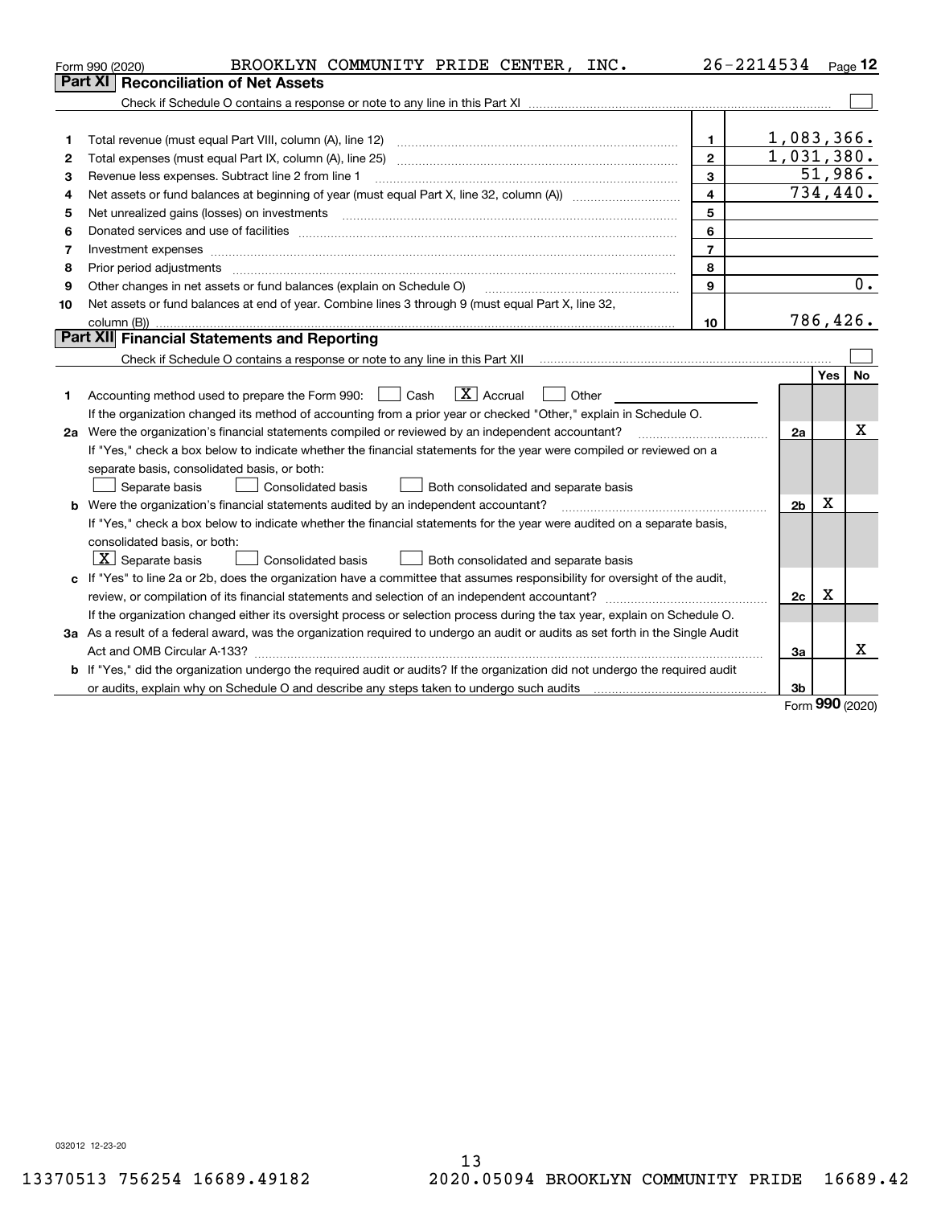Form 990 (2020) BROOKLYN COMMUNITY PRIDE CENTER, INC. 26-2214534 Page 12

## Part XI Reconciliation of Net Assets

Check if Schedule O contains a response or note to any line in this Part XI ☐

| | | | |
|---|---|---|---|
| 1 | Total revenue (must equal Part VIII, column (A), line 12) | 1 | 1,083,366. |
| 2 | Total expenses (must equal Part IX, column (A), line 25) | 2 | 1,031,380. |
| 3 | Revenue less expenses. Subtract line 2 from line 1 | 3 | 51,986. |
| 4 | Net assets or fund balances at beginning of year (must equal Part X, line 32, column (A)) | 4 | 734,440. |
| 5 | Net unrealized gains (losses) on investments | 5 | |
| 6 | Donated services and use of facilities | 6 | |
| 7 | Investment expenses | 7 | |
| 8 | Prior period adjustments | 8 | |
| 9 | Other changes in net assets or fund balances (explain on Schedule O) | 9 | 0. |
| 10 | Net assets or fund balances at end of year. Combine lines 3 through 9 (must equal Part X, line 32, column (B)) | 10 | 786,426. |

## Part XII Financial Statements and Reporting

Check if Schedule O contains a response or note to any line in this Part XII ☐

| | | | Yes | No |
|---|---|---|---|---|
| 1 | Accounting method used to prepare the Form 990: ☐ Cash ☒ Accrual ☐ Other<br>If the organization changed its method of accounting from a prior year or checked "Other," explain in Schedule O. | | | |
| 2a | Were the organization's financial statements compiled or reviewed by an independent accountant?<br>If "Yes," check a box below to indicate whether the financial statements for the year were compiled or reviewed on a separate basis, consolidated basis, or both:<br>☐ Separate basis ☐ Consolidated basis ☐ Both consolidated and separate basis | 2a | | X |
| b | Were the organization's financial statements audited by an independent accountant?<br>If "Yes," check a box below to indicate whether the financial statements for the year were audited on a separate basis, consolidated basis, or both:<br>☒ Separate basis ☐ Consolidated basis ☐ Both consolidated and separate basis | 2b | X | |
| c | If "Yes" to line 2a or 2b, does the organization have a committee that assumes responsibility for oversight of the audit, review, or compilation of its financial statements and selection of an independent accountant?<br>If the organization changed either its oversight process or selection process during the tax year, explain on Schedule O. | 2c | X | |
| 3a | As a result of a federal award, was the organization required to undergo an audit or audits as set forth in the Single Audit Act and OMB Circular A-133? | 3a | | X |
| b | If "Yes," did the organization undergo the required audit or audits? If the organization did not undergo the required audit or audits, explain why on Schedule O and describe any steps taken to undergo such audits | 3b | | |

Form 990 (2020)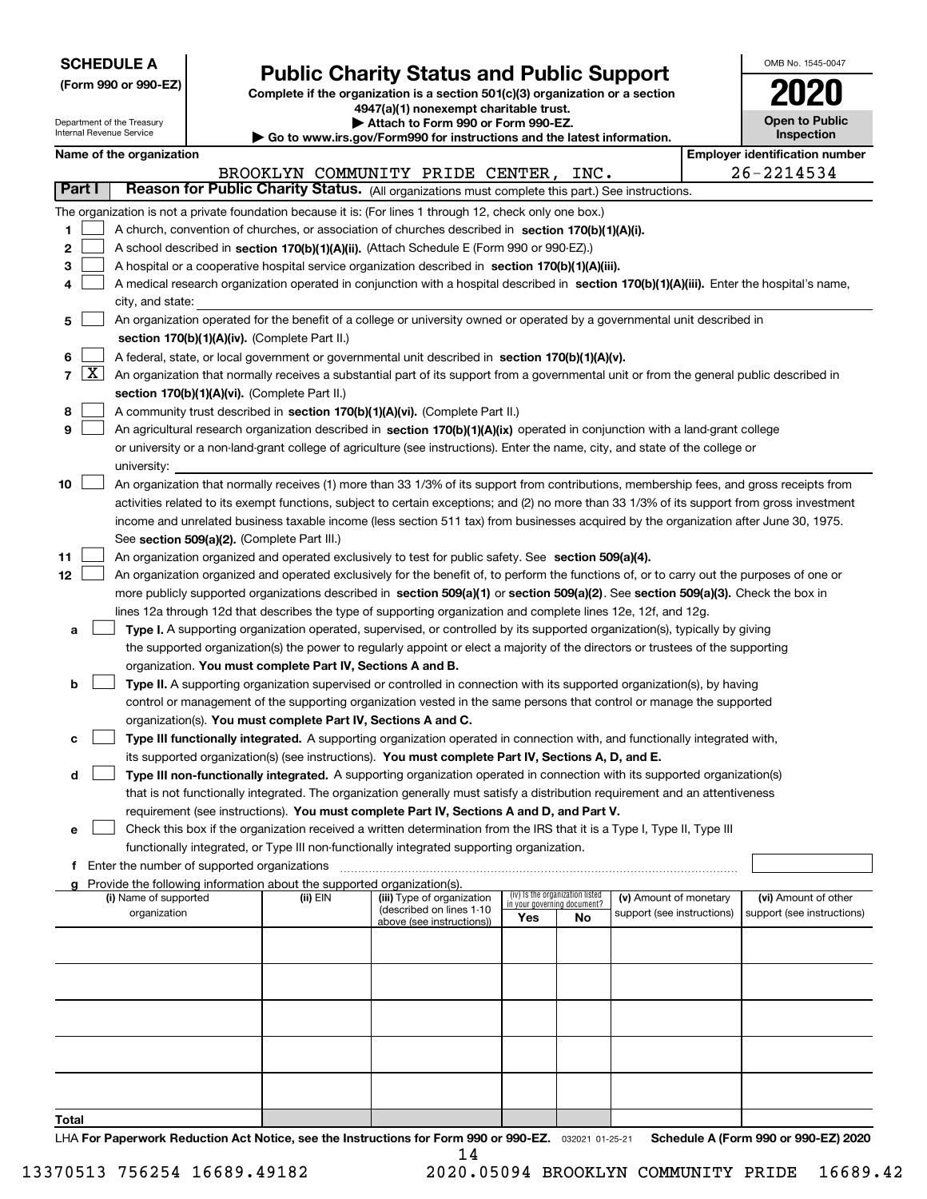**SCHEDULE A**
**(Form 990 or 990-EZ)**

Department of the Treasury
Internal Revenue Service

# Public Charity Status and Public Support

**Complete if the organization is a section 501(c)(3) organization or a section 4947(a)(1) nonexempt charitable trust.**
**▶ Attach to Form 990 or Form 990-EZ.**
**▶ Go to www.irs.gov/Form990 for instructions and the latest information.**

OMB No. 1545-0047

**2020**

**Open to Public Inspection**

**Name of the organization:** BROOKLYN COMMUNITY PRIDE CENTER, INC.
**Employer identification number:** 26-2214534

## Part I — Reason for Public Charity Status. (All organizations must complete this part.) See instructions.

The organization is not a private foundation because it is: (For lines 1 through 12, check only one box.)

1. ☐ A church, convention of churches, or association of churches described in **section 170(b)(1)(A)(i).**
2. ☐ A school described in **section 170(b)(1)(A)(ii).** (Attach Schedule E (Form 990 or 990-EZ).)
3. ☐ A hospital or a cooperative hospital service organization described in **section 170(b)(1)(A)(iii).**
4. ☐ A medical research organization operated in conjunction with a hospital described in **section 170(b)(1)(A)(iii).** Enter the hospital's name, city, and state:
5. ☐ An organization operated for the benefit of a college or university owned or operated by a governmental unit described in **section 170(b)(1)(A)(iv).** (Complete Part II.)
6. ☐ A federal, state, or local government or governmental unit described in **section 170(b)(1)(A)(v).**
7. ☒ An organization that normally receives a substantial part of its support from a governmental unit or from the general public described in **section 170(b)(1)(A)(vi).** (Complete Part II.)
8. ☐ A community trust described in **section 170(b)(1)(A)(vi).** (Complete Part II.)
9. ☐ An agricultural research organization described in **section 170(b)(1)(A)(ix)** operated in conjunction with a land-grant college or university or a non-land-grant college of agriculture (see instructions). Enter the name, city, and state of the college or university:
10. ☐ An organization that normally receives (1) more than 33 1/3% of its support from contributions, membership fees, and gross receipts from activities related to its exempt functions, subject to certain exceptions; and (2) no more than 33 1/3% of its support from gross investment income and unrelated business taxable income (less section 511 tax) from businesses acquired by the organization after June 30, 1975. See **section 509(a)(2).** (Complete Part III.)
11. ☐ An organization organized and operated exclusively to test for public safety. See **section 509(a)(4).**
12. ☐ An organization organized and operated exclusively for the benefit of, to perform the functions of, or to carry out the purposes of one or more publicly supported organizations described in **section 509(a)(1)** or **section 509(a)(2)**. See **section 509(a)(3).** Check the box in lines 12a through 12d that describes the type of supporting organization and complete lines 12e, 12f, and 12g.
   - **a** ☐ **Type I.** A supporting organization operated, supervised, or controlled by its supported organization(s), typically by giving the supported organization(s) the power to regularly appoint or elect a majority of the directors or trustees of the supporting organization. **You must complete Part IV, Sections A and B.**
   - **b** ☐ **Type II.** A supporting organization supervised or controlled in connection with its supported organization(s), by having control or management of the supporting organization vested in the same persons that control or manage the supported organization(s). **You must complete Part IV, Sections A and C.**
   - **c** ☐ **Type III functionally integrated.** A supporting organization operated in connection with, and functionally integrated with, its supported organization(s) (see instructions). **You must complete Part IV, Sections A, D, and E.**
   - **d** ☐ **Type III non-functionally integrated.** A supporting organization operated in connection with its supported organization(s) that is not functionally integrated. The organization generally must satisfy a distribution requirement and an attentiveness requirement (see instructions). **You must complete Part IV, Sections A and D, and Part V.**
   - **e** ☐ Check this box if the organization received a written determination from the IRS that it is a Type I, Type II, Type III functionally integrated, or Type III non-functionally integrated supporting organization.
   - **f** Enter the number of supported organizations
   - **g** Provide the following information about the supported organization(s).

| (i) Name of supported organization | (ii) EIN | (iii) Type of organization (described on lines 1-10 above (see instructions)) | (iv) Is the organization listed in your governing document? Yes | No | (v) Amount of monetary support (see instructions) | (vi) Amount of other support (see instructions) |
|---|---|---|---|---|---|---|
| | | | | | | |
| | | | | | | |
| | | | | | | |
| | | | | | | |
| | | | | | | |
| **Total** | | | | | | |

LHA **For Paperwork Reduction Act Notice, see the Instructions for Form 990 or 990-EZ.** 032021 01-25-21 **Schedule A (Form 990 or 990-EZ) 2020**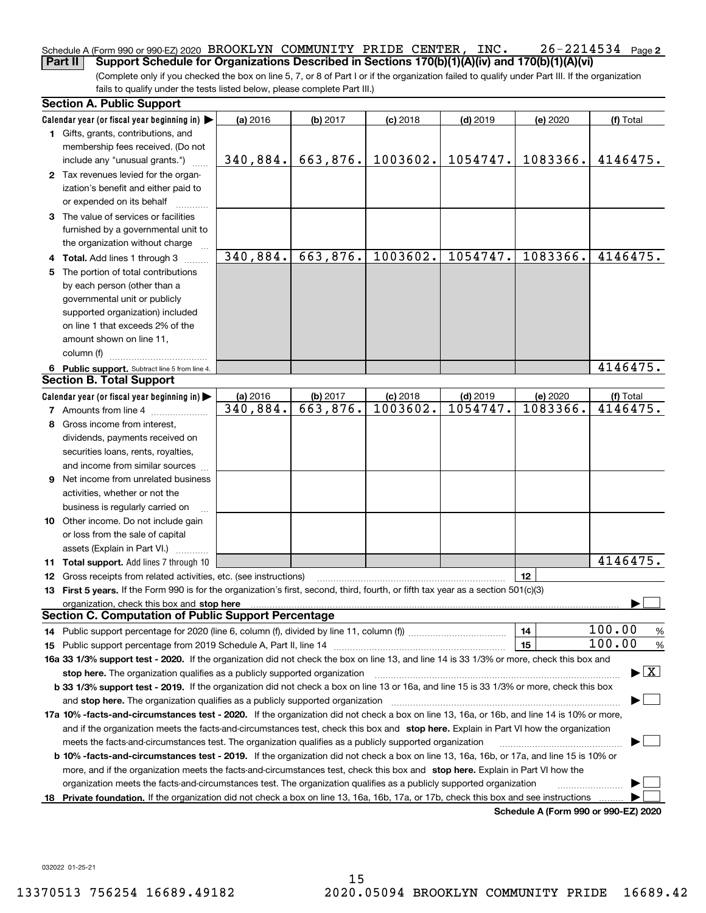Schedule A (Form 990 or 990-EZ) 2020 BROOKLYN COMMUNITY PRIDE CENTER, INC. 26-2214534 Page 2

## Part II Support Schedule for Organizations Described in Sections 170(b)(1)(A)(iv) and 170(b)(1)(A)(vi)

(Complete only if you checked the box on line 5, 7, or 8 of Part I or if the organization failed to qualify under Part III. If the organization fails to qualify under the tests listed below, please complete Part III.)

### Section A. Public Support

| Calendar year (or fiscal year beginning in) ▶ | (a) 2016 | (b) 2017 | (c) 2018 | (d) 2019 | (e) 2020 | (f) Total |
|---|---|---|---|---|---|---|
| **1** Gifts, grants, contributions, and membership fees received. (Do not include any "unusual grants.") | 340,884. | 663,876. | 1003602. | 1054747. | 1083366. | 4146475. |
| **2** Tax revenues levied for the organization's benefit and either paid to or expended on its behalf | | | | | | |
| **3** The value of services or facilities furnished by a governmental unit to the organization without charge | | | | | | |
| **4 Total.** Add lines 1 through 3 | 340,884. | 663,876. | 1003602. | 1054747. | 1083366. | 4146475. |
| **5** The portion of total contributions by each person (other than a governmental unit or publicly supported organization) included on line 1 that exceeds 2% of the amount shown on line 11, column (f) | | | | | | |
| **6 Public support.** Subtract line 5 from line 4. | | | | | | 4146475. |

### Section B. Total Support

| Calendar year (or fiscal year beginning in) ▶ | (a) 2016 | (b) 2017 | (c) 2018 | (d) 2019 | (e) 2020 | (f) Total |
|---|---|---|---|---|---|---|
| **7** Amounts from line 4 | 340,884. | 663,876. | 1003602. | 1054747. | 1083366. | 4146475. |
| **8** Gross income from interest, dividends, payments received on securities loans, rents, royalties, and income from similar sources | | | | | | |
| **9** Net income from unrelated business activities, whether or not the business is regularly carried on | | | | | | |
| **10** Other income. Do not include gain or loss from the sale of capital assets (Explain in Part VI.) | | | | | | |
| **11 Total support.** Add lines 7 through 10 | | | | | | 4146475. |

**12** Gross receipts from related activities, etc. (see instructions) — **12**

**13 First 5 years.** If the Form 990 is for the organization's first, second, third, fourth, or fifth tax year as a section 501(c)(3) organization, check this box and **stop here** ▶ ☐

### Section C. Computation of Public Support Percentage

**14** Public support percentage for 2020 (line 6, column (f), divided by line 11, column (f)) — **14** — 100.00 %

**15** Public support percentage from 2019 Schedule A, Part II, line 14 — **15** — 100.00 %

**16a 33 1/3% support test - 2020.** If the organization did not check the box on line 13, and line 14 is 33 1/3% or more, check this box and **stop here.** The organization qualifies as a publicly supported organization ▶ ☒

**b 33 1/3% support test - 2019.** If the organization did not check a box on line 13 or 16a, and line 15 is 33 1/3% or more, check this box and **stop here.** The organization qualifies as a publicly supported organization ▶ ☐

**17a 10% -facts-and-circumstances test - 2020.** If the organization did not check a box on line 13, 16a, or 16b, and line 14 is 10% or more, and if the organization meets the facts-and-circumstances test, check this box and **stop here.** Explain in Part VI how the organization meets the facts-and-circumstances test. The organization qualifies as a publicly supported organization ▶ ☐

**b 10% -facts-and-circumstances test - 2019.** If the organization did not check a box on line 13, 16a, 16b, or 17a, and line 15 is 10% or more, and if the organization meets the facts-and-circumstances test, check this box and **stop here.** Explain in Part VI how the organization meets the facts-and-circumstances test. The organization qualifies as a publicly supported organization ▶ ☐

**18 Private foundation.** If the organization did not check a box on line 13, 16a, 16b, 17a, or 17b, check this box and see instructions ▶ ☐

**Schedule A (Form 990 or 990-EZ) 2020**

032022 01-25-21

13370513 756254 16689.49182 2020.05094 BROOKLYN COMMUNITY PRIDE 16689.42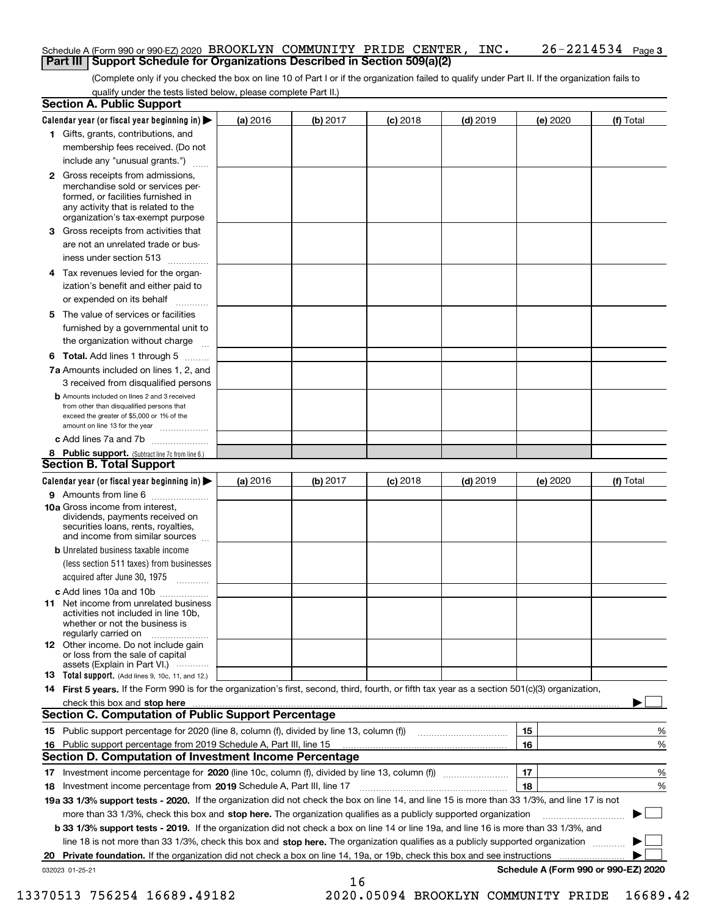Schedule A (Form 990 or 990-EZ) 2020 BROOKLYN COMMUNITY PRIDE CENTER, INC. 26-2214534 Page 3

## Part III Support Schedule for Organizations Described in Section 509(a)(2)

(Complete only if you checked the box on line 10 of Part I or if the organization failed to qualify under Part II. If the organization fails to qualify under the tests listed below, please complete Part II.)

### Section A. Public Support

| Calendar year (or fiscal year beginning in) ▶ | (a) 2016 | (b) 2017 | (c) 2018 | (d) 2019 | (e) 2020 | (f) Total |
|---|---|---|---|---|---|---|
| **1** Gifts, grants, contributions, and membership fees received. (Do not include any "unusual grants.") | | | | | | |
| **2** Gross receipts from admissions, merchandise sold or services performed, or facilities furnished in any activity that is related to the organization's tax-exempt purpose | | | | | | |
| **3** Gross receipts from activities that are not an unrelated trade or business under section 513 | | | | | | |
| **4** Tax revenues levied for the organization's benefit and either paid to or expended on its behalf | | | | | | |
| **5** The value of services or facilities furnished by a governmental unit to the organization without charge | | | | | | |
| **6 Total.** Add lines 1 through 5 | | | | | | |
| **7a** Amounts included on lines 1, 2, and 3 received from disqualified persons | | | | | | |
| **b** Amounts included on lines 2 and 3 received from other than disqualified persons that exceed the greater of $5,000 or 1% of the amount on line 13 for the year | | | | | | |
| **c** Add lines 7a and 7b | | | | | | |
| **8 Public support.** (Subtract line 7c from line 6.) | | | | | | |

### Section B. Total Support

| Calendar year (or fiscal year beginning in) ▶ | (a) 2016 | (b) 2017 | (c) 2018 | (d) 2019 | (e) 2020 | (f) Total |
|---|---|---|---|---|---|---|
| **9** Amounts from line 6 | | | | | | |
| **10a** Gross income from interest, dividends, payments received on securities loans, rents, royalties, and income from similar sources | | | | | | |
| **b** Unrelated business taxable income (less section 511 taxes) from businesses acquired after June 30, 1975 | | | | | | |
| **c** Add lines 10a and 10b | | | | | | |
| **11** Net income from unrelated business activities not included in line 10b, whether or not the business is regularly carried on | | | | | | |
| **12** Other income. Do not include gain or loss from the sale of capital assets (Explain in Part VI.) | | | | | | |
| **13 Total support.** (Add lines 9, 10c, 11, and 12.) | | | | | | |

**14 First 5 years.** If the Form 990 is for the organization's first, second, third, fourth, or fifth tax year as a section 501(c)(3) organization, check this box and **stop here** ▶ ☐

### Section C. Computation of Public Support Percentage

| | | | |
|---|---|---|---|
| **15** Public support percentage for 2020 (line 8, column (f), divided by line 13, column (f)) | 15 | | % |
| **16** Public support percentage from 2019 Schedule A, Part III, line 15 | 16 | | % |

### Section D. Computation of Investment Income Percentage

| | | | |
|---|---|---|---|
| **17** Investment income percentage for **2020** (line 10c, column (f), divided by line 13, column (f)) | 17 | | % |
| **18** Investment income percentage from **2019** Schedule A, Part III, line 17 | 18 | | % |

**19a 33 1/3% support tests - 2020.** If the organization did not check the box on line 14, and line 15 is more than 33 1/3%, and line 17 is not more than 33 1/3%, check this box and **stop here.** The organization qualifies as a publicly supported organization ▶ ☐

**b 33 1/3% support tests - 2019.** If the organization did not check a box on line 14 or line 19a, and line 16 is more than 33 1/3%, and line 18 is not more than 33 1/3%, check this box and **stop here.** The organization qualifies as a publicly supported organization ▶ ☐

**20 Private foundation.** If the organization did not check a box on line 14, 19a, or 19b, check this box and see instructions ▶ ☐

032023 01-25-21

**Schedule A (Form 990 or 990-EZ) 2020**

13370513 756254 16689.49182 2020.05094 BROOKLYN COMMUNITY PRIDE 16689.42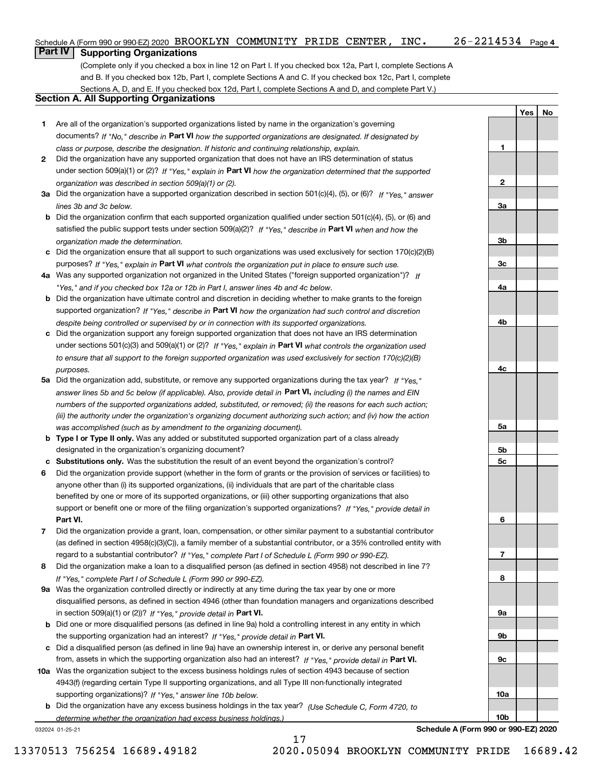Schedule A (Form 990 or 990-EZ) 2020 BROOKLYN COMMUNITY PRIDE CENTER, INC. 26-2214534 Page 4

## Part IV Supporting Organizations

(Complete only if you checked a box in line 12 on Part I. If you checked box 12a, Part I, complete Sections A and B. If you checked box 12b, Part I, complete Sections A and C. If you checked box 12c, Part I, complete Sections A, D, and E. If you checked box 12d, Part I, complete Sections A and D, and complete Part V.)

### Section A. All Supporting Organizations

| | | | Yes | No |
|---|---|---|---|---|
| 1 | Are all of the organization's supported organizations listed by name in the organization's governing documents? *If "No," describe in* **Part VI** *how the supported organizations are designated. If designated by class or purpose, describe the designation. If historic and continuing relationship, explain.* | 1 | | |
| 2 | Did the organization have any supported organization that does not have an IRS determination of status under section 509(a)(1) or (2)? *If "Yes," explain in* **Part VI** *how the organization determined that the supported organization was described in section 509(a)(1) or (2).* | 2 | | |
| 3a | Did the organization have a supported organization described in section 501(c)(4), (5), or (6)? *If "Yes," answer lines 3b and 3c below.* | 3a | | |
| b | Did the organization confirm that each supported organization qualified under section 501(c)(4), (5), or (6) and satisfied the public support tests under section 509(a)(2)? *If "Yes," describe in* **Part VI** *when and how the organization made the determination.* | 3b | | |
| c | Did the organization ensure that all support to such organizations was used exclusively for section 170(c)(2)(B) purposes? *If "Yes," explain in* **Part VI** *what controls the organization put in place to ensure such use.* | 3c | | |
| 4a | Was any supported organization not organized in the United States ("foreign supported organization")? *If "Yes," and if you checked box 12a or 12b in Part I, answer lines 4b and 4c below.* | 4a | | |
| b | Did the organization have ultimate control and discretion in deciding whether to make grants to the foreign supported organization? *If "Yes," describe in* **Part VI** *how the organization had such control and discretion despite being controlled or supervised by or in connection with its supported organizations.* | 4b | | |
| c | Did the organization support any foreign supported organization that does not have an IRS determination under sections 501(c)(3) and 509(a)(1) or (2)? *If "Yes," explain in* **Part VI** *what controls the organization used to ensure that all support to the foreign supported organization was used exclusively for section 170(c)(2)(B) purposes.* | 4c | | |
| 5a | Did the organization add, substitute, or remove any supported organizations during the tax year? *If "Yes," answer lines 5b and 5c below (if applicable). Also, provide detail in* **Part VI,** *including (i) the names and EIN numbers of the supported organizations added, substituted, or removed; (ii) the reasons for each such action; (iii) the authority under the organization's organizing document authorizing such action; and (iv) how the action was accomplished (such as by amendment to the organizing document).* | 5a | | |
| b | **Type I or Type II only.** Was any added or substituted supported organization part of a class already designated in the organization's organizing document? | 5b | | |
| c | **Substitutions only.** Was the substitution the result of an event beyond the organization's control? | 5c | | |
| 6 | Did the organization provide support (whether in the form of grants or the provision of services or facilities) to anyone other than (i) its supported organizations, (ii) individuals that are part of the charitable class benefited by one or more of its supported organizations, or (iii) other supporting organizations that also support or benefit one or more of the filing organization's supported organizations? *If "Yes," provide detail in* **Part VI.** | 6 | | |
| 7 | Did the organization provide a grant, loan, compensation, or other similar payment to a substantial contributor (as defined in section 4958(c)(3)(C)), a family member of a substantial contributor, or a 35% controlled entity with regard to a substantial contributor? *If "Yes," complete Part I of Schedule L (Form 990 or 990-EZ).* | 7 | | |
| 8 | Did the organization make a loan to a disqualified person (as defined in section 4958) not described in line 7? *If "Yes," complete Part I of Schedule L (Form 990 or 990-EZ).* | 8 | | |
| 9a | Was the organization controlled directly or indirectly at any time during the tax year by one or more disqualified persons, as defined in section 4946 (other than foundation managers and organizations described in section 509(a)(1) or (2))? *If "Yes," provide detail in* **Part VI.** | 9a | | |
| b | Did one or more disqualified persons (as defined in line 9a) hold a controlling interest in any entity in which the supporting organization had an interest? *If "Yes," provide detail in* **Part VI.** | 9b | | |
| c | Did a disqualified person (as defined in line 9a) have an ownership interest in, or derive any personal benefit from, assets in which the supporting organization also had an interest? *If "Yes," provide detail in* **Part VI.** | 9c | | |
| 10a | Was the organization subject to the excess business holdings rules of section 4943 because of section 4943(f) (regarding certain Type II supporting organizations, and all Type III non-functionally integrated supporting organizations)? *If "Yes," answer line 10b below.* | 10a | | |
| b | Did the organization have any excess business holdings in the tax year? *(Use Schedule C, Form 4720, to determine whether the organization had excess business holdings.)* | 10b | | |

032024 01-25-21 **Schedule A (Form 990 or 990-EZ) 2020**

13370513 756254 16689.49182 2020.05094 BROOKLYN COMMUNITY PRIDE 16689.42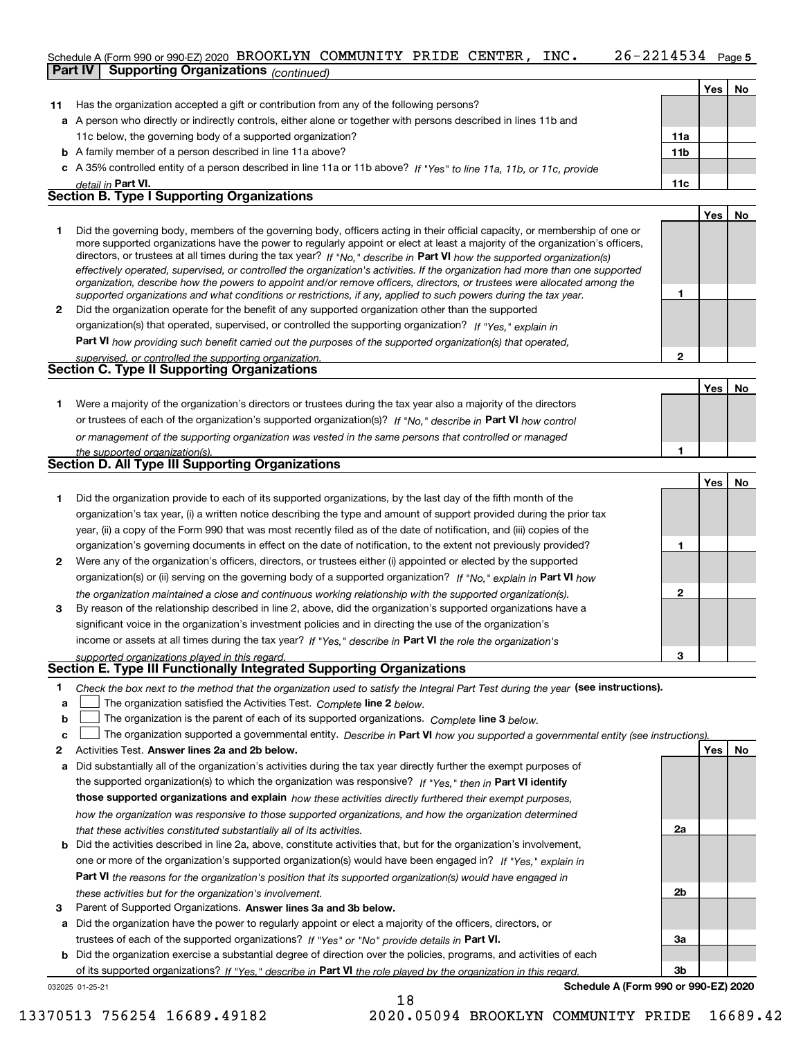Schedule A (Form 990 or 990-EZ) 2020 BROOKLYN COMMUNITY PRIDE CENTER, INC. 26-2214534 Page 5

## Part IV Supporting Organizations *(continued)*

| | | | Yes | No |
|---|---|---|---|---|
| **11** | Has the organization accepted a gift or contribution from any of the following persons? | | | |
| **a** | A person who directly or indirectly controls, either alone or together with persons described in lines 11b and 11c below, the governing body of a supported organization? | 11a | | |
| **b** | A family member of a person described in line 11a above? | 11b | | |
| **c** | A 35% controlled entity of a person described in line 11a or 11b above? *If "Yes" to line 11a, 11b, or 11c, provide detail in* **Part VI.** | 11c | | |

### Section B. Type I Supporting Organizations

| | | | Yes | No |
|---|---|---|---|---|
| **1** | Did the governing body, members of the governing body, officers acting in their official capacity, or membership of one or more supported organizations have the power to regularly appoint or elect at least a majority of the organization's officers, directors, or trustees at all times during the tax year? *If "No," describe in* **Part VI** *how the supported organization(s) effectively operated, supervised, or controlled the organization's activities. If the organization had more than one supported organization, describe how the powers to appoint and/or remove officers, directors, or trustees were allocated among the supported organizations and what conditions or restrictions, if any, applied to such powers during the tax year.* | 1 | | |
| **2** | Did the organization operate for the benefit of any supported organization other than the supported organization(s) that operated, supervised, or controlled the supporting organization? *If "Yes," explain in* **Part VI** *how providing such benefit carried out the purposes of the supported organization(s) that operated, supervised, or controlled the supporting organization.* | 2 | | |

### Section C. Type II Supporting Organizations

| | | | Yes | No |
|---|---|---|---|---|
| **1** | Were a majority of the organization's directors or trustees during the tax year also a majority of the directors or trustees of each of the organization's supported organization(s)? *If "No," describe in* **Part VI** *how control or management of the supporting organization was vested in the same persons that controlled or managed the supported organization(s).* | 1 | | |

### Section D. All Type III Supporting Organizations

| | | | Yes | No |
|---|---|---|---|---|
| **1** | Did the organization provide to each of its supported organizations, by the last day of the fifth month of the organization's tax year, (i) a written notice describing the type and amount of support provided during the prior tax year, (ii) a copy of the Form 990 that was most recently filed as of the date of notification, and (iii) copies of the organization's governing documents in effect on the date of notification, to the extent not previously provided? | 1 | | |
| **2** | Were any of the organization's officers, directors, or trustees either (i) appointed or elected by the supported organization(s) or (ii) serving on the governing body of a supported organization? *If "No," explain in* **Part VI** *how the organization maintained a close and continuous working relationship with the supported organization(s).* | 2 | | |
| **3** | By reason of the relationship described in line 2, above, did the organization's supported organizations have a significant voice in the organization's investment policies and in directing the use of the organization's income or assets at all times during the tax year? *If "Yes," describe in* **Part VI** *the role the organization's supported organizations played in this regard.* | 3 | | |

### Section E. Type III Functionally Integrated Supporting Organizations

**1** *Check the box next to the method that the organization used to satisfy the Integral Part Test during the year* **(see instructions).**

- **a** ☐ The organization satisfied the Activities Test. *Complete* **line 2** *below.*
- **b** ☐ The organization is the parent of each of its supported organizations. *Complete* **line 3** *below.*
- **c** ☐ The organization supported a governmental entity. *Describe in* **Part VI** *how you supported a governmental entity (see instructions).*

| | | | Yes | No |
|---|---|---|---|---|
| **2** | Activities Test. **Answer lines 2a and 2b below.** | | | |
| **a** | Did substantially all of the organization's activities during the tax year directly further the exempt purposes of the supported organization(s) to which the organization was responsive? *If "Yes," then in* **Part VI identify those supported organizations and explain** *how these activities directly furthered their exempt purposes, how the organization was responsive to those supported organizations, and how the organization determined that these activities constituted substantially all of its activities.* | 2a | | |
| **b** | Did the activities described in line 2a, above, constitute activities that, but for the organization's involvement, one or more of the organization's supported organization(s) would have been engaged in? *If "Yes," explain in* **Part VI** *the reasons for the organization's position that its supported organization(s) would have engaged in these activities but for the organization's involvement.* | 2b | | |
| **3** | Parent of Supported Organizations. **Answer lines 3a and 3b below.** | | | |
| **a** | Did the organization have the power to regularly appoint or elect a majority of the officers, directors, or trustees of each of the supported organizations? *If "Yes" or "No" provide details in* **Part VI.** | 3a | | |
| **b** | Did the organization exercise a substantial degree of direction over the policies, programs, and activities of each of its supported organizations? *If "Yes," describe in* **Part VI** *the role played by the organization in this regard.* | 3b | | |

032025 01-25-21 **Schedule A (Form 990 or 990-EZ) 2020**

13370513 756254 16689.49182 2020.05094 BROOKLYN COMMUNITY PRIDE 16689.42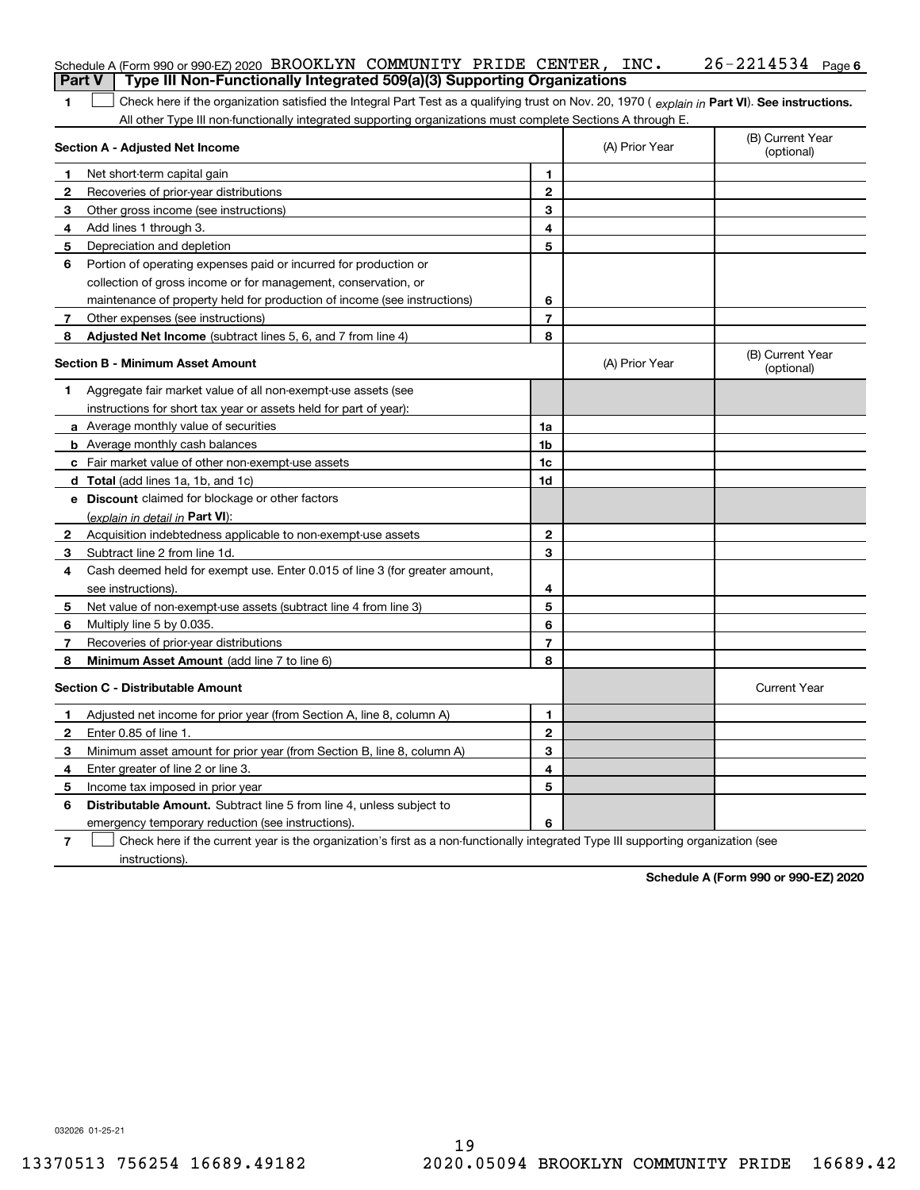Schedule A (Form 990 or 990-EZ) 2020 BROOKLYN COMMUNITY PRIDE CENTER, INC. 26-2214534 Page 6

## Part V Type III Non-Functionally Integrated 509(a)(3) Supporting Organizations

**1** ☐ Check here if the organization satisfied the Integral Part Test as a qualifying trust on Nov. 20, 1970 ( *explain in* **Part VI**). **See instructions.** All other Type III non-functionally integrated supporting organizations must complete Sections A through E.

| **Section A - Adjusted Net Income** | | | (A) Prior Year | (B) Current Year (optional) |
|---|---|---|---|---|
| **1** | Net short-term capital gain | **1** | | |
| **2** | Recoveries of prior-year distributions | **2** | | |
| **3** | Other gross income (see instructions) | **3** | | |
| **4** | Add lines 1 through 3. | **4** | | |
| **5** | Depreciation and depletion | **5** | | |
| **6** | Portion of operating expenses paid or incurred for production or collection of gross income or for management, conservation, or maintenance of property held for production of income (see instructions) | **6** | | |
| **7** | Other expenses (see instructions) | **7** | | |
| **8** | **Adjusted Net Income** (subtract lines 5, 6, and 7 from line 4) | **8** | | |

| **Section B - Minimum Asset Amount** | | | (A) Prior Year | (B) Current Year (optional) |
|---|---|---|---|---|
| **1** | Aggregate fair market value of all non-exempt-use assets (see instructions for short tax year or assets held for part of year): | | | |
| **a** | Average monthly value of securities | **1a** | | |
| **b** | Average monthly cash balances | **1b** | | |
| **c** | Fair market value of other non-exempt-use assets | **1c** | | |
| **d** | **Total** (add lines 1a, 1b, and 1c) | **1d** | | |
| **e** | **Discount** claimed for blockage or other factors (*explain in detail in* **Part VI**): | | | |
| **2** | Acquisition indebtedness applicable to non-exempt-use assets | **2** | | |
| **3** | Subtract line 2 from line 1d. | **3** | | |
| **4** | Cash deemed held for exempt use. Enter 0.015 of line 3 (for greater amount, see instructions). | **4** | | |
| **5** | Net value of non-exempt-use assets (subtract line 4 from line 3) | **5** | | |
| **6** | Multiply line 5 by 0.035. | **6** | | |
| **7** | Recoveries of prior-year distributions | **7** | | |
| **8** | **Minimum Asset Amount** (add line 7 to line 6) | **8** | | |

| **Section C - Distributable Amount** | | | | Current Year |
|---|---|---|---|---|
| **1** | Adjusted net income for prior year (from Section A, line 8, column A) | **1** | | |
| **2** | Enter 0.85 of line 1. | **2** | | |
| **3** | Minimum asset amount for prior year (from Section B, line 8, column A) | **3** | | |
| **4** | Enter greater of line 2 or line 3. | **4** | | |
| **5** | Income tax imposed in prior year | **5** | | |
| **6** | **Distributable Amount.** Subtract line 5 from line 4, unless subject to emergency temporary reduction (see instructions). | **6** | | |

**7** ☐ Check here if the current year is the organization's first as a non-functionally integrated Type III supporting organization (see instructions).

**Schedule A (Form 990 or 990-EZ) 2020**

032026 01-25-21

13370513 756254 16689.49182 2020.05094 BROOKLYN COMMUNITY PRIDE 16689.42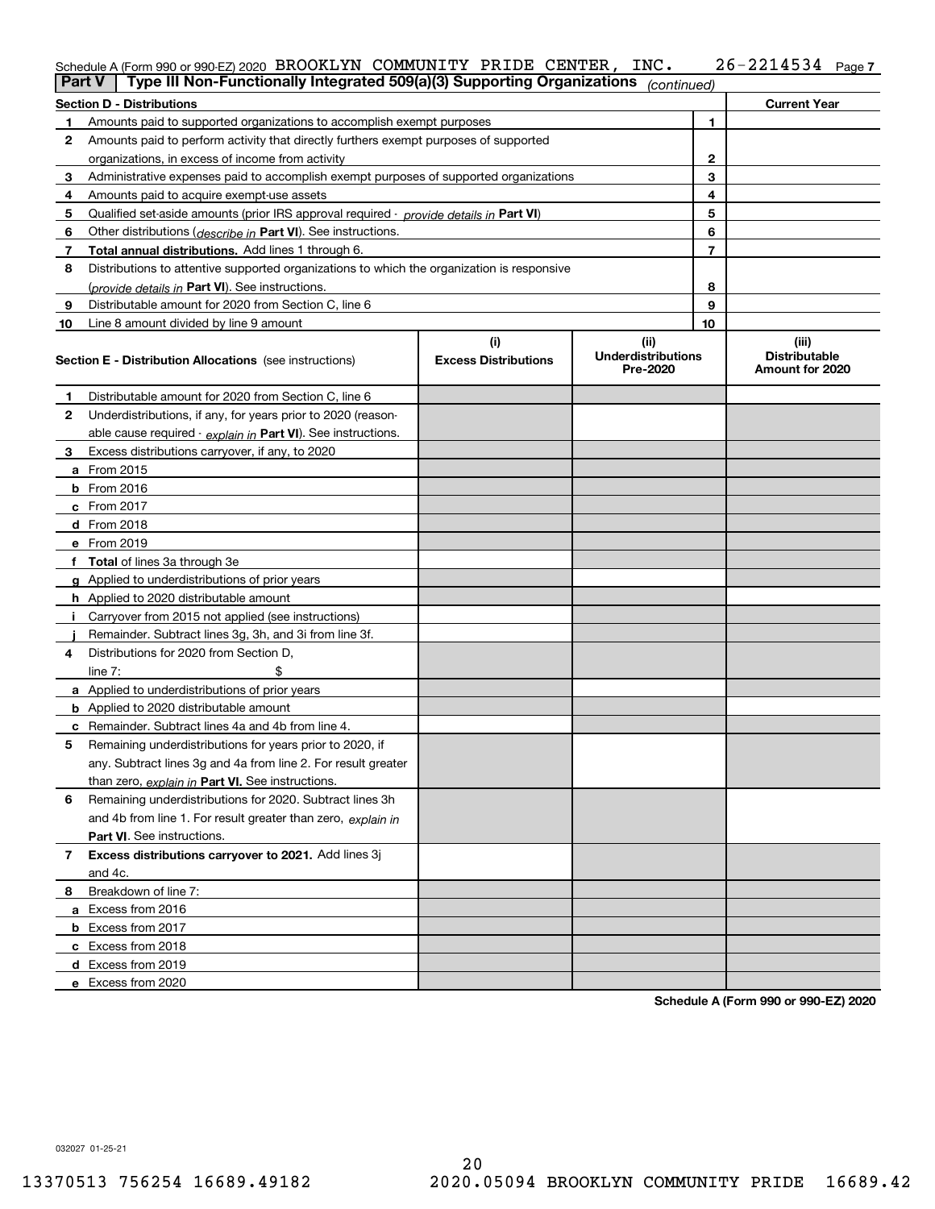Schedule A (Form 990 or 990-EZ) 2020 BROOKLYN COMMUNITY PRIDE CENTER, INC. 26-2214534

## Part V | Type III Non-Functionally Integrated 509(a)(3) Supporting Organizations *(continued)*

| Section D - Distributions | | | Current Year |
|---|---|---|---|
| 1 | Amounts paid to supported organizations to accomplish exempt purposes | 1 | |
| 2 | Amounts paid to perform activity that directly furthers exempt purposes of supported organizations, in excess of income from activity | 2 | |
| 3 | Administrative expenses paid to accomplish exempt purposes of supported organizations | 3 | |
| 4 | Amounts paid to acquire exempt-use assets | 4 | |
| 5 | Qualified set-aside amounts (prior IRS approval required - *provide details in* **Part VI**) | 5 | |
| 6 | Other distributions (*describe in* **Part VI**). See instructions. | 6 | |
| 7 | **Total annual distributions.** Add lines 1 through 6. | 7 | |
| 8 | Distributions to attentive supported organizations to which the organization is responsive (*provide details in* **Part VI**). See instructions. | 8 | |
| 9 | Distributable amount for 2020 from Section C, line 6 | 9 | |
| 10 | Line 8 amount divided by line 9 amount | 10 | |

| Section E - Distribution Allocations (see instructions) | (i) Excess Distributions | (ii) Underdistributions Pre-2020 | (iii) Distributable Amount for 2020 |
|---|---|---|---|
| **1** Distributable amount for 2020 from Section C, line 6 | | | |
| **2** Underdistributions, if any, for years prior to 2020 (reasonable cause required - *explain in* **Part VI**). See instructions. | | | |
| **3** Excess distributions carryover, if any, to 2020 | | | |
| **a** From 2015 | | | |
| **b** From 2016 | | | |
| **c** From 2017 | | | |
| **d** From 2018 | | | |
| **e** From 2019 | | | |
| **f** **Total** of lines 3a through 3e | | | |
| **g** Applied to underdistributions of prior years | | | |
| **h** Applied to 2020 distributable amount | | | |
| **i** Carryover from 2015 not applied (see instructions) | | | |
| **j** Remainder. Subtract lines 3g, 3h, and 3i from line 3f. | | | |
| **4** Distributions for 2020 from Section D, line 7: $ | | | |
| **a** Applied to underdistributions of prior years | | | |
| **b** Applied to 2020 distributable amount | | | |
| **c** Remainder. Subtract lines 4a and 4b from line 4. | | | |
| **5** Remaining underdistributions for years prior to 2020, if any. Subtract lines 3g and 4a from line 2. For result greater than zero, *explain in* **Part VI.** See instructions. | | | |
| **6** Remaining underdistributions for 2020. Subtract lines 3h and 4b from line 1. For result greater than zero, *explain in* **Part VI**. See instructions. | | | |
| **7** **Excess distributions carryover to 2021.** Add lines 3j and 4c. | | | |
| **8** Breakdown of line 7: | | | |
| **a** Excess from 2016 | | | |
| **b** Excess from 2017 | | | |
| **c** Excess from 2018 | | | |
| **d** Excess from 2019 | | | |
| **e** Excess from 2020 | | | |

**Schedule A (Form 990 or 990-EZ) 2020**

032027 01-25-21

13370513 756254 16689.49182 2020.05094 BROOKLYN COMMUNITY PRIDE 16689.42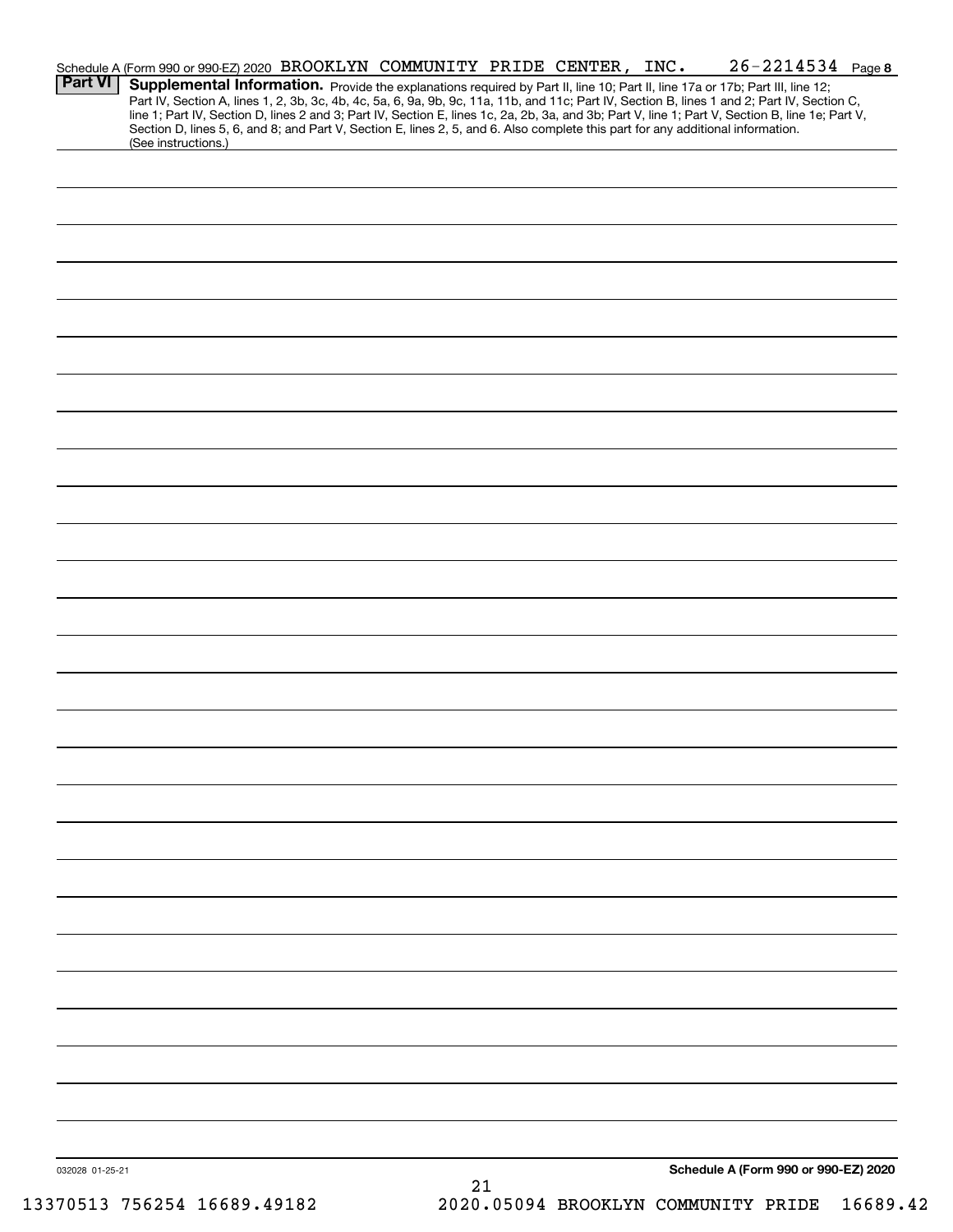Schedule A (Form 990 or 990-EZ) 2020 BROOKLYN COMMUNITY PRIDE CENTER, INC. 26-2214534 Page 8

**Part VI** **Supplemental Information.** Provide the explanations required by Part II, line 10; Part II, line 17a or 17b; Part III, line 12; Part IV, Section A, lines 1, 2, 3b, 3c, 4b, 4c, 5a, 6, 9a, 9b, 9c, 11a, 11b, and 11c; Part IV, Section B, lines 1 and 2; Part IV, Section C, line 1; Part IV, Section D, lines 2 and 3; Part IV, Section E, lines 1c, 2a, 2b, 3a, and 3b; Part V, line 1; Part V, Section B, line 1e; Part V, Section D, lines 5, 6, and 8; and Part V, Section E, lines 2, 5, and 6. Also complete this part for any additional information. (See instructions.)

032028 01-25-21

**Schedule A (Form 990 or 990-EZ) 2020**

13370513 756254 16689.49182 2020.05094 BROOKLYN COMMUNITY PRIDE 16689.42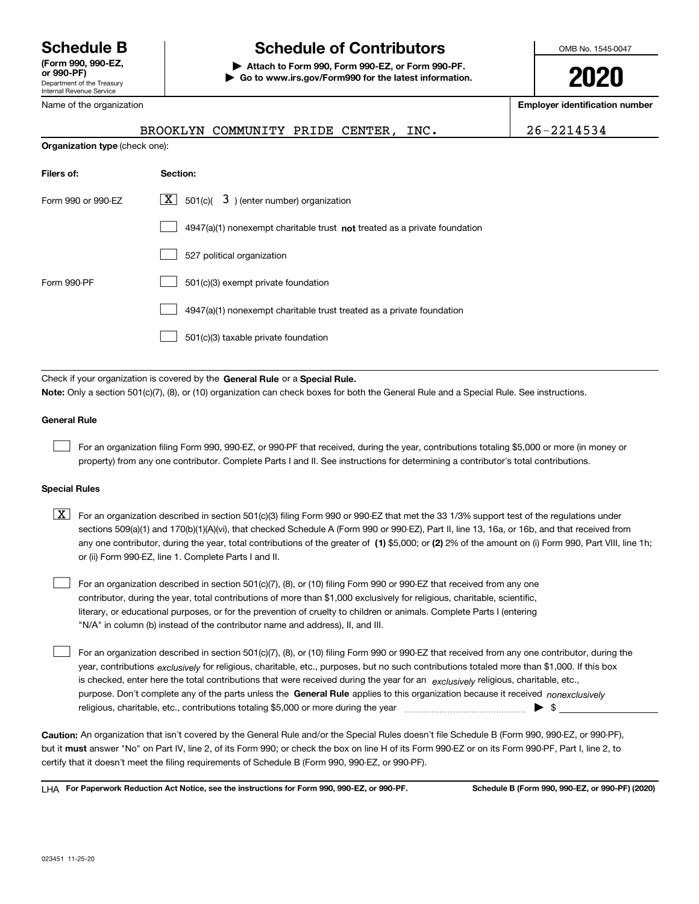# Schedule B

**(Form 990, 990-EZ, or 990-PF)**
Department of the Treasury
Internal Revenue Service

## Schedule of Contributors

**▶ Attach to Form 990, Form 990-EZ, or Form 990-PF.**
**▶ Go to www.irs.gov/Form990 for the latest information.**

OMB No. 1545-0047

**2020**

| Name of the organization | Employer identification number |
|---|---|
| BROOKLYN COMMUNITY PRIDE CENTER, INC. | 26-2214534 |

**Organization type** (check one):

| Filers of: | Section: |
|---|---|
| Form 990 or 990-EZ | [X] 501(c)( 3 ) (enter number) organization |
| | [ ] 4947(a)(1) nonexempt charitable trust **not** treated as a private foundation |
| | [ ] 527 political organization |
| Form 990-PF | [ ] 501(c)(3) exempt private foundation |
| | [ ] 4947(a)(1) nonexempt charitable trust treated as a private foundation |
| | [ ] 501(c)(3) taxable private foundation |

Check if your organization is covered by the **General Rule** or a **Special Rule.**

**Note:** Only a section 501(c)(7), (8), or (10) organization can check boxes for both the General Rule and a Special Rule. See instructions.

### General Rule

[ ] For an organization filing Form 990, 990-EZ, or 990-PF that received, during the year, contributions totaling $5,000 or more (in money or property) from any one contributor. Complete Parts I and II. See instructions for determining a contributor's total contributions.

### Special Rules

[X] For an organization described in section 501(c)(3) filing Form 990 or 990-EZ that met the 33 1/3% support test of the regulations under sections 509(a)(1) and 170(b)(1)(A)(vi), that checked Schedule A (Form 990 or 990-EZ), Part II, line 13, 16a, or 16b, and that received from any one contributor, during the year, total contributions of the greater of **(1)** $5,000; or **(2)** 2% of the amount on (i) Form 990, Part VIII, line 1h; or (ii) Form 990-EZ, line 1. Complete Parts I and II.

[ ] For an organization described in section 501(c)(7), (8), or (10) filing Form 990 or 990-EZ that received from any one contributor, during the year, total contributions of more than $1,000 exclusively for religious, charitable, scientific, literary, or educational purposes, or for the prevention of cruelty to children or animals. Complete Parts I (entering "N/A" in column (b) instead of the contributor name and address), II, and III.

[ ] For an organization described in section 501(c)(7), (8), or (10) filing Form 990 or 990-EZ that received from any one contributor, during the year, contributions *exclusively* for religious, charitable, etc., purposes, but no such contributions totaled more than $1,000. If this box is checked, enter here the total contributions that were received during the year for an *exclusively* religious, charitable, etc., purpose. Don't complete any of the parts unless the **General Rule** applies to this organization because it received *nonexclusively* religious, charitable, etc., contributions totaling $5,000 or more during the year ▶ $

**Caution:** An organization that isn't covered by the General Rule and/or the Special Rules doesn't file Schedule B (Form 990, 990-EZ, or 990-PF), but it **must** answer "No" on Part IV, line 2, of its Form 990; or check the box on line H of its Form 990-EZ or on its Form 990-PF, Part I, line 2, to certify that it doesn't meet the filing requirements of Schedule B (Form 990, 990-EZ, or 990-PF).

LHA **For Paperwork Reduction Act Notice, see the instructions for Form 990, 990-EZ, or 990-PF.** **Schedule B (Form 990, 990-EZ, or 990-PF) (2020)**

023451 11-25-20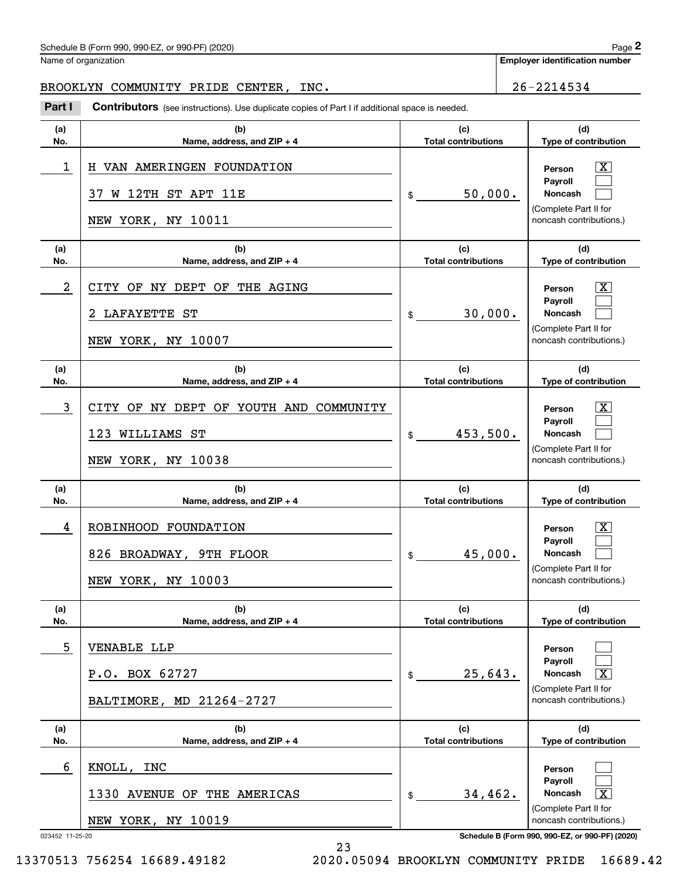Schedule B (Form 990, 990-EZ, or 990-PF) (2020)

Name of organization: BROOKLYN COMMUNITY PRIDE CENTER, INC.

Employer identification number: 26-2214534

**Part I** **Contributors** (see instructions). Use duplicate copies of Part I if additional space is needed.

| (a) No. | (b) Name, address, and ZIP + 4 | (c) Total contributions | (d) Type of contribution |
|---|---|---|---|
| 1 | H VAN AMERINGEN FOUNDATION<br>37 W 12TH ST APT 11E<br>NEW YORK, NY 10011 | $ 50,000. | Person [X]<br>Payroll [ ]<br>Noncash [ ]<br>(Complete Part II for noncash contributions.) |
| 2 | CITY OF NY DEPT OF THE AGING<br>2 LAFAYETTE ST<br>NEW YORK, NY 10007 | $ 30,000. | Person [X]<br>Payroll [ ]<br>Noncash [ ]<br>(Complete Part II for noncash contributions.) |
| 3 | CITY OF NY DEPT OF YOUTH AND COMMUNITY<br>123 WILLIAMS ST<br>NEW YORK, NY 10038 | $ 453,500. | Person [X]<br>Payroll [ ]<br>Noncash [ ]<br>(Complete Part II for noncash contributions.) |
| 4 | ROBINHOOD FOUNDATION<br>826 BROADWAY, 9TH FLOOR<br>NEW YORK, NY 10003 | $ 45,000. | Person [X]<br>Payroll [ ]<br>Noncash [ ]<br>(Complete Part II for noncash contributions.) |
| 5 | VENABLE LLP<br>P.O. BOX 62727<br>BALTIMORE, MD 21264-2727 | $ 25,643. | Person [ ]<br>Payroll [ ]<br>Noncash [X]<br>(Complete Part II for noncash contributions.) |
| 6 | KNOLL, INC<br>1330 AVENUE OF THE AMERICAS<br>NEW YORK, NY 10019 | $ 34,462. | Person [ ]<br>Payroll [ ]<br>Noncash [X]<br>(Complete Part II for noncash contributions.) |

023452 11-25-20

13370513 756254 16689.49182 2020.05094 BROOKLYN COMMUNITY PRIDE 16689.42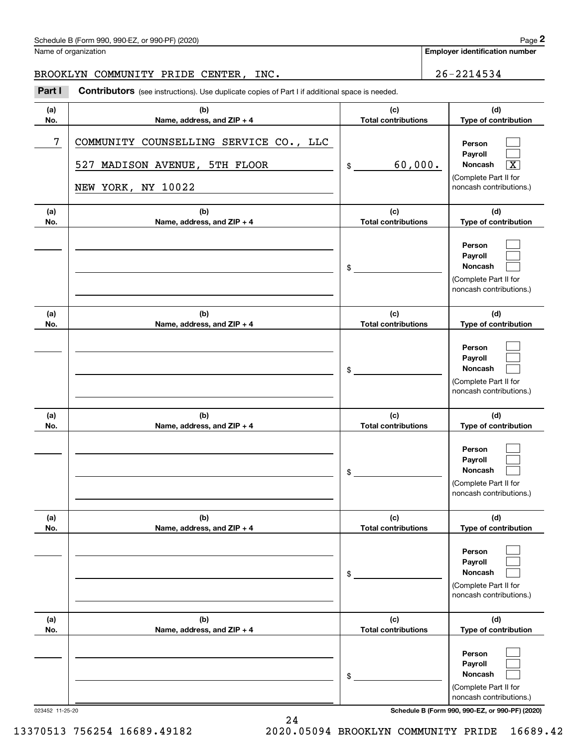Name of organization

**Employer identification number**

BROOKLYN COMMUNITY PRIDE CENTER, INC. 26-2214534

**Part I** **Contributors** (see instructions). Use duplicate copies of Part I if additional space is needed.

| (a) No. | (b) Name, address, and ZIP + 4 | (c) Total contributions | (d) Type of contribution |
|---|---|---|---|
| 7 | COMMUNITY COUNSELLING SERVICE CO., LLC<br>527 MADISON AVENUE, 5TH FLOOR<br>NEW YORK, NY 10022 | $ 60,000. | Person [ ]<br>Payroll [ ]<br>Noncash [X]<br>(Complete Part II for noncash contributions.) |
| | | $ | Person [ ]<br>Payroll [ ]<br>Noncash [ ]<br>(Complete Part II for noncash contributions.) |
| | | $ | Person [ ]<br>Payroll [ ]<br>Noncash [ ]<br>(Complete Part II for noncash contributions.) |
| | | $ | Person [ ]<br>Payroll [ ]<br>Noncash [ ]<br>(Complete Part II for noncash contributions.) |
| | | $ | Person [ ]<br>Payroll [ ]<br>Noncash [ ]<br>(Complete Part II for noncash contributions.) |
| | | $ | Person [ ]<br>Payroll [ ]<br>Noncash [ ]<br>(Complete Part II for noncash contributions.) |

023452 11-25-20

**Schedule B (Form 990, 990-EZ, or 990-PF) (2020)**

13370513 756254 16689.49182 2020.05094 BROOKLYN COMMUNITY PRIDE 16689.42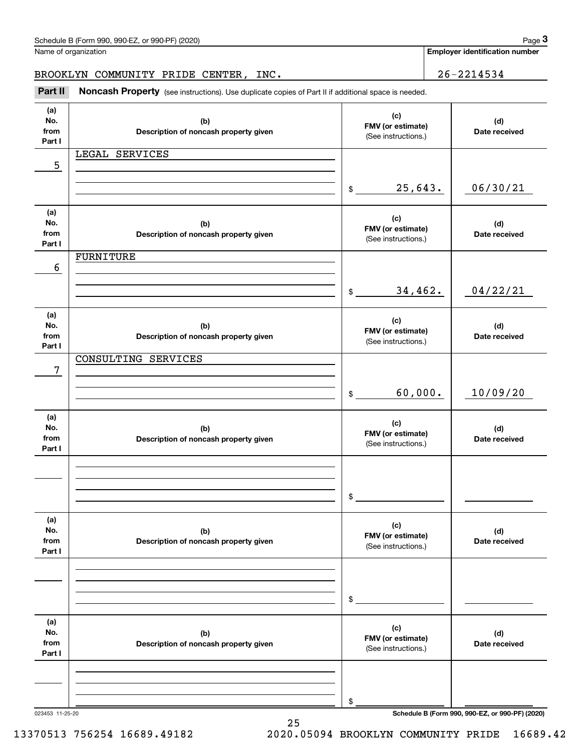Schedule B (Form 990, 990-EZ, or 990-PF) (2020)

Name of organization: BROOKLYN COMMUNITY PRIDE CENTER, INC.

**Employer identification number:** 26-2214534

## Part II Noncash Property

(see instructions). Use duplicate copies of Part II if additional space is needed.

| (a) No. from Part I | (b) Description of noncash property given | (c) FMV (or estimate) (See instructions.) | (d) Date received |
|---|---|---|---|
| 5 | LEGAL SERVICES | $ 25,643. | 06/30/21 |
| 6 | FURNITURE | $ 34,462. | 04/22/21 |
| 7 | CONSULTING SERVICES | $ 60,000. | 10/09/20 |
| | | $ | |
| | | $ | |
| | | $ | |

023453 11-25-20

Schedule B (Form 990, 990-EZ, or 990-PF) (2020)

13370513 756254 16689.49182 2020.05094 BROOKLYN COMMUNITY PRIDE 16689.42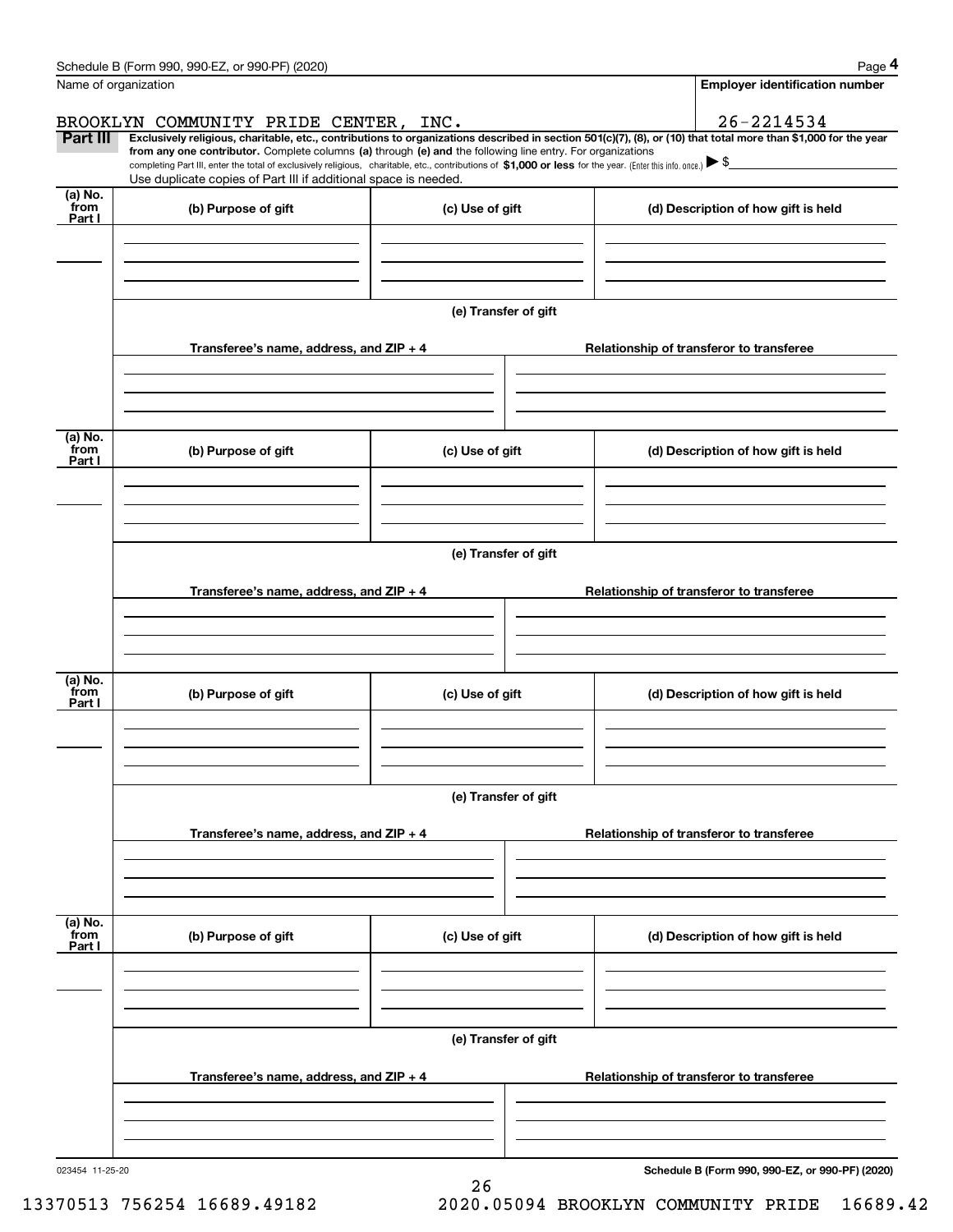Name of organization

BROOKLYN COMMUNITY PRIDE CENTER, INC.

**Employer identification number**

26-2214534

**Part III** **Exclusively religious, charitable, etc., contributions to organizations described in section 501(c)(7), (8), or (10) that total more than $1,000 for the year from any one contributor.** Complete columns **(a)** through **(e) and** the following line entry. For organizations completing Part III, enter the total of exclusively religious, charitable, etc., contributions of **$1,000 or less** for the year. (Enter this info. once.) ▶ $

Use duplicate copies of Part III if additional space is needed.

| (a) No. from Part I | (b) Purpose of gift | (c) Use of gift | (d) Description of how gift is held |
|---|---|---|---|
| | | | |

(e) Transfer of gift

| Transferee's name, address, and ZIP + 4 | Relationship of transferor to transferee |
|---|---|
| | |

| (a) No. from Part I | (b) Purpose of gift | (c) Use of gift | (d) Description of how gift is held |
|---|---|---|---|
| | | | |

(e) Transfer of gift

| Transferee's name, address, and ZIP + 4 | Relationship of transferor to transferee |
|---|---|
| | |

| (a) No. from Part I | (b) Purpose of gift | (c) Use of gift | (d) Description of how gift is held |
|---|---|---|---|
| | | | |

(e) Transfer of gift

| Transferee's name, address, and ZIP + 4 | Relationship of transferor to transferee |
|---|---|
| | |

| (a) No. from Part I | (b) Purpose of gift | (c) Use of gift | (d) Description of how gift is held |
|---|---|---|---|
| | | | |

(e) Transfer of gift

| Transferee's name, address, and ZIP + 4 | Relationship of transferor to transferee |
|---|---|
| | |

023454 11-25-20

**Schedule B (Form 990, 990-EZ, or 990-PF) (2020)**

13370513 756254 16689.49182 2020.05094 BROOKLYN COMMUNITY PRIDE 16689.42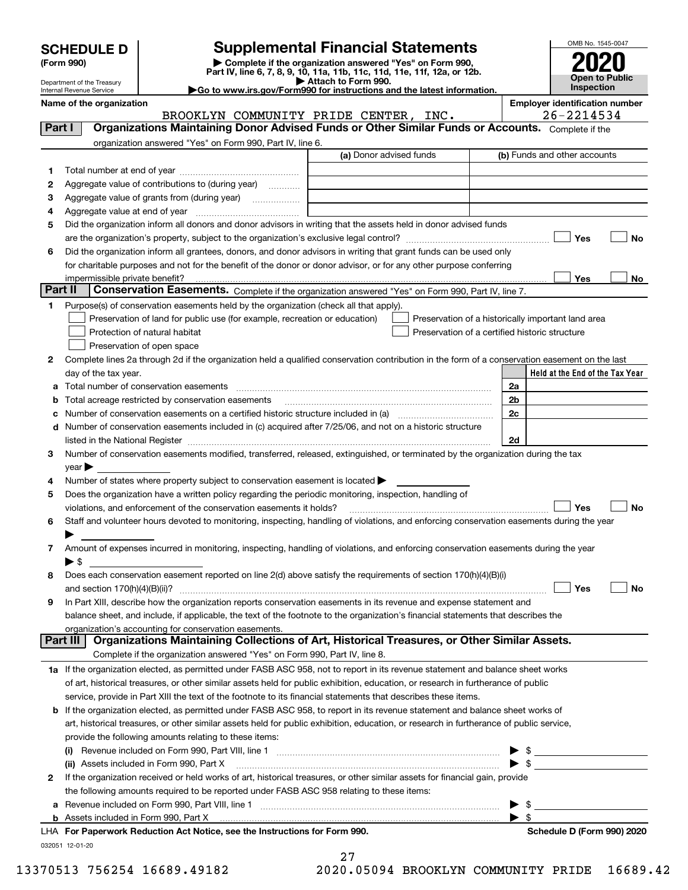# SCHEDULE D (Form 990)

Department of the Treasury
Internal Revenue Service

## Supplemental Financial Statements

▶ Complete if the organization answered "Yes" on Form 990, Part IV, line 6, 7, 8, 9, 10, 11a, 11b, 11c, 11d, 11e, 11f, 12a, or 12b.
▶ Attach to Form 990.
▶Go to www.irs.gov/Form990 for instructions and the latest information.

OMB No. 1545-0047

**2020**

**Open to Public Inspection**

**Name of the organization**
BROOKLYN COMMUNITY PRIDE CENTER, INC.

**Employer identification number**
26-2214534

### Part I Organizations Maintaining Donor Advised Funds or Other Similar Funds or Accounts.
Complete if the organization answered "Yes" on Form 990, Part IV, line 6.

| | | (a) Donor advised funds | (b) Funds and other accounts |
|---|---|---|---|
| 1 | Total number at end of year | | |
| 2 | Aggregate value of contributions to (during year) | | |
| 3 | Aggregate value of grants from (during year) | | |
| 4 | Aggregate value at end of year | | |

5 Did the organization inform all donors and donor advisors in writing that the assets held in donor advised funds are the organization's property, subject to the organization's exclusive legal control? ☐ Yes ☐ No

6 Did the organization inform all grantees, donors, and donor advisors in writing that grant funds can be used only for charitable purposes and not for the benefit of the donor or donor advisor, or for any other purpose conferring impermissible private benefit? ☐ Yes ☐ No

### Part II Conservation Easements.
Complete if the organization answered "Yes" on Form 990, Part IV, line 7.

1 Purpose(s) of conservation easements held by the organization (check all that apply).
- ☐ Preservation of land for public use (for example, recreation or education)
- ☐ Protection of natural habitat
- ☐ Preservation of open space
- ☐ Preservation of a historically important land area
- ☐ Preservation of a certified historic structure

2 Complete lines 2a through 2d if the organization held a qualified conservation contribution in the form of a conservation easement on the last day of the tax year.

| | | | Held at the End of the Tax Year |
|---|---|---|---|
| a | Total number of conservation easements | 2a | |
| b | Total acreage restricted by conservation easements | 2b | |
| c | Number of conservation easements on a certified historic structure included in (a) | 2c | |
| d | Number of conservation easements included in (c) acquired after 7/25/06, and not on a historic structure listed in the National Register | 2d | |

3 Number of conservation easements modified, transferred, released, extinguished, or terminated by the organization during the tax year ▶

4 Number of states where property subject to conservation easement is located ▶

5 Does the organization have a written policy regarding the periodic monitoring, inspection, handling of violations, and enforcement of the conservation easements it holds? ☐ Yes ☐ No

6 Staff and volunteer hours devoted to monitoring, inspecting, handling of violations, and enforcing conservation easements during the year ▶

7 Amount of expenses incurred in monitoring, inspecting, handling of violations, and enforcing conservation easements during the year ▶ $

8 Does each conservation easement reported on line 2(d) above satisfy the requirements of section 170(h)(4)(B)(i) and section 170(h)(4)(B)(ii)? ☐ Yes ☐ No

9 In Part XIII, describe how the organization reports conservation easements in its revenue and expense statement and balance sheet, and include, if applicable, the text of the footnote to the organization's financial statements that describes the organization's accounting for conservation easements.

### Part III Organizations Maintaining Collections of Art, Historical Treasures, or Other Similar Assets.
Complete if the organization answered "Yes" on Form 990, Part IV, line 8.

1a If the organization elected, as permitted under FASB ASC 958, not to report in its revenue statement and balance sheet works of art, historical treasures, or other similar assets held for public exhibition, education, or research in furtherance of public service, provide in Part XIII the text of the footnote to its financial statements that describes these items.

b If the organization elected, as permitted under FASB ASC 958, to report in its revenue statement and balance sheet works of art, historical treasures, or other similar assets held for public exhibition, education, or research in furtherance of public service, provide the following amounts relating to these items:

(i) Revenue included on Form 990, Part VIII, line 1 ▶ $

(ii) Assets included in Form 990, Part X ▶ $

2 If the organization received or held works of art, historical treasures, or other similar assets for financial gain, provide the following amounts required to be reported under FASB ASC 958 relating to these items:

a Revenue included on Form 990, Part VIII, line 1 ▶ $

b Assets included in Form 990, Part X ▶ $

LHA For Paperwork Reduction Act Notice, see the Instructions for Form 990. **Schedule D (Form 990) 2020**

032051 12-01-20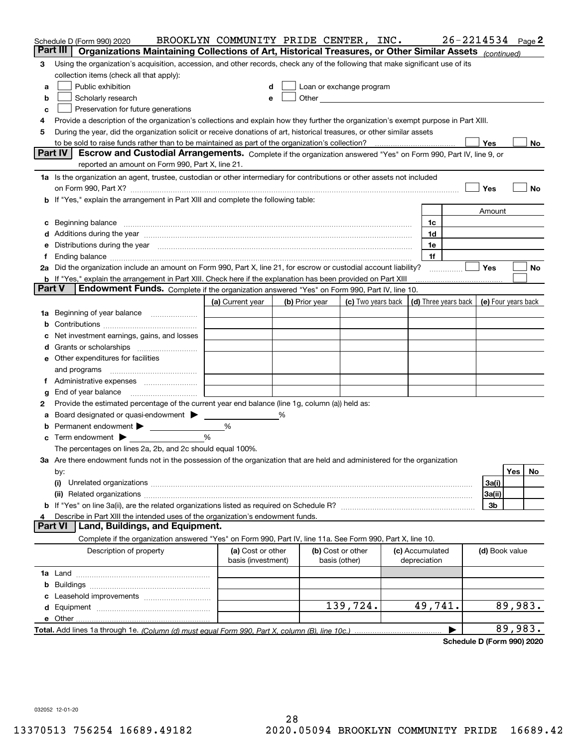Schedule D (Form 990) 2020 BROOKLYN COMMUNITY PRIDE CENTER, INC. 26-2214534 Page 2

## Part III Organizations Maintaining Collections of Art, Historical Treasures, or Other Similar Assets *(continued)*

**3** Using the organization's acquisition, accession, and other records, check any of the following that make significant use of its collection items (check all that apply):

- **a** ☐ Public exhibition
- **b** ☐ Scholarly research
- **c** ☐ Preservation for future generations
- **d** ☐ Loan or exchange program
- **e** ☐ Other

**4** Provide a description of the organization's collections and explain how they further the organization's exempt purpose in Part XIII.

**5** During the year, did the organization solicit or receive donations of art, historical treasures, or other similar assets to be sold to raise funds rather than to be maintained as part of the organization's collection? ☐ Yes ☐ No

## Part IV Escrow and Custodial Arrangements.

Complete if the organization answered "Yes" on Form 990, Part IV, line 9, or reported an amount on Form 990, Part X, line 21.

**1a** Is the organization an agent, trustee, custodian or other intermediary for contributions or other assets not included on Form 990, Part X? ☐ Yes ☐ No

**b** If "Yes," explain the arrangement in Part XIII and complete the following table:

| | | Amount |
|---|---|---|
| **c** Beginning balance | 1c | |
| **d** Additions during the year | 1d | |
| **e** Distributions during the year | 1e | |
| **f** Ending balance | 1f | |

**2a** Did the organization include an amount on Form 990, Part X, line 21, for escrow or custodial account liability? ☐ Yes ☐ No

**b** If "Yes," explain the arrangement in Part XIII. Check here if the explanation has been provided on Part XIII ☐

## Part V Endowment Funds.

Complete if the organization answered "Yes" on Form 990, Part IV, line 10.

| | (a) Current year | (b) Prior year | (c) Two years back | (d) Three years back | (e) Four years back |
|---|---|---|---|---|---|
| **1a** Beginning of year balance | | | | | |
| **b** Contributions | | | | | |
| **c** Net investment earnings, gains, and losses | | | | | |
| **d** Grants or scholarships | | | | | |
| **e** Other expenditures for facilities and programs | | | | | |
| **f** Administrative expenses | | | | | |
| **g** End of year balance | | | | | |

**2** Provide the estimated percentage of the current year end balance (line 1g, column (a)) held as:

- **a** Board designated or quasi-endowment ▶ ____ %
- **b** Permanent endowment ▶ ____ %
- **c** Term endowment ▶ ____ %

The percentages on lines 2a, 2b, and 2c should equal 100%.

**3a** Are there endowment funds not in the possession of the organization that are held and administered for the organization by:

| | | Yes | No |
|---|---|---|---|
| **(i)** Unrelated organizations | 3a(i) | | |
| **(ii)** Related organizations | 3a(ii) | | |
| **b** If "Yes" on line 3a(ii), are the related organizations listed as required on Schedule R? | 3b | | |

**4** Describe in Part XIII the intended uses of the organization's endowment funds.

## Part VI Land, Buildings, and Equipment.

Complete if the organization answered "Yes" on Form 990, Part IV, line 11a. See Form 990, Part X, line 10.

| Description of property | (a) Cost or other basis (investment) | (b) Cost or other basis (other) | (c) Accumulated depreciation | (d) Book value |
|---|---|---|---|---|
| **1a** Land | | | | |
| **b** Buildings | | | | |
| **c** Leasehold improvements | | | | |
| **d** Equipment | | 139,724. | 49,741. | 89,983. |
| **e** Other | | | | |

**Total.** Add lines 1a through 1e. *(Column (d) must equal Form 990, Part X, column (B), line 10c.)* ▶ 89,983.

**Schedule D (Form 990) 2020**

032052 12-01-20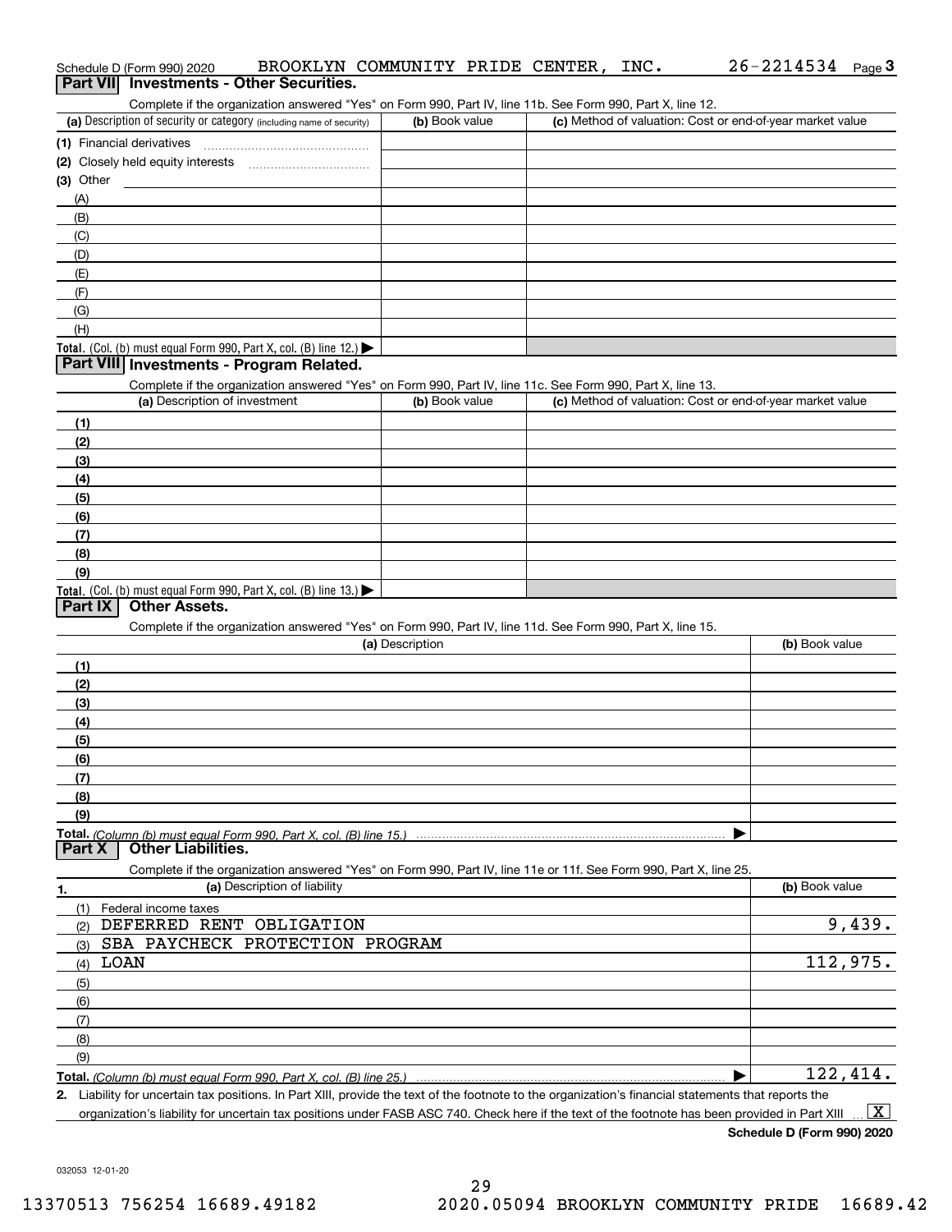Schedule D (Form 990) 2020 BROOKLYN COMMUNITY PRIDE CENTER, INC. 26-2214534 Page 3

## Part VII Investments - Other Securities.

Complete if the organization answered "Yes" on Form 990, Part IV, line 11b. See Form 990, Part X, line 12.

| (a) Description of security or category (including name of security) | (b) Book value | (c) Method of valuation: Cost or end-of-year market value |
|---|---|---|
| (1) Financial derivatives | | |
| (2) Closely held equity interests | | |
| (3) Other | | |
| (A) | | |
| (B) | | |
| (C) | | |
| (D) | | |
| (E) | | |
| (F) | | |
| (G) | | |
| (H) | | |
| **Total.** (Col. (b) must equal Form 990, Part X, col. (B) line 12.) ▶ | | |

## Part VIII Investments - Program Related.

Complete if the organization answered "Yes" on Form 990, Part IV, line 11c. See Form 990, Part X, line 13.

| (a) Description of investment | (b) Book value | (c) Method of valuation: Cost or end-of-year market value |
|---|---|---|
| (1) | | |
| (2) | | |
| (3) | | |
| (4) | | |
| (5) | | |
| (6) | | |
| (7) | | |
| (8) | | |
| (9) | | |
| **Total.** (Col. (b) must equal Form 990, Part X, col. (B) line 13.) ▶ | | |

## Part IX Other Assets.

Complete if the organization answered "Yes" on Form 990, Part IV, line 11d. See Form 990, Part X, line 15.

| (a) Description | (b) Book value |
|---|---|
| (1) | |
| (2) | |
| (3) | |
| (4) | |
| (5) | |
| (6) | |
| (7) | |
| (8) | |
| (9) | |
| **Total.** *(Column (b) must equal Form 990, Part X, col. (B) line 15.)* ▶ | |

## Part X Other Liabilities.

Complete if the organization answered "Yes" on Form 990, Part IV, line 11e or 11f. See Form 990, Part X, line 25.

| 1. (a) Description of liability | (b) Book value |
|---|---|
| (1) Federal income taxes | |
| (2) DEFERRED RENT OBLIGATION | 9,439. |
| (3) SBA PAYCHECK PROTECTION PROGRAM | |
| (4) LOAN | 112,975. |
| (5) | |
| (6) | |
| (7) | |
| (8) | |
| (9) | |
| **Total.** *(Column (b) must equal Form 990, Part X, col. (B) line 25.)* ▶ | 122,414. |

2. Liability for uncertain tax positions. In Part XIII, provide the text of the footnote to the organization's financial statements that reports the organization's liability for uncertain tax positions under FASB ASC 740. Check here if the text of the footnote has been provided in Part XIII ... [X]

**Schedule D (Form 990) 2020**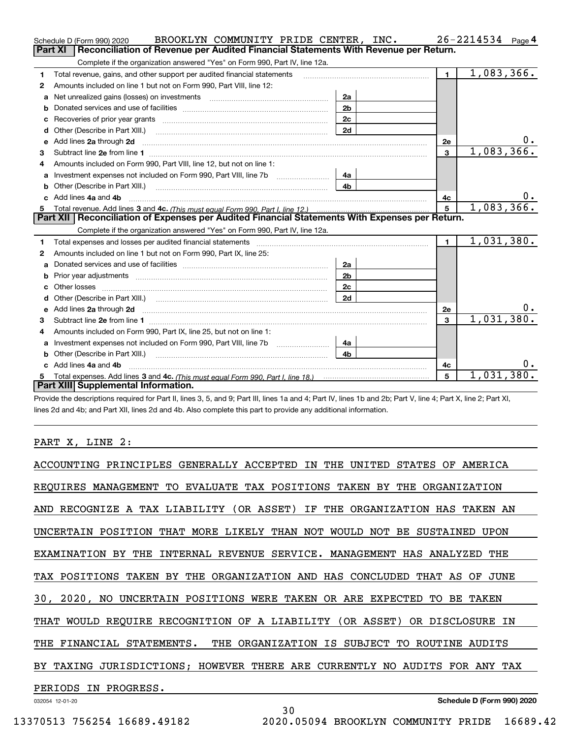Schedule D (Form 990) 2020 BROOKLYN COMMUNITY PRIDE CENTER, INC. 26-2214534 Page 4

## Part XI Reconciliation of Revenue per Audited Financial Statements With Revenue per Return.

Complete if the organization answered "Yes" on Form 990, Part IV, line 12a.

| | | | | | |
|---|---|---|---|---|---|
| 1 | Total revenue, gains, and other support per audited financial statements | | | 1 | 1,083,366. |
| 2 | Amounts included on line 1 but not on Form 990, Part VIII, line 12: | | | | |
| a | Net unrealized gains (losses) on investments | 2a | | | |
| b | Donated services and use of facilities | 2b | | | |
| c | Recoveries of prior year grants | 2c | | | |
| d | Other (Describe in Part XIII.) | 2d | | | |
| e | Add lines 2a through 2d | | | 2e | 0. |
| 3 | Subtract line 2e from line 1 | | | 3 | 1,083,366. |
| 4 | Amounts included on Form 990, Part VIII, line 12, but not on line 1: | | | | |
| a | Investment expenses not included on Form 990, Part VIII, line 7b | 4a | | | |
| b | Other (Describe in Part XIII.) | 4b | | | |
| c | Add lines 4a and 4b | | | 4c | 0. |
| 5 | Total revenue. Add lines 3 and 4c. *(This must equal Form 990, Part I, line 12.)* | | | 5 | 1,083,366. |

## Part XII Reconciliation of Expenses per Audited Financial Statements With Expenses per Return.

Complete if the organization answered "Yes" on Form 990, Part IV, line 12a.

| | | | | | |
|---|---|---|---|---|---|
| 1 | Total expenses and losses per audited financial statements | | | 1 | 1,031,380. |
| 2 | Amounts included on line 1 but not on Form 990, Part IX, line 25: | | | | |
| a | Donated services and use of facilities | 2a | | | |
| b | Prior year adjustments | 2b | | | |
| c | Other losses | 2c | | | |
| d | Other (Describe in Part XIII.) | 2d | | | |
| e | Add lines 2a through 2d | | | 2e | 0. |
| 3 | Subtract line 2e from line 1 | | | 3 | 1,031,380. |
| 4 | Amounts included on Form 990, Part IX, line 25, but not on line 1: | | | | |
| a | Investment expenses not included on Form 990, Part VIII, line 7b | 4a | | | |
| b | Other (Describe in Part XIII.) | 4b | | | |
| c | Add lines 4a and 4b | | | 4c | 0. |
| 5 | Total expenses. Add lines 3 and 4c. *(This must equal Form 990, Part I, line 18.)* | | | 5 | 1,031,380. |

## Part XIII Supplemental Information.

Provide the descriptions required for Part II, lines 3, 5, and 9; Part III, lines 1a and 4; Part IV, lines 1b and 2b; Part V, line 4; Part X, line 2; Part XI, lines 2d and 4b; and Part XII, lines 2d and 4b. Also complete this part to provide any additional information.

PART X, LINE 2:

ACCOUNTING PRINCIPLES GENERALLY ACCEPTED IN THE UNITED STATES OF AMERICA REQUIRES MANAGEMENT TO EVALUATE TAX POSITIONS TAKEN BY THE ORGANIZATION AND RECOGNIZE A TAX LIABILITY (OR ASSET) IF THE ORGANIZATION HAS TAKEN AN UNCERTAIN POSITION THAT MORE LIKELY THAN NOT WOULD NOT BE SUSTAINED UPON EXAMINATION BY THE INTERNAL REVENUE SERVICE. MANAGEMENT HAS ANALYZED THE TAX POSITIONS TAKEN BY THE ORGANIZATION AND HAS CONCLUDED THAT AS OF JUNE 30, 2020, NO UNCERTAIN POSITIONS WERE TAKEN OR ARE EXPECTED TO BE TAKEN THAT WOULD REQUIRE RECOGNITION OF A LIABILITY (OR ASSET) OR DISCLOSURE IN THE FINANCIAL STATEMENTS. THE ORGANIZATION IS SUBJECT TO ROUTINE AUDITS BY TAXING JURISDICTIONS; HOWEVER THERE ARE CURRENTLY NO AUDITS FOR ANY TAX PERIODS IN PROGRESS.

032054 12-01-20 Schedule D (Form 990) 2020

13370513 756254 16689.49182 2020.05094 BROOKLYN COMMUNITY PRIDE 16689.42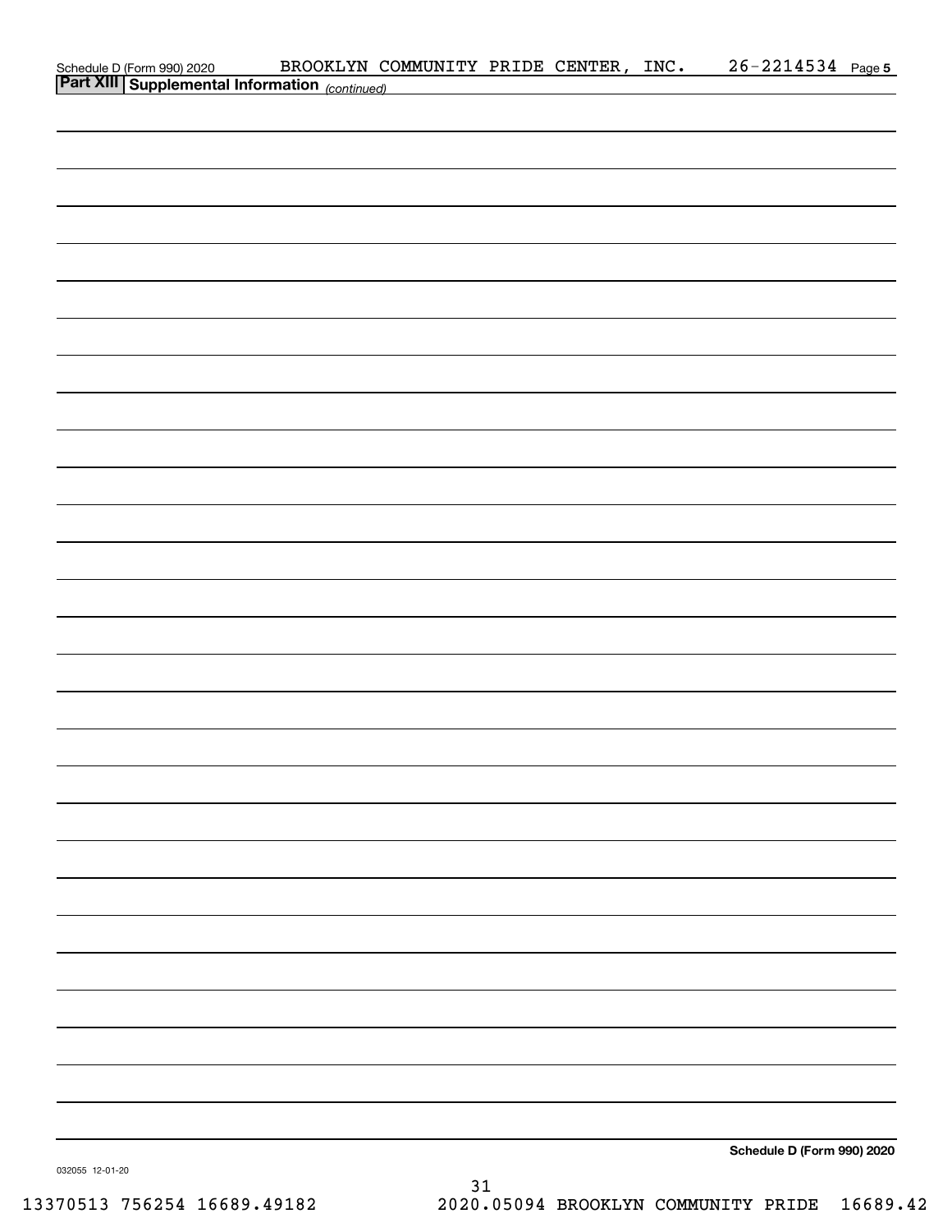Schedule D (Form 990) 2020 BROOKLYN COMMUNITY PRIDE CENTER, INC. 26-2214534 Page **5**

**Part XIII Supplemental Information** *(continued)*

**Schedule D (Form 990) 2020**

032055 12-01-20

13370513 756254 16689.49182 2020.05094 BROOKLYN COMMUNITY PRIDE 16689.42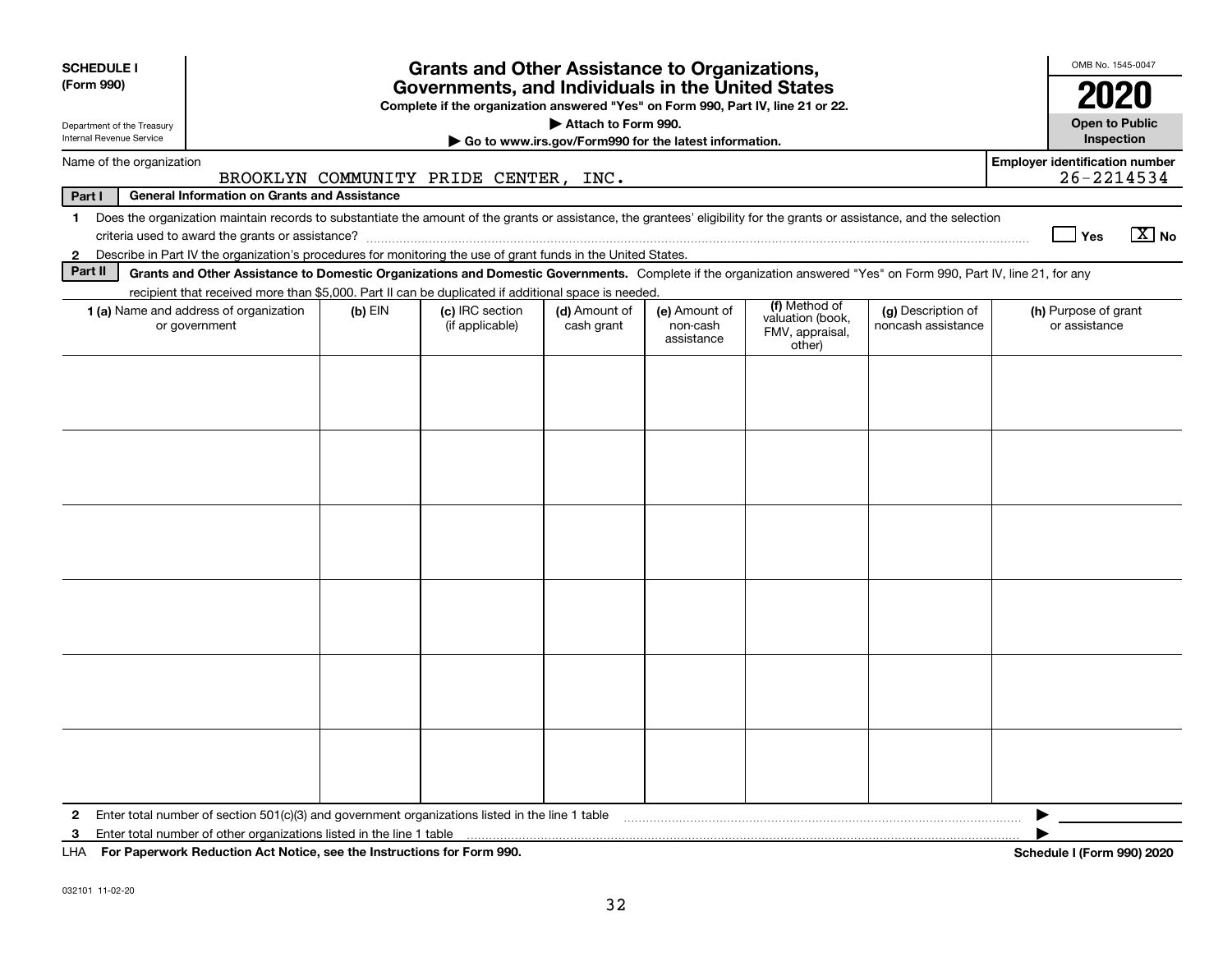**SCHEDULE I**
**(Form 990)**

Department of the Treasury
Internal Revenue Service

# Grants and Other Assistance to Organizations, Governments, and Individuals in the United States

**Complete if the organization answered "Yes" on Form 990, Part IV, line 21 or 22.**
**▶ Attach to Form 990.**
**▶ Go to www.irs.gov/Form990 for the latest information.**

OMB No. 1545-0047
**2020**
**Open to Public Inspection**

Name of the organization: BROOKLYN COMMUNITY PRIDE CENTER, INC.
Employer identification number: 26-2214534

**Part I — General Information on Grants and Assistance**

1 Does the organization maintain records to substantiate the amount of the grants or assistance, the grantees' eligibility for the grants or assistance, and the selection criteria used to award the grants or assistance? ☐ Yes ☒ No

2 Describe in Part IV the organization's procedures for monitoring the use of grant funds in the United States.

**Part II — Grants and Other Assistance to Domestic Organizations and Domestic Governments.** Complete if the organization answered "Yes" on Form 990, Part IV, line 21, for any recipient that received more than $5,000. Part II can be duplicated if additional space is needed.

| 1 (a) Name and address of organization or government | (b) EIN | (c) IRC section (if applicable) | (d) Amount of cash grant | (e) Amount of non-cash assistance | (f) Method of valuation (book, FMV, appraisal, other) | (g) Description of noncash assistance | (h) Purpose of grant or assistance |
|---|---|---|---|---|---|---|---|
| | | | | | | | |
| | | | | | | | |
| | | | | | | | |
| | | | | | | | |
| | | | | | | | |
| | | | | | | | |

2 Enter total number of section 501(c)(3) and government organizations listed in the line 1 table ▶

3 Enter total number of other organizations listed in the line 1 table ▶

LHA **For Paperwork Reduction Act Notice, see the Instructions for Form 990.** **Schedule I (Form 990) 2020**

032101 11-02-20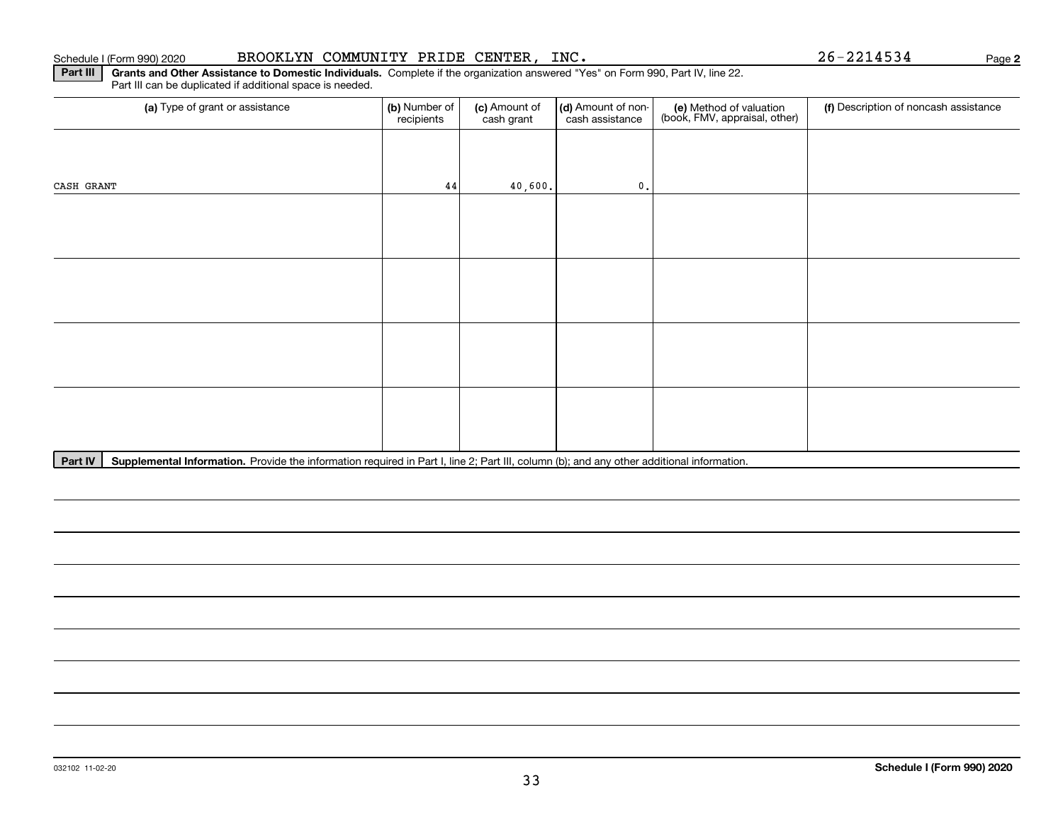Schedule I (Form 990) 2020 BROOKLYN COMMUNITY PRIDE CENTER, INC. 26-2214534 Page 2

**Part III** **Grants and Other Assistance to Domestic Individuals.** Complete if the organization answered "Yes" on Form 990, Part IV, line 22. Part III can be duplicated if additional space is needed.

| (a) Type of grant or assistance | (b) Number of recipients | (c) Amount of cash grant | (d) Amount of non-cash assistance | (e) Method of valuation (book, FMV, appraisal, other) | (f) Description of noncash assistance |
|---|---|---|---|---|---|
| CASH GRANT | 44 | 40,600. | 0. | | |
| | | | | | |
| | | | | | |
| | | | | | |
| | | | | | |

**Part IV** **Supplemental Information.** Provide the information required in Part I, line 2; Part III, column (b); and any other additional information.

032102 11-02-20

**Schedule I (Form 990) 2020**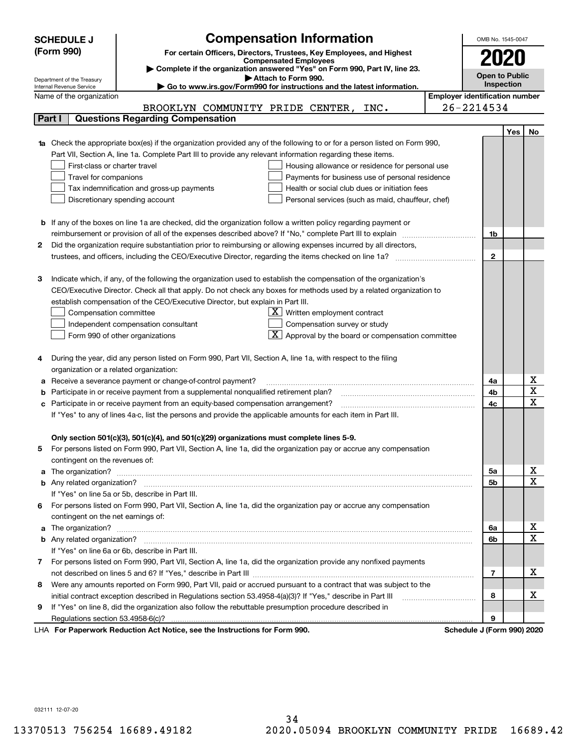**SCHEDULE J (Form 990)**

Department of the Treasury
Internal Revenue Service

# Compensation Information

**For certain Officers, Directors, Trustees, Key Employees, and Highest Compensated Employees**

▶ Complete if the organization answered "Yes" on Form 990, Part IV, line 23.

▶ Attach to Form 990.

▶ Go to www.irs.gov/Form990 for instructions and the latest information.

OMB No. 1545-0047

**2020**

**Open to Public Inspection**

Name of the organization: BROOKLYN COMMUNITY PRIDE CENTER, INC.

Employer identification number: 26-2214534

## Part I Questions Regarding Compensation

| | | | Yes | No |
|---|---|---|---|---|
| **1a** | Check the appropriate box(es) if the organization provided any of the following to or for a person listed on Form 990, Part VII, Section A, line 1a. Complete Part III to provide any relevant information regarding these items.<br>☐ First-class or charter travel ☐ Housing allowance or residence for personal use<br>☐ Travel for companions ☐ Payments for business use of personal residence<br>☐ Tax indemnification and gross-up payments ☐ Health or social club dues or initiation fees<br>☐ Discretionary spending account ☐ Personal services (such as maid, chauffeur, chef) | | | |
| **b** | If any of the boxes on line 1a are checked, did the organization follow a written policy regarding payment or reimbursement or provision of all of the expenses described above? If "No," complete Part III to explain | 1b | | |
| **2** | Did the organization require substantiation prior to reimbursing or allowing expenses incurred by all directors, trustees, and officers, including the CEO/Executive Director, regarding the items checked on line 1a? | 2 | | |
| **3** | Indicate which, if any, of the following the organization used to establish the compensation of the organization's CEO/Executive Director. Check all that apply. Do not check any boxes for methods used by a related organization to establish compensation of the CEO/Executive Director, but explain in Part III.<br>☐ Compensation committee ☒ Written employment contract<br>☐ Independent compensation consultant ☐ Compensation survey or study<br>☐ Form 990 of other organizations ☒ Approval by the board or compensation committee | | | |
| **4** | During the year, did any person listed on Form 990, Part VII, Section A, line 1a, with respect to the filing organization or a related organization: | | | |
| **a** | Receive a severance payment or change-of-control payment? | 4a | | X |
| **b** | Participate in or receive payment from a supplemental nonqualified retirement plan? | 4b | | X |
| **c** | Participate in or receive payment from an equity-based compensation arrangement? | 4c | | X |
| | If "Yes" to any of lines 4a-c, list the persons and provide the applicable amounts for each item in Part III. | | | |
| | **Only section 501(c)(3), 501(c)(4), and 501(c)(29) organizations must complete lines 5-9.** | | | |
| **5** | For persons listed on Form 990, Part VII, Section A, line 1a, did the organization pay or accrue any compensation contingent on the revenues of: | | | |
| **a** | The organization? | 5a | | X |
| **b** | Any related organization? | 5b | | X |
| | If "Yes" on line 5a or 5b, describe in Part III. | | | |
| **6** | For persons listed on Form 990, Part VII, Section A, line 1a, did the organization pay or accrue any compensation contingent on the net earnings of: | | | |
| **a** | The organization? | 6a | | X |
| **b** | Any related organization? | 6b | | X |
| | If "Yes" on line 6a or 6b, describe in Part III. | | | |
| **7** | For persons listed on Form 990, Part VII, Section A, line 1a, did the organization provide any nonfixed payments not described on lines 5 and 6? If "Yes," describe in Part III | 7 | | X |
| **8** | Were any amounts reported on Form 990, Part VII, paid or accrued pursuant to a contract that was subject to the initial contract exception described in Regulations section 53.4958-4(a)(3)? If "Yes," describe in Part III | 8 | | X |
| **9** | If "Yes" on line 8, did the organization also follow the rebuttable presumption procedure described in Regulations section 53.4958-6(c)? | 9 | | |

LHA **For Paperwork Reduction Act Notice, see the Instructions for Form 990.** **Schedule J (Form 990) 2020**

032111 12-07-20

13370513 756254 16689.49182 2020.05094 BROOKLYN COMMUNITY PRIDE 16689.42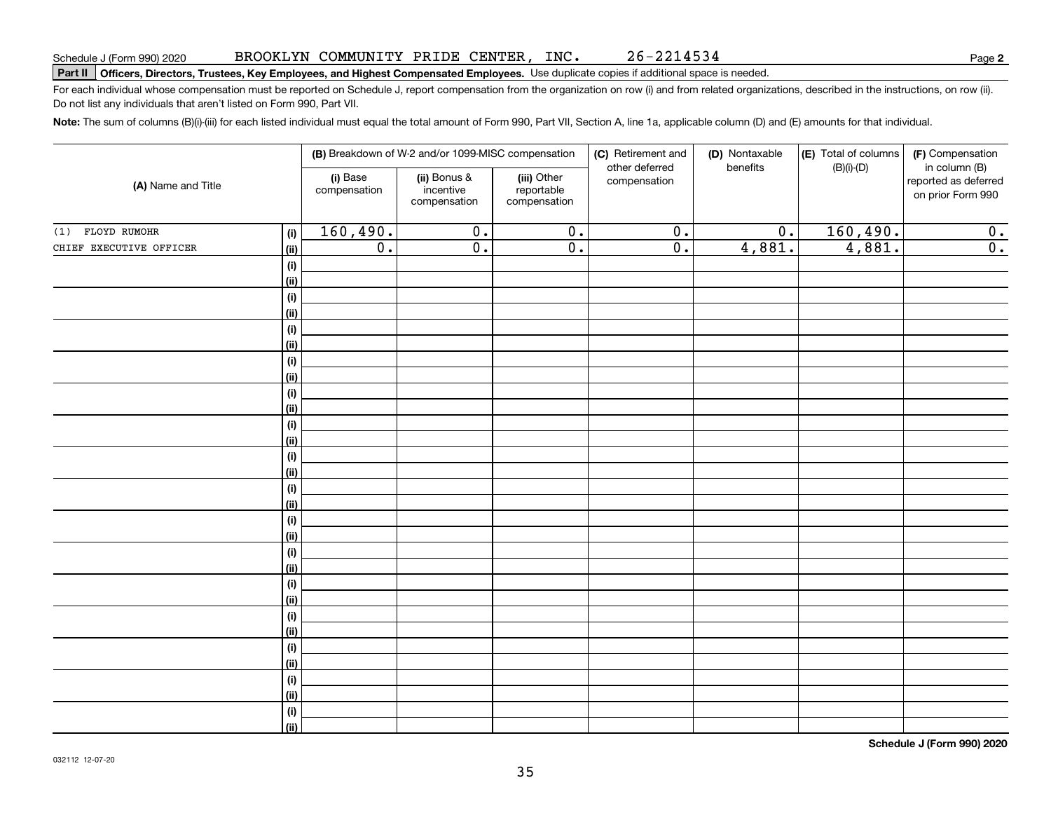Schedule J (Form 990) 2020 BROOKLYN COMMUNITY PRIDE CENTER, INC. 26-2214534

**Part II** **Officers, Directors, Trustees, Key Employees, and Highest Compensated Employees.** Use duplicate copies if additional space is needed.

For each individual whose compensation must be reported on Schedule J, report compensation from the organization on row (i) and from related organizations, described in the instructions, on row (ii). Do not list any individuals that aren't listed on Form 990, Part VII.

**Note:** The sum of columns (B)(i)-(iii) for each listed individual must equal the total amount of Form 990, Part VII, Section A, line 1a, applicable column (D) and (E) amounts for that individual.

| (A) Name and Title | | (B) Breakdown of W-2 and/or 1099-MISC compensation | | | (C) Retirement and other deferred compensation | (D) Nontaxable benefits | (E) Total of columns (B)(i)-(D) | (F) Compensation in column (B) reported as deferred on prior Form 990 |
|---|---|---|---|---|---|---|---|---|
| | | (i) Base compensation | (ii) Bonus & incentive compensation | (iii) Other reportable compensation | | | | |
| (1) FLOYD RUMOHR | (i) | 160,490. | 0. | 0. | 0. | 0. | 160,490. | 0. |
| CHIEF EXECUTIVE OFFICER | (ii) | 0. | 0. | 0. | 0. | 4,881. | 4,881. | 0. |
| | (i) | | | | | | | |
| | (ii) | | | | | | | |
| | (i) | | | | | | | |
| | (ii) | | | | | | | |
| | (i) | | | | | | | |
| | (ii) | | | | | | | |
| | (i) | | | | | | | |
| | (ii) | | | | | | | |
| | (i) | | | | | | | |
| | (ii) | | | | | | | |
| | (i) | | | | | | | |
| | (ii) | | | | | | | |
| | (i) | | | | | | | |
| | (ii) | | | | | | | |
| | (i) | | | | | | | |
| | (ii) | | | | | | | |
| | (i) | | | | | | | |
| | (ii) | | | | | | | |
| | (i) | | | | | | | |
| | (ii) | | | | | | | |
| | (i) | | | | | | | |
| | (ii) | | | | | | | |
| | (i) | | | | | | | |
| | (ii) | | | | | | | |
| | (i) | | | | | | | |
| | (ii) | | | | | | | |
| | (i) | | | | | | | |
| | (ii) | | | | | | | |
| | (i) | | | | | | | |
| | (ii) | | | | | | | |

**Schedule J (Form 990) 2020**

032112 12-07-20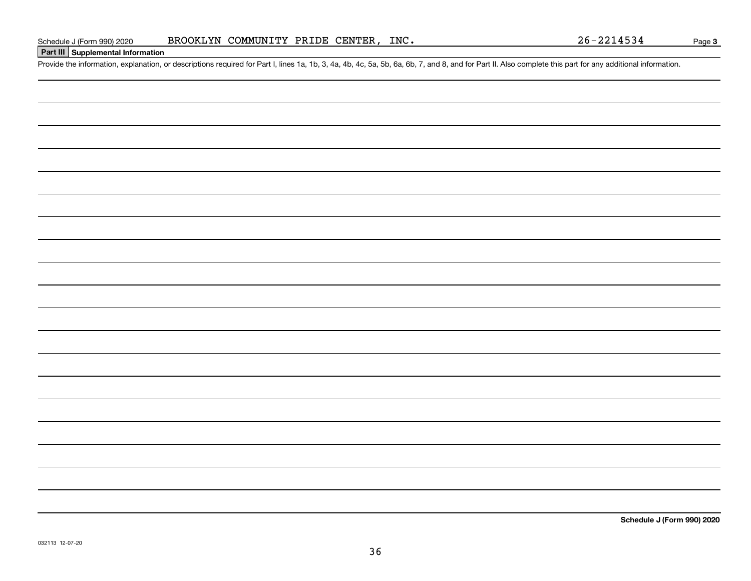Schedule J (Form 990) 2020 BROOKLYN COMMUNITY PRIDE CENTER, INC. 26-2214534 Page **3**

**Part III** **Supplemental Information**

Provide the information, explanation, or descriptions required for Part I, lines 1a, 1b, 3, 4a, 4b, 4c, 5a, 5b, 6a, 6b, 7, and 8, and for Part II. Also complete this part for any additional information.

**Schedule J (Form 990) 2020**

032113 12-07-20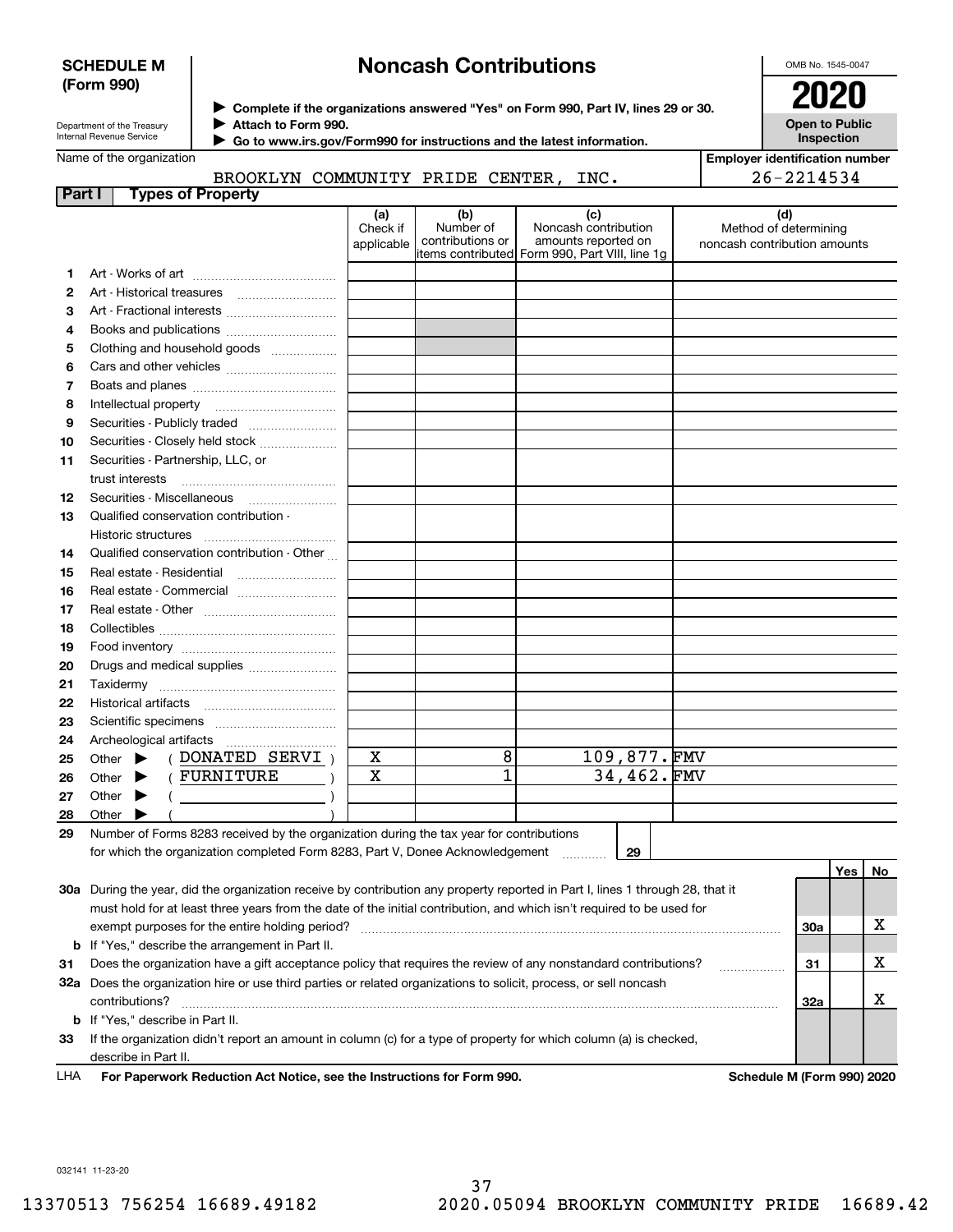**SCHEDULE M (Form 990)**

Department of the Treasury
Internal Revenue Service

# Noncash Contributions

▶ Complete if the organizations answered "Yes" on Form 990, Part IV, lines 29 or 30.
▶ Attach to Form 990.
▶ Go to www.irs.gov/Form990 for instructions and the latest information.

OMB No. 1545-0047

**2020**

**Open to Public Inspection**

Name of the organization: BROOKLYN COMMUNITY PRIDE CENTER, INC.

Employer identification number: 26-2214534

## Part I Types of Property

| | | (a) Check if applicable | (b) Number of contributions or items contributed | (c) Noncash contribution amounts reported on Form 990, Part VIII, line 1g | (d) Method of determining noncash contribution amounts |
|---|---|---|---|---|---|
| 1 | Art - Works of art | | | | |
| 2 | Art - Historical treasures | | | | |
| 3 | Art - Fractional interests | | | | |
| 4 | Books and publications | | | | |
| 5 | Clothing and household goods | | | | |
| 6 | Cars and other vehicles | | | | |
| 7 | Boats and planes | | | | |
| 8 | Intellectual property | | | | |
| 9 | Securities - Publicly traded | | | | |
| 10 | Securities - Closely held stock | | | | |
| 11 | Securities - Partnership, LLC, or trust interests | | | | |
| 12 | Securities - Miscellaneous | | | | |
| 13 | Qualified conservation contribution - Historic structures | | | | |
| 14 | Qualified conservation contribution - Other | | | | |
| 15 | Real estate - Residential | | | | |
| 16 | Real estate - Commercial | | | | |
| 17 | Real estate - Other | | | | |
| 18 | Collectibles | | | | |
| 19 | Food inventory | | | | |
| 20 | Drugs and medical supplies | | | | |
| 21 | Taxidermy | | | | |
| 22 | Historical artifacts | | | | |
| 23 | Scientific specimens | | | | |
| 24 | Archeological artifacts | | | | |
| 25 | Other ▶ ( DONATED SERVI ) | X | 8 | 109,877. | FMV |
| 26 | Other ▶ ( FURNITURE ) | X | 1 | 34,462. | FMV |
| 27 | Other ▶ ( ) | | | | |
| 28 | Other ▶ ( ) | | | | |

**29** Number of Forms 8283 received by the organization during the tax year for contributions for which the organization completed Form 8283, Part V, Donee Acknowledgement ..... **29**

| | | | Yes | No |
|---|---|---|---|---|
| **30a** | During the year, did the organization receive by contribution any property reported in Part I, lines 1 through 28, that it must hold for at least three years from the date of the initial contribution, and which isn't required to be used for exempt purposes for the entire holding period? | 30a | | X |
| **b** | If "Yes," describe the arrangement in Part II. | | | |
| **31** | Does the organization have a gift acceptance policy that requires the review of any nonstandard contributions? | 31 | | X |
| **32a** | Does the organization hire or use third parties or related organizations to solicit, process, or sell noncash contributions? | 32a | | X |
| **b** | If "Yes," describe in Part II. | | | |
| **33** | If the organization didn't report an amount in column (c) for a type of property for which column (a) is checked, describe in Part II. | | | |

LHA **For Paperwork Reduction Act Notice, see the Instructions for Form 990.** **Schedule M (Form 990) 2020**

032141 11-23-20

13370513 756254 16689.49182 2020.05094 BROOKLYN COMMUNITY PRIDE 16689.42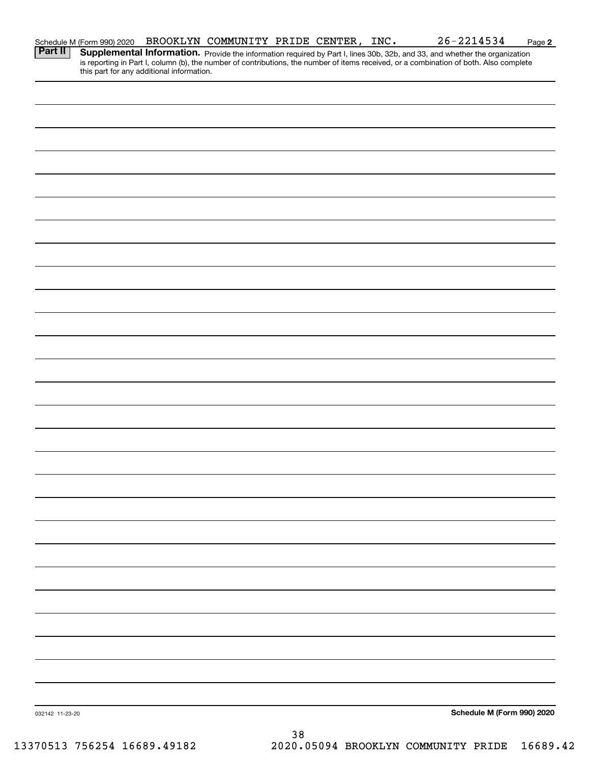Schedule M (Form 990) 2020 BROOKLYN COMMUNITY PRIDE CENTER, INC. 26-2214534 Page **2**

**Part II** **Supplemental Information.** Provide the information required by Part I, lines 30b, 32b, and 33, and whether the organization is reporting in Part I, column (b), the number of contributions, the number of items received, or a combination of both. Also complete this part for any additional information.

032142 11-23-20

**Schedule M (Form 990) 2020**

13370513 756254 16689.49182 2020.05094 BROOKLYN COMMUNITY PRIDE 16689.42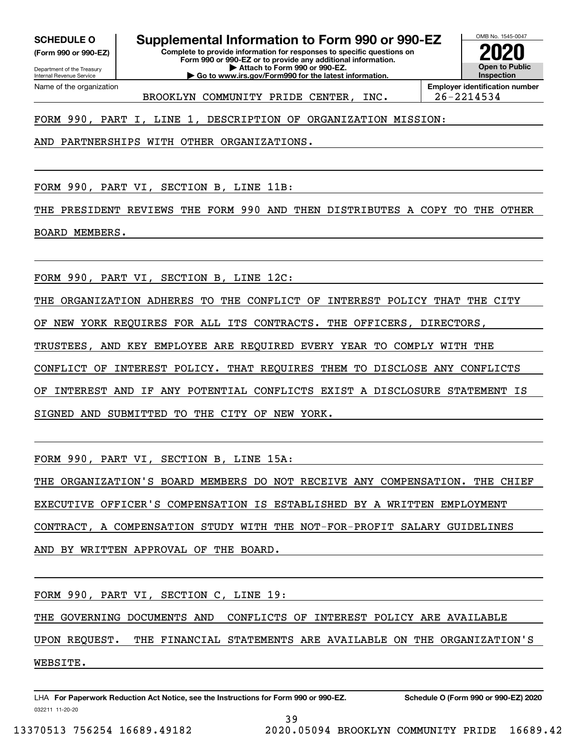**SCHEDULE O**
**(Form 990 or 990-EZ)**

Department of the Treasury
Internal Revenue Service

# Supplemental Information to Form 990 or 990-EZ

**Complete to provide information for responses to specific questions on Form 990 or 990-EZ or to provide any additional information.**
**▶ Attach to Form 990 or 990-EZ.**
**▶ Go to www.irs.gov/Form990 for the latest information.**

OMB No. 1545-0047

**2020**

**Open to Public Inspection**

| Name of the organization | Employer identification number |
|---|---|
| BROOKLYN COMMUNITY PRIDE CENTER, INC. | 26-2214534 |

FORM 990, PART I, LINE 1, DESCRIPTION OF ORGANIZATION MISSION:

AND PARTNERSHIPS WITH OTHER ORGANIZATIONS.

FORM 990, PART VI, SECTION B, LINE 11B:

THE PRESIDENT REVIEWS THE FORM 990 AND THEN DISTRIBUTES A COPY TO THE OTHER BOARD MEMBERS.

FORM 990, PART VI, SECTION B, LINE 12C:

THE ORGANIZATION ADHERES TO THE CONFLICT OF INTEREST POLICY THAT THE CITY OF NEW YORK REQUIRES FOR ALL ITS CONTRACTS. THE OFFICERS, DIRECTORS, TRUSTEES, AND KEY EMPLOYEE ARE REQUIRED EVERY YEAR TO COMPLY WITH THE CONFLICT OF INTEREST POLICY. THAT REQUIRES THEM TO DISCLOSE ANY CONFLICTS OF INTEREST AND IF ANY POTENTIAL CONFLICTS EXIST A DISCLOSURE STATEMENT IS SIGNED AND SUBMITTED TO THE CITY OF NEW YORK.

FORM 990, PART VI, SECTION B, LINE 15A:

THE ORGANIZATION'S BOARD MEMBERS DO NOT RECEIVE ANY COMPENSATION. THE CHIEF EXECUTIVE OFFICER'S COMPENSATION IS ESTABLISHED BY A WRITTEN EMPLOYMENT CONTRACT, A COMPENSATION STUDY WITH THE NOT-FOR-PROFIT SALARY GUIDELINES AND BY WRITTEN APPROVAL OF THE BOARD.

FORM 990, PART VI, SECTION C, LINE 19:

THE GOVERNING DOCUMENTS AND CONFLICTS OF INTEREST POLICY ARE AVAILABLE UPON REQUEST. THE FINANCIAL STATEMENTS ARE AVAILABLE ON THE ORGANIZATION'S WEBSITE.

LHA **For Paperwork Reduction Act Notice, see the Instructions for Form 990 or 990-EZ.** **Schedule O (Form 990 or 990-EZ) 2020**

032211 11-20-20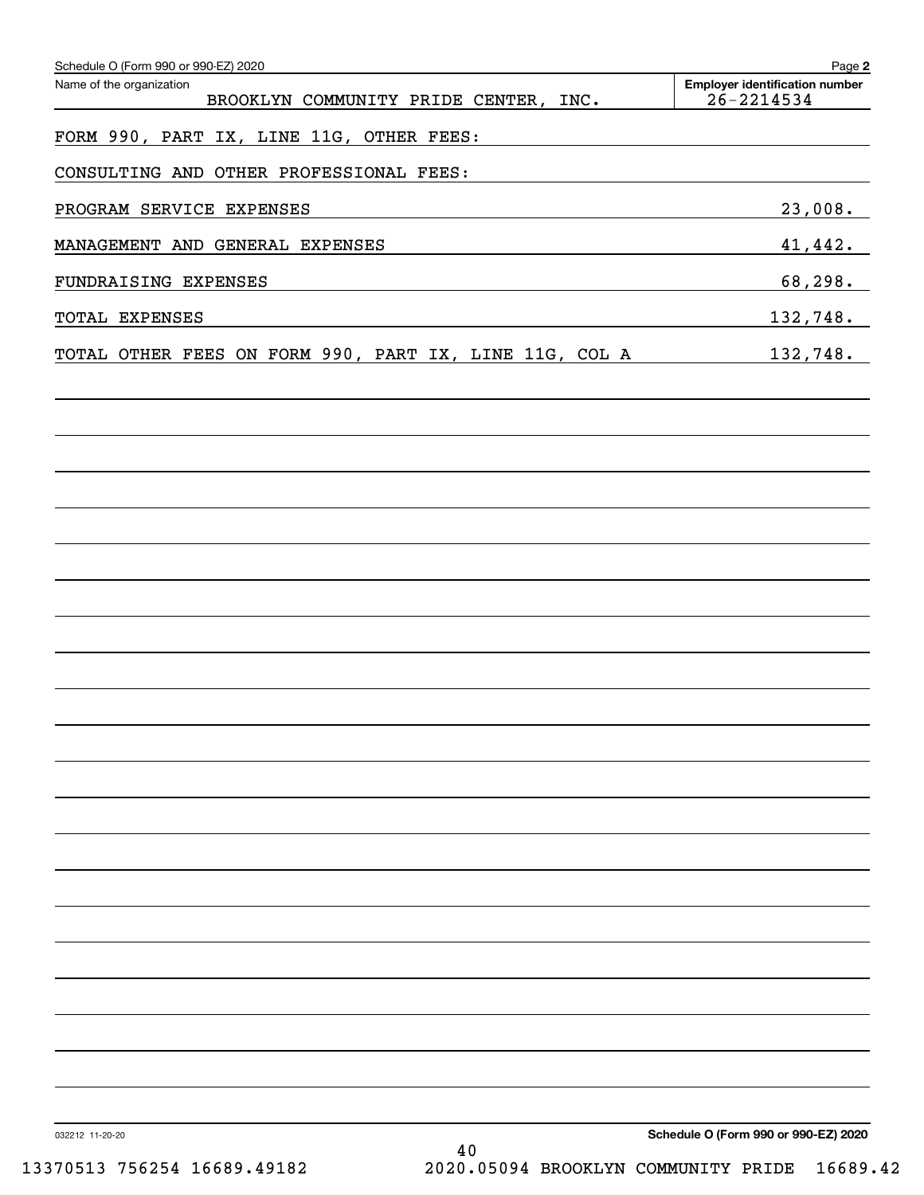Schedule O (Form 990 or 990-EZ) 2020

Name of the organization: BROOKLYN COMMUNITY PRIDE CENTER, INC.

Employer identification number: 26-2214534

FORM 990, PART IX, LINE 11G, OTHER FEES:

CONSULTING AND OTHER PROFESSIONAL FEES:

| | |
|---|---|
| PROGRAM SERVICE EXPENSES | 23,008. |
| MANAGEMENT AND GENERAL EXPENSES | 41,442. |
| FUNDRAISING EXPENSES | 68,298. |
| TOTAL EXPENSES | 132,748. |
| TOTAL OTHER FEES ON FORM 990, PART IX, LINE 11G, COL A | 132,748. |

032212 11-20-20

Schedule O (Form 990 or 990-EZ) 2020

13370513 756254 16689.49182 2020.05094 BROOKLYN COMMUNITY PRIDE 16689.42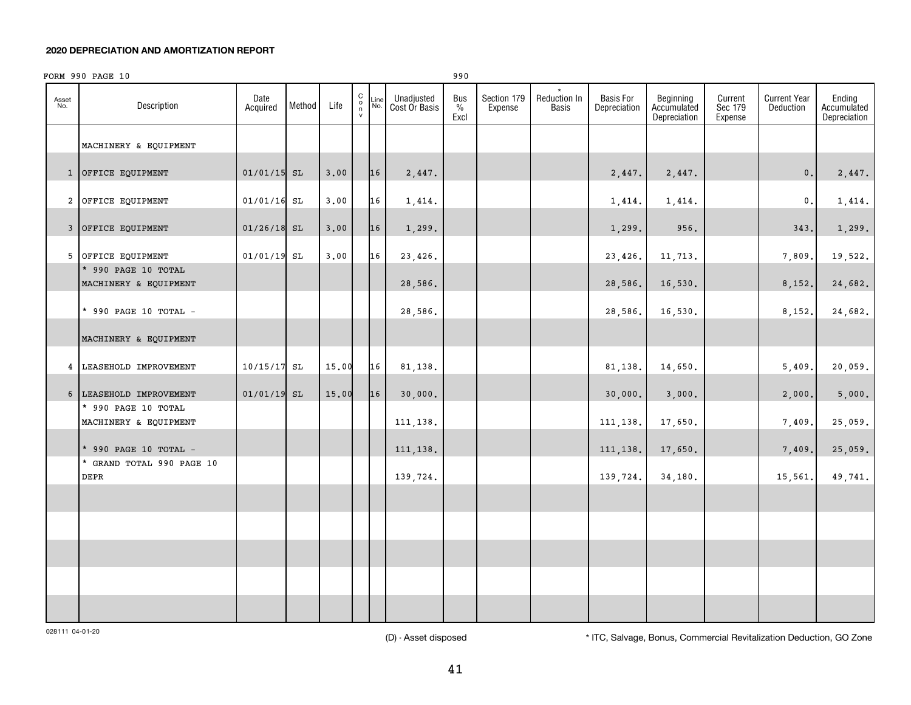**2020 DEPRECIATION AND AMORTIZATION REPORT**

FORM 990 PAGE 10 990

| Asset No. | Description | Date Acquired | Method | Life | Conv | Line No. | Unadjusted Cost Or Basis | Bus % Excl | Section 179 Expense | * Reduction In Basis | Basis For Depreciation | Beginning Accumulated Depreciation | Current Sec 179 Expense | Current Year Deduction | Ending Accumulated Depreciation |
|---|---|---|---|---|---|---|---|---|---|---|---|---|---|---|---|
| | MACHINERY & EQUIPMENT | | | | | | | | | | | | | | |
| 1 | OFFICE EQUIPMENT | 01/01/15 | SL | 3.00 | | 16 | 2,447. | | | | 2,447. | 2,447. | | 0. | 2,447. |
| 2 | OFFICE EQUIPMENT | 01/01/16 | SL | 3.00 | | 16 | 1,414. | | | | 1,414. | 1,414. | | 0. | 1,414. |
| 3 | OFFICE EQUIPMENT | 01/26/18 | SL | 3.00 | | 16 | 1,299. | | | | 1,299. | 956. | | 343. | 1,299. |
| 5 | OFFICE EQUIPMENT | 01/01/19 | SL | 3.00 | | 16 | 23,426. | | | | 23,426. | 11,713. | | 7,809. | 19,522. |
| | * 990 PAGE 10 TOTAL MACHINERY & EQUIPMENT | | | | | | 28,586. | | | | 28,586. | 16,530. | | 8,152. | 24,682. |
| | * 990 PAGE 10 TOTAL - | | | | | | 28,586. | | | | 28,586. | 16,530. | | 8,152. | 24,682. |
| | MACHINERY & EQUIPMENT | | | | | | | | | | | | | | |
| 4 | LEASEHOLD IMPROVEMENT | 10/15/17 | SL | 15.00 | | 16 | 81,138. | | | | 81,138. | 14,650. | | 5,409. | 20,059. |
| 6 | LEASEHOLD IMPROVEMENT | 01/01/19 | SL | 15.00 | | 16 | 30,000. | | | | 30,000. | 3,000. | | 2,000. | 5,000. |
| | * 990 PAGE 10 TOTAL MACHINERY & EQUIPMENT | | | | | | 111,138. | | | | 111,138. | 17,650. | | 7,409. | 25,059. |
| | * 990 PAGE 10 TOTAL - | | | | | | 111,138. | | | | 111,138. | 17,650. | | 7,409. | 25,059. |
| | * GRAND TOTAL 990 PAGE 10 DEPR | | | | | | 139,724. | | | | 139,724. | 34,180. | | 15,561. | 49,741. |

028111 04-01-20

(D) - Asset disposed

* ITC, Salvage, Bonus, Commercial Revitalization Deduction, GO Zone